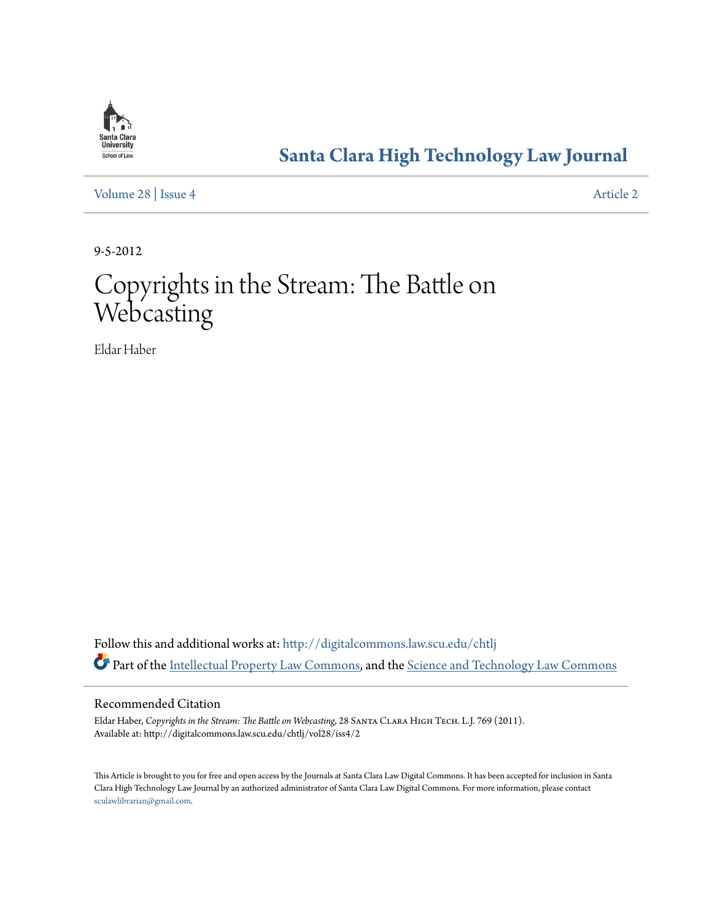Santa Clara University School of Law

# Santa Clara High Technology Law Journal

Volume 28 | Issue 4 Article 2

9-5-2012

# Copyrights in the Stream: The Battle on Webcasting

Eldar Haber

Follow this and additional works at: http://digitalcommons.law.scu.edu/chtlj

Part of the Intellectual Property Law Commons, and the Science and Technology Law Commons

## Recommended Citation

Eldar Haber, *Copyrights in the Stream: The Battle on Webcasting*, 28 Santa Clara High Tech. L.J. 769 (2011).
Available at: http://digitalcommons.law.scu.edu/chtlj/vol28/iss4/2

This Article is brought to you for free and open access by the Journals at Santa Clara Law Digital Commons. It has been accepted for inclusion in Santa Clara High Technology Law Journal by an authorized administrator of Santa Clara Law Digital Commons. For more information, please contact sculawlibrarian@gmail.com.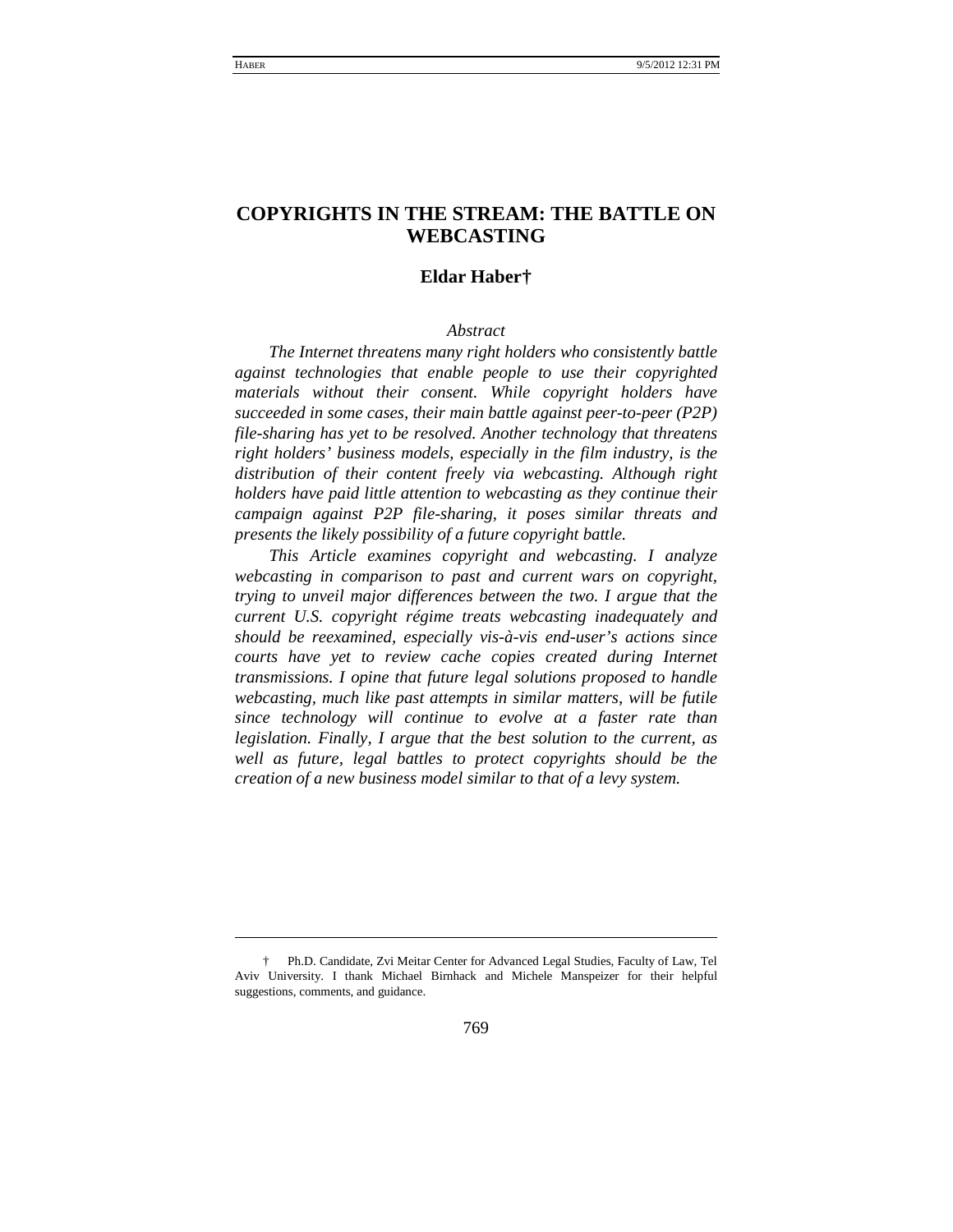# COPYRIGHTS IN THE STREAM: THE BATTLE ON WEBCASTING

**Eldar Haber†**

*Abstract*

*The Internet threatens many right holders who consistently battle against technologies that enable people to use their copyrighted materials without their consent. While copyright holders have succeeded in some cases, their main battle against peer-to-peer (P2P) file-sharing has yet to be resolved. Another technology that threatens right holders' business models, especially in the film industry, is the distribution of their content freely via webcasting. Although right holders have paid little attention to webcasting as they continue their campaign against P2P file-sharing, it poses similar threats and presents the likely possibility of a future copyright battle.*

*This Article examines copyright and webcasting. I analyze webcasting in comparison to past and current wars on copyright, trying to unveil major differences between the two. I argue that the current U.S. copyright régime treats webcasting inadequately and should be reexamined, especially vis-à-vis end-user's actions since courts have yet to review cache copies created during Internet transmissions. I opine that future legal solutions proposed to handle webcasting, much like past attempts in similar matters, will be futile since technology will continue to evolve at a faster rate than legislation. Finally, I argue that the best solution to the current, as well as future, legal battles to protect copyrights should be the creation of a new business model similar to that of a levy system.*

---

† Ph.D. Candidate, Zvi Meitar Center for Advanced Legal Studies, Faculty of Law, Tel Aviv University. I thank Michael Birnhack and Michele Manspeizer for their helpful suggestions, comments, and guidance.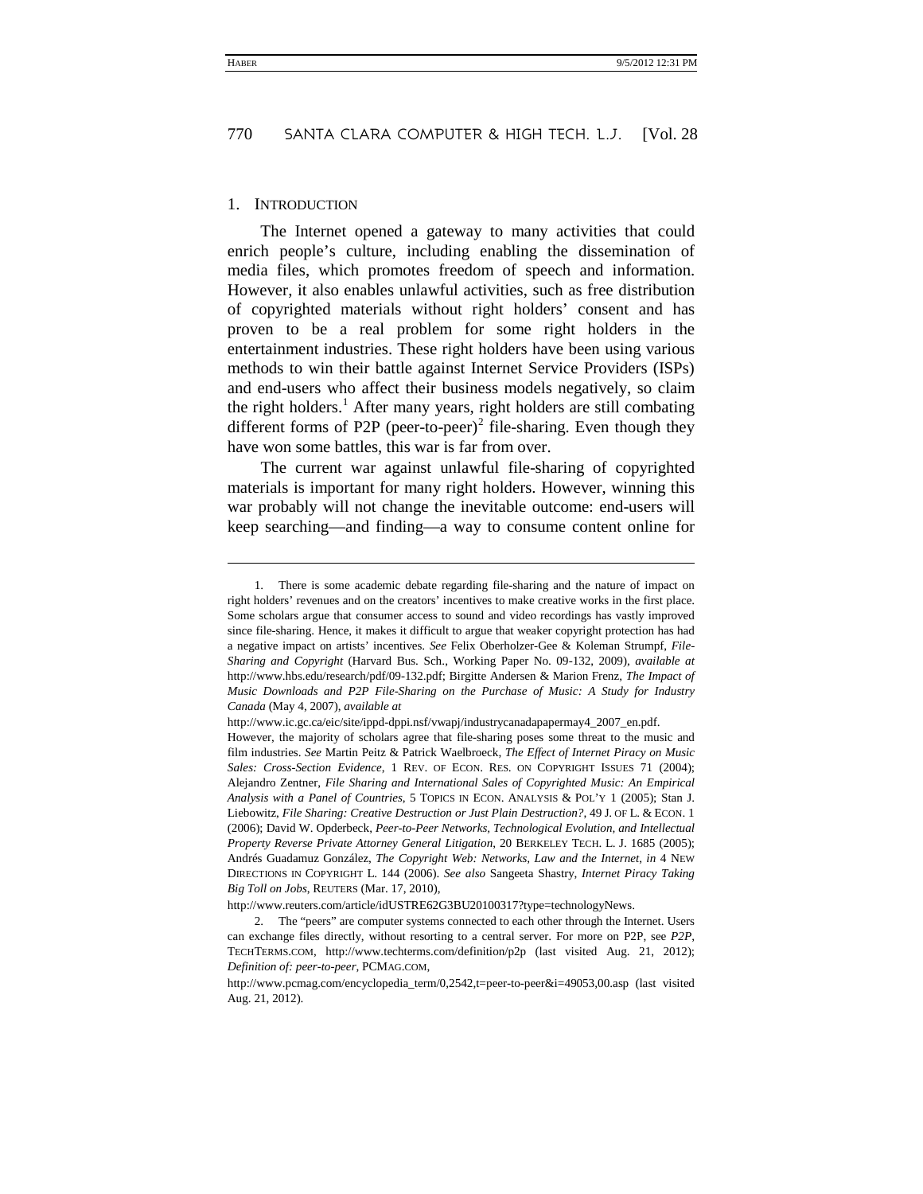## 1. Introduction

The Internet opened a gateway to many activities that could enrich people's culture, including enabling the dissemination of media files, which promotes freedom of speech and information. However, it also enables unlawful activities, such as free distribution of copyrighted materials without right holders' consent and has proven to be a real problem for some right holders in the entertainment industries. These right holders have been using various methods to win their battle against Internet Service Providers (ISPs) and end-users who affect their business models negatively, so claim the right holders.[1] After many years, right holders are still combating different forms of P2P (peer-to-peer)[2] file-sharing. Even though they have won some battles, this war is far from over.

The current war against unlawful file-sharing of copyrighted materials is important for many right holders. However, winning this war probably will not change the inevitable outcome: end-users will keep searching—and finding—a way to consume content online for

---

1. There is some academic debate regarding file-sharing and the nature of impact on right holders' revenues and on the creators' incentives to make creative works in the first place. Some scholars argue that consumer access to sound and video recordings has vastly improved since file-sharing. Hence, it makes it difficult to argue that weaker copyright protection has had a negative impact on artists' incentives. *See* Felix Oberholzer-Gee & Koleman Strumpf, *File-Sharing and Copyright* (Harvard Bus. Sch., Working Paper No. 09-132, 2009), *available at* http://www.hbs.edu/research/pdf/09-132.pdf; Birgitte Andersen & Marion Frenz, *The Impact of Music Downloads and P2P File-Sharing on the Purchase of Music: A Study for Industry Canada* (May 4, 2007), *available at* http://www.ic.gc.ca/eic/site/ippd-dppi.nsf/vwapj/industrycanadapapermay4_2007_en.pdf. However, the majority of scholars agree that file-sharing poses some threat to the music and film industries. *See* Martin Peitz & Patrick Waelbroeck, *The Effect of Internet Piracy on Music Sales: Cross-Section Evidence*, 1 REV. OF ECON. RES. ON COPYRIGHT ISSUES 71 (2004); Alejandro Zentner, *File Sharing and International Sales of Copyrighted Music: An Empirical Analysis with a Panel of Countries*, 5 TOPICS IN ECON. ANALYSIS & POL'Y 1 (2005); Stan J. Liebowitz, *File Sharing: Creative Destruction or Just Plain Destruction?*, 49 J. OF L. & ECON. 1 (2006); David W. Opderbeck, *Peer-to-Peer Networks, Technological Evolution, and Intellectual Property Reverse Private Attorney General Litigation*, 20 BERKELEY TECH. L. J. 1685 (2005); Andrés Guadamuz González, *The Copyright Web: Networks, Law and the Internet*, *in* 4 NEW DIRECTIONS IN COPYRIGHT L. 144 (2006). *See also* Sangeeta Shastry, *Internet Piracy Taking Big Toll on Jobs*, REUTERS (Mar. 17, 2010), http://www.reuters.com/article/idUSTRE62G3BU20100317?type=technologyNews.

2. The "peers" are computer systems connected to each other through the Internet. Users can exchange files directly, without resorting to a central server. For more on P2P, see *P2P*, TECHTERMS.COM, http://www.techterms.com/definition/p2p (last visited Aug. 21, 2012); *Definition of: peer-to-peer*, PCMAG.COM, http://www.pcmag.com/encyclopedia_term/0,2542,t=peer-to-peer&i=49053,00.asp (last visited Aug. 21, 2012).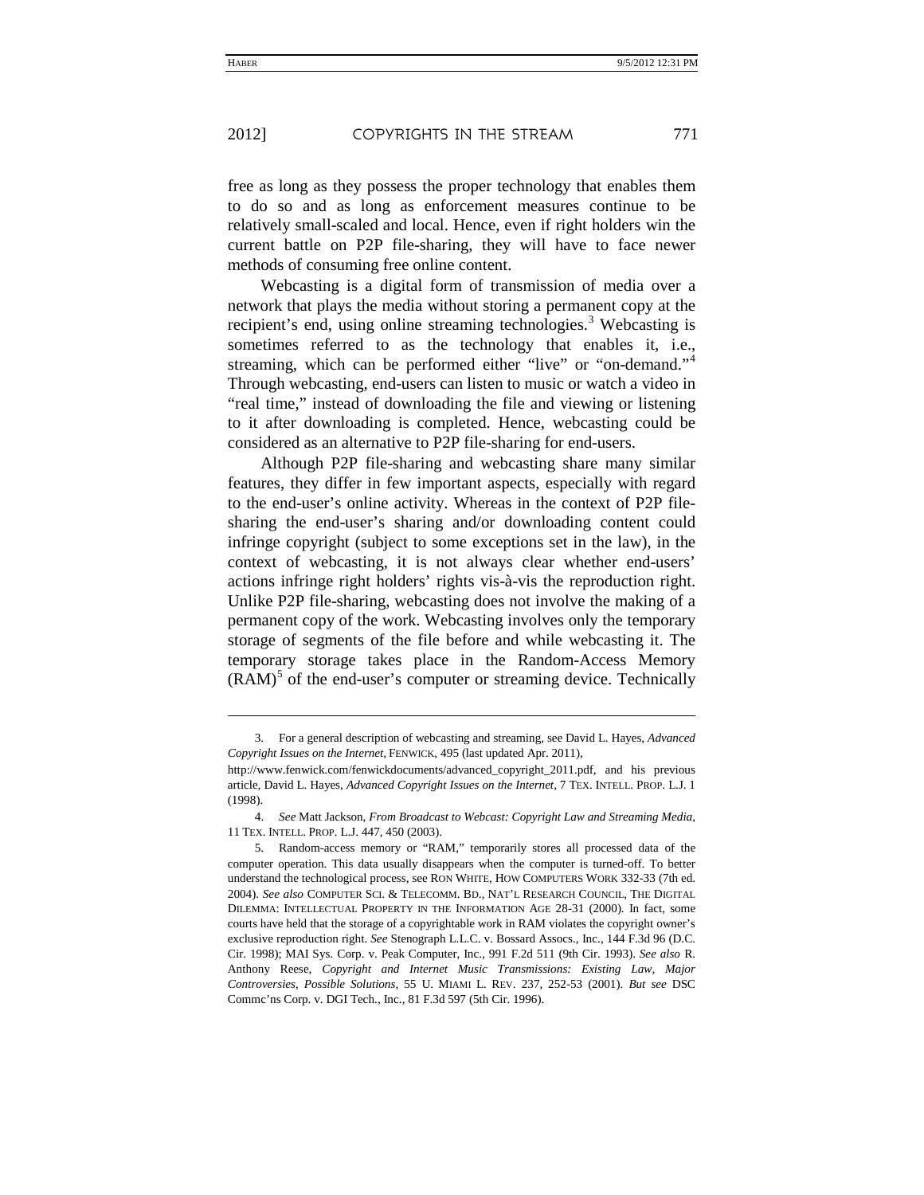free as long as they possess the proper technology that enables them to do so and as long as enforcement measures continue to be relatively small-scaled and local. Hence, even if right holders win the current battle on P2P file-sharing, they will have to face newer methods of consuming free online content.

Webcasting is a digital form of transmission of media over a network that plays the media without storing a permanent copy at the recipient's end, using online streaming technologies.[3] Webcasting is sometimes referred to as the technology that enables it, i.e., streaming, which can be performed either "live" or "on-demand."[4] Through webcasting, end-users can listen to music or watch a video in "real time," instead of downloading the file and viewing or listening to it after downloading is completed. Hence, webcasting could be considered as an alternative to P2P file-sharing for end-users.

Although P2P file-sharing and webcasting share many similar features, they differ in few important aspects, especially with regard to the end-user's online activity. Whereas in the context of P2P file-sharing the end-user's sharing and/or downloading content could infringe copyright (subject to some exceptions set in the law), in the context of webcasting, it is not always clear whether end-users' actions infringe right holders' rights vis-à-vis the reproduction right. Unlike P2P file-sharing, webcasting does not involve the making of a permanent copy of the work. Webcasting involves only the temporary storage of segments of the file before and while webcasting it. The temporary storage takes place in the Random-Access Memory (RAM)[5] of the end-user's computer or streaming device. Technically

---

3. For a general description of webcasting and streaming, see David L. Hayes, *Advanced Copyright Issues on the Internet*, FENWICK, 495 (last updated Apr. 2011), http://www.fenwick.com/fenwickdocuments/advanced_copyright_2011.pdf, and his previous article, David L. Hayes, *Advanced Copyright Issues on the Internet*, 7 TEX. INTELL. PROP. L.J. 1 (1998).

4. *See* Matt Jackson, *From Broadcast to Webcast: Copyright Law and Streaming Media*, 11 TEX. INTELL. PROP. L.J. 447, 450 (2003).

5. Random-access memory or "RAM," temporarily stores all processed data of the computer operation. This data usually disappears when the computer is turned-off. To better understand the technological process, see RON WHITE, HOW COMPUTERS WORK 332-33 (7th ed. 2004). *See also* COMPUTER SCI. & TELECOMM. BD., NAT'L RESEARCH COUNCIL, THE DIGITAL DILEMMA: INTELLECTUAL PROPERTY IN THE INFORMATION AGE 28-31 (2000). In fact, some courts have held that the storage of a copyrightable work in RAM violates the copyright owner's exclusive reproduction right. *See* Stenograph L.L.C. v. Bossard Assocs., Inc., 144 F.3d 96 (D.C. Cir. 1998); MAI Sys. Corp. v. Peak Computer, Inc., 991 F.2d 511 (9th Cir. 1993). *See also* R. Anthony Reese, *Copyright and Internet Music Transmissions: Existing Law, Major Controversies, Possible Solutions*, 55 U. MIAMI L. REV. 237, 252-53 (2001). *But see* DSC Commc'ns Corp. v. DGI Tech., Inc., 81 F.3d 597 (5th Cir. 1996).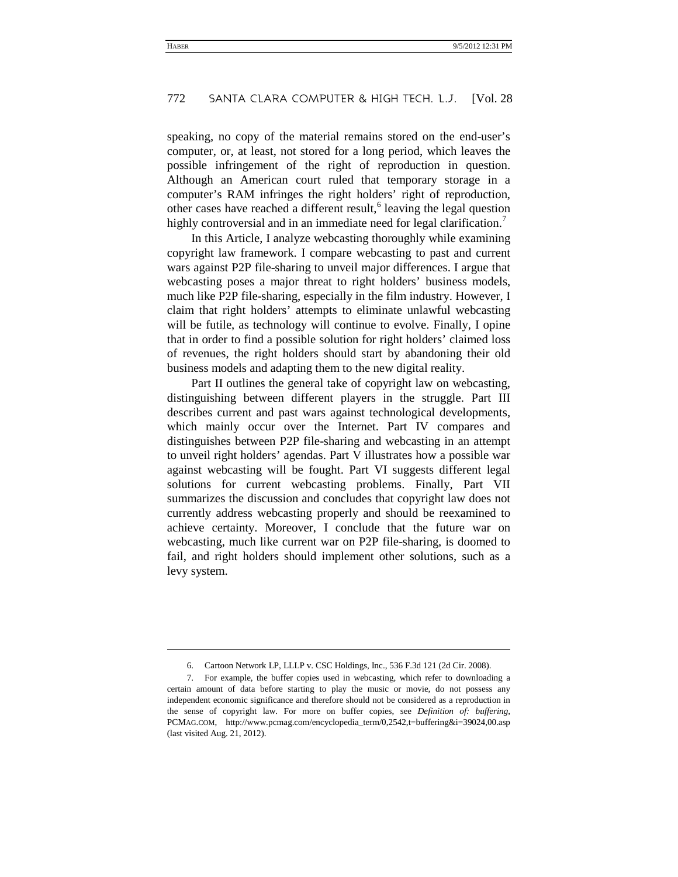speaking, no copy of the material remains stored on the end-user's computer, or, at least, not stored for a long period, which leaves the possible infringement of the right of reproduction in question. Although an American court ruled that temporary storage in a computer's RAM infringes the right holders' right of reproduction, other cases have reached a different result,[6] leaving the legal question highly controversial and in an immediate need for legal clarification.[7]

In this Article, I analyze webcasting thoroughly while examining copyright law framework. I compare webcasting to past and current wars against P2P file-sharing to unveil major differences. I argue that webcasting poses a major threat to right holders' business models, much like P2P file-sharing, especially in the film industry. However, I claim that right holders' attempts to eliminate unlawful webcasting will be futile, as technology will continue to evolve. Finally, I opine that in order to find a possible solution for right holders' claimed loss of revenues, the right holders should start by abandoning their old business models and adapting them to the new digital reality.

Part II outlines the general take of copyright law on webcasting, distinguishing between different players in the struggle. Part III describes current and past wars against technological developments, which mainly occur over the Internet. Part IV compares and distinguishes between P2P file-sharing and webcasting in an attempt to unveil right holders' agendas. Part V illustrates how a possible war against webcasting will be fought. Part VI suggests different legal solutions for current webcasting problems. Finally, Part VII summarizes the discussion and concludes that copyright law does not currently address webcasting properly and should be reexamined to achieve certainty. Moreover, I conclude that the future war on webcasting, much like current war on P2P file-sharing, is doomed to fail, and right holders should implement other solutions, such as a levy system.

---

6. Cartoon Network LP, LLLP v. CSC Holdings, Inc., 536 F.3d 121 (2d Cir. 2008).

7. For example, the buffer copies used in webcasting, which refer to downloading a certain amount of data before starting to play the music or movie, do not possess any independent economic significance and therefore should not be considered as a reproduction in the sense of copyright law. For more on buffer copies, see *Definition of: buffering*, PCMAG.COM, http://www.pcmag.com/encyclopedia_term/0,2542,t=buffering&i=39024,00.asp (last visited Aug. 21, 2012).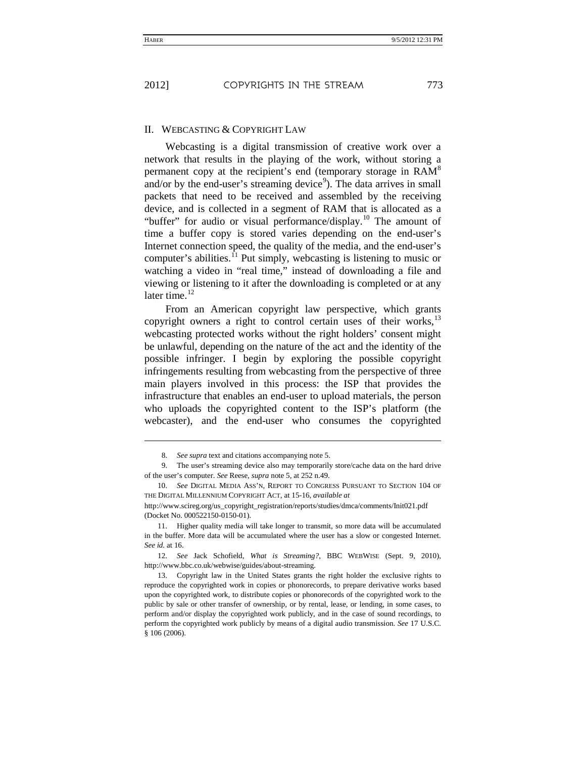## II. WEBCASTING & COPYRIGHT LAW

Webcasting is a digital transmission of creative work over a network that results in the playing of the work, without storing a permanent copy at the recipient's end (temporary storage in RAM[8] and/or by the end-user's streaming device[9]). The data arrives in small packets that need to be received and assembled by the receiving device, and is collected in a segment of RAM that is allocated as a "buffer" for audio or visual performance/display.[10] The amount of time a buffer copy is stored varies depending on the end-user's Internet connection speed, the quality of the media, and the end-user's computer's abilities.[11] Put simply, webcasting is listening to music or watching a video in "real time," instead of downloading a file and viewing or listening to it after the downloading is completed or at any later time.[12]

From an American copyright law perspective, which grants copyright owners a right to control certain uses of their works,[13] webcasting protected works without the right holders' consent might be unlawful, depending on the nature of the act and the identity of the possible infringer. I begin by exploring the possible copyright infringements resulting from webcasting from the perspective of three main players involved in this process: the ISP that provides the infrastructure that enables an end-user to upload materials, the person who uploads the copyrighted content to the ISP's platform (the webcaster), and the end-user who consumes the copyrighted

---

8. *See supra* text and citations accompanying note 5.

9. The user's streaming device also may temporarily store/cache data on the hard drive of the user's computer. *See* Reese, *supra* note 5, at 252 n.49.

10. *See* DIGITAL MEDIA ASS'N, REPORT TO CONGRESS PURSUANT TO SECTION 104 OF THE DIGITAL MILLENNIUM COPYRIGHT ACT, at 15-16, *available at* http://www.scireg.org/us_copyright_registration/reports/studies/dmca/comments/Init021.pdf (Docket No. 000522150-0150-01).

11. Higher quality media will take longer to transmit, so more data will be accumulated in the buffer. More data will be accumulated where the user has a slow or congested Internet. *See id.* at 16.

12. *See* Jack Schofield, *What is Streaming?*, BBC WEBWISE (Sept. 9, 2010), http://www.bbc.co.uk/webwise/guides/about-streaming.

13. Copyright law in the United States grants the right holder the exclusive rights to reproduce the copyrighted work in copies or phonorecords, to prepare derivative works based upon the copyrighted work, to distribute copies or phonorecords of the copyrighted work to the public by sale or other transfer of ownership, or by rental, lease, or lending, in some cases, to perform and/or display the copyrighted work publicly, and in the case of sound recordings, to perform the copyrighted work publicly by means of a digital audio transmission. *See* 17 U.S.C. § 106 (2006).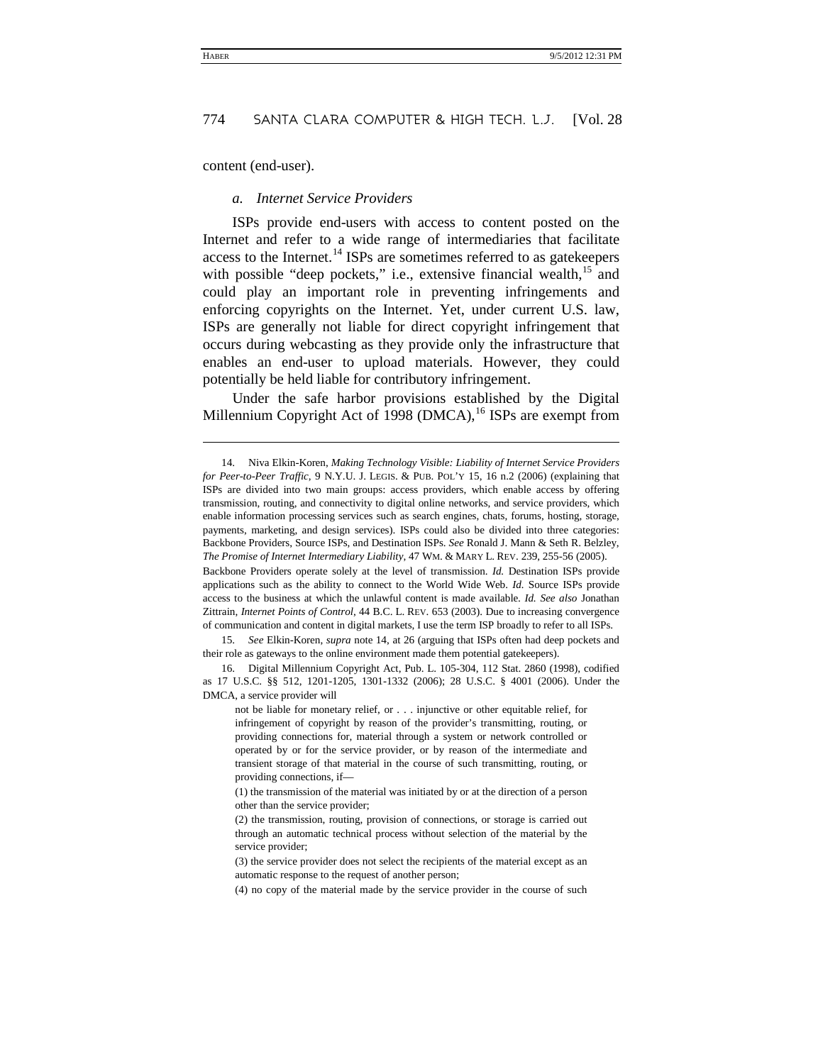content (end-user).

### *a. Internet Service Providers*

ISPs provide end-users with access to content posted on the Internet and refer to a wide range of intermediaries that facilitate access to the Internet.[14] ISPs are sometimes referred to as gatekeepers with possible "deep pockets," i.e., extensive financial wealth,[15] and could play an important role in preventing infringements and enforcing copyrights on the Internet. Yet, under current U.S. law, ISPs are generally not liable for direct copyright infringement that occurs during webcasting as they provide only the infrastructure that enables an end-user to upload materials. However, they could potentially be held liable for contributory infringement.

Under the safe harbor provisions established by the Digital Millennium Copyright Act of 1998 (DMCA),[16] ISPs are exempt from

---

14. Niva Elkin-Koren, *Making Technology Visible: Liability of Internet Service Providers for Peer-to-Peer Traffic*, 9 N.Y.U. J. LEGIS. & PUB. POL'Y 15, 16 n.2 (2006) (explaining that ISPs are divided into two main groups: access providers, which enable access by offering transmission, routing, and connectivity to digital online networks, and service providers, which enable information processing services such as search engines, chats, forums, hosting, storage, payments, marketing, and design services). ISPs could also be divided into three categories: Backbone Providers, Source ISPs, and Destination ISPs. *See* Ronald J. Mann & Seth R. Belzley, *The Promise of Internet Intermediary Liability*, 47 WM. & MARY L. REV. 239, 255-56 (2005). Backbone Providers operate solely at the level of transmission. *Id.* Destination ISPs provide applications such as the ability to connect to the World Wide Web. *Id.* Source ISPs provide access to the business at which the unlawful content is made available. *Id. See also* Jonathan Zittrain, *Internet Points of Control*, 44 B.C. L. REV. 653 (2003). Due to increasing convergence of communication and content in digital markets, I use the term ISP broadly to refer to all ISPs.

15. *See* Elkin-Koren, *supra* note 14, at 26 (arguing that ISPs often had deep pockets and their role as gateways to the online environment made them potential gatekeepers).

16. Digital Millennium Copyright Act, Pub. L. 105-304, 112 Stat. 2860 (1998), codified as 17 U.S.C. §§ 512, 1201-1205, 1301-1332 (2006); 28 U.S.C. § 4001 (2006). Under the DMCA, a service provider will

> not be liable for monetary relief, or . . . injunctive or other equitable relief, for infringement of copyright by reason of the provider's transmitting, routing, or providing connections for, material through a system or network controlled or operated by or for the service provider, or by reason of the intermediate and transient storage of that material in the course of such transmitting, routing, or providing connections, if—
>
> (1) the transmission of the material was initiated by or at the direction of a person other than the service provider;
>
> (2) the transmission, routing, provision of connections, or storage is carried out through an automatic technical process without selection of the material by the service provider;
>
> (3) the service provider does not select the recipients of the material except as an automatic response to the request of another person;
>
> (4) no copy of the material made by the service provider in the course of such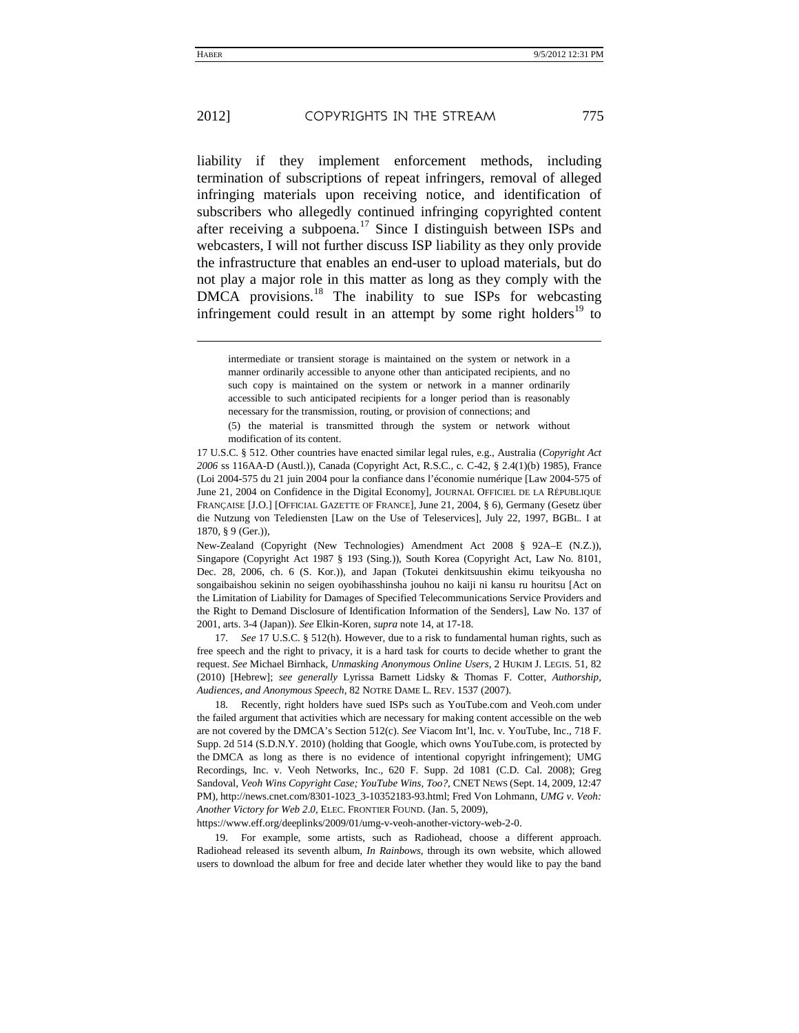liability if they implement enforcement methods, including termination of subscriptions of repeat infringers, removal of alleged infringing materials upon receiving notice, and identification of subscribers who allegedly continued infringing copyrighted content after receiving a subpoena.[17] Since I distinguish between ISPs and webcasters, I will not further discuss ISP liability as they only provide the infrastructure that enables an end-user to upload materials, but do not play a major role in this matter as long as they comply with the DMCA provisions.[18] The inability to sue ISPs for webcasting infringement could result in an attempt by some right holders[19] to

---

> intermediate or transient storage is maintained on the system or network in a manner ordinarily accessible to anyone other than anticipated recipients, and no such copy is maintained on the system or network in a manner ordinarily accessible to such anticipated recipients for a longer period than is reasonably necessary for the transmission, routing, or provision of connections; and
>
> (5) the material is transmitted through the system or network without modification of its content.

17 U.S.C. § 512. Other countries have enacted similar legal rules, e.g., Australia (*Copyright Act 2006* ss 116AA-D (Austl.)), Canada (Copyright Act, R.S.C., c. C-42, § 2.4(1)(b) 1985), France (Loi 2004-575 du 21 juin 2004 pour la confiance dans l'économie numérique [Law 2004-575 of June 21, 2004 on Confidence in the Digital Economy], JOURNAL OFFICIEL DE LA RÉPUBLIQUE FRANÇAISE [J.O.] [OFFICIAL GAZETTE OF FRANCE], June 21, 2004, § 6), Germany (Gesetz über die Nutzung von Telediensten [Law on the Use of Teleservices], July 22, 1997, BGBL. I at 1870, § 9 (Ger.)),

New-Zealand (Copyright (New Technologies) Amendment Act 2008 § 92A–E (N.Z.)), Singapore (Copyright Act 1987 § 193 (Sing.)), South Korea (Copyright Act, Law No. 8101, Dec. 28, 2006, ch. 6 (S. Kor.)), and Japan (Tokutei denkitsuushin ekimu teikyousha no songaibaishou sekinin no seigen oyobihasshinsha jouhou no kaiji ni kansu ru houritsu [Act on the Limitation of Liability for Damages of Specified Telecommunications Service Providers and the Right to Demand Disclosure of Identification Information of the Senders], Law No. 137 of 2001, arts. 3-4 (Japan)). *See* Elkin-Koren, *supra* note 14, at 17-18.

17. *See* 17 U.S.C. § 512(h). However, due to a risk to fundamental human rights, such as free speech and the right to privacy, it is a hard task for courts to decide whether to grant the request. *See* Michael Birnhack, *Unmasking Anonymous Online Users*, 2 HUKIM J. LEGIS. 51, 82 (2010) [Hebrew]; *see generally* Lyrissa Barnett Lidsky & Thomas F. Cotter, *Authorship, Audiences, and Anonymous Speech*, 82 NOTRE DAME L. REV. 1537 (2007).

18. Recently, right holders have sued ISPs such as YouTube.com and Veoh.com under the failed argument that activities which are necessary for making content accessible on the web are not covered by the DMCA's Section 512(c). *See* Viacom Int'l, Inc. v. YouTube, Inc., 718 F. Supp. 2d 514 (S.D.N.Y. 2010) (holding that Google, which owns YouTube.com, is protected by the DMCA as long as there is no evidence of intentional copyright infringement); UMG Recordings, Inc. v. Veoh Networks, Inc., 620 F. Supp. 2d 1081 (C.D. Cal. 2008); Greg Sandoval, *Veoh Wins Copyright Case; YouTube Wins, Too?*, CNET NEWS (Sept. 14, 2009, 12:47 PM), http://news.cnet.com/8301-1023_3-10352183-93.html; Fred Von Lohmann, *UMG v. Veoh: Another Victory for Web 2.0*, ELEC. FRONTIER FOUND. (Jan. 5, 2009), https://www.eff.org/deeplinks/2009/01/umg-v-veoh-another-victory-web-2-0.

19. For example, some artists, such as Radiohead, choose a different approach. Radiohead released its seventh album, *In Rainbows*, through its own website, which allowed users to download the album for free and decide later whether they would like to pay the band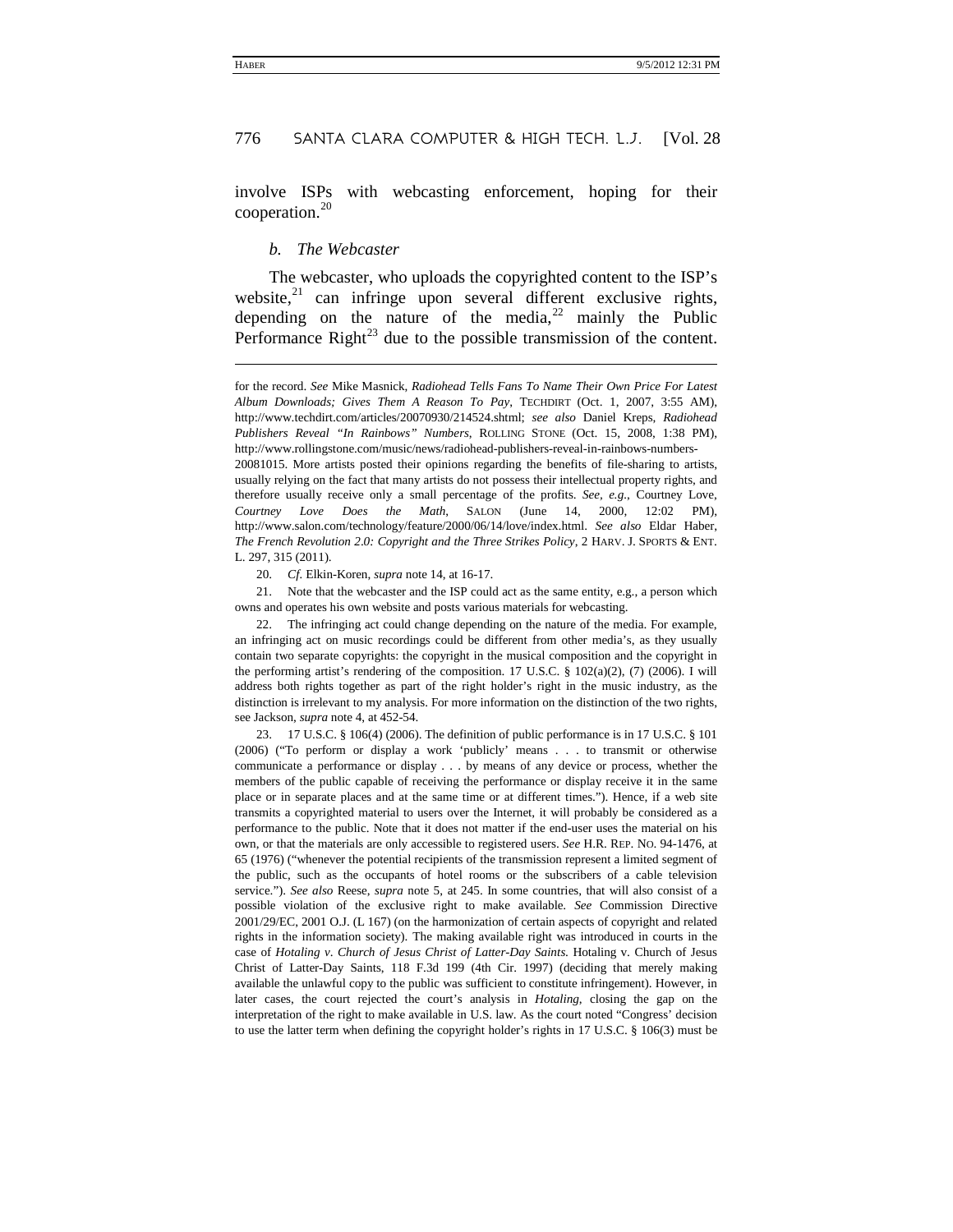involve ISPs with webcasting enforcement, hoping for their cooperation.[20]

### *b. The Webcaster*

The webcaster, who uploads the copyrighted content to the ISP's website,[21] can infringe upon several different exclusive rights, depending on the nature of the media,[22] mainly the Public Performance Right[23] due to the possible transmission of the content.

---

for the record. *See* Mike Masnick, *Radiohead Tells Fans To Name Their Own Price For Latest Album Downloads; Gives Them A Reason To Pay*, TECHDIRT (Oct. 1, 2007, 3:55 AM), http://www.techdirt.com/articles/20070930/214524.shtml; *see also* Daniel Kreps, *Radiohead Publishers Reveal "In Rainbows" Numbers*, ROLLING STONE (Oct. 15, 2008, 1:38 PM), http://www.rollingstone.com/music/news/radiohead-publishers-reveal-in-rainbows-numbers-20081015. More artists posted their opinions regarding the benefits of file-sharing to artists, usually relying on the fact that many artists do not possess their intellectual property rights, and therefore usually receive only a small percentage of the profits. *See, e.g.*, Courtney Love, *Courtney Love Does the Math*, SALON (June 14, 2000, 12:02 PM), http://www.salon.com/technology/feature/2000/06/14/love/index.html. *See also* Eldar Haber, *The French Revolution 2.0: Copyright and the Three Strikes Policy*, 2 HARV. J. SPORTS & ENT. L. 297, 315 (2011).

20. *Cf.* Elkin-Koren, *supra* note 14, at 16-17.

21. Note that the webcaster and the ISP could act as the same entity, e.g., a person which owns and operates his own website and posts various materials for webcasting.

22. The infringing act could change depending on the nature of the media. For example, an infringing act on music recordings could be different from other media's, as they usually contain two separate copyrights: the copyright in the musical composition and the copyright in the performing artist's rendering of the composition. 17 U.S.C. § 102(a)(2), (7) (2006). I will address both rights together as part of the right holder's right in the music industry, as the distinction is irrelevant to my analysis. For more information on the distinction of the two rights, see Jackson, *supra* note 4, at 452-54.

23. 17 U.S.C. § 106(4) (2006). The definition of public performance is in 17 U.S.C. § 101 (2006) ("To perform or display a work 'publicly' means . . . to transmit or otherwise communicate a performance or display . . . by means of any device or process, whether the members of the public capable of receiving the performance or display receive it in the same place or in separate places and at the same time or at different times."). Hence, if a web site transmits a copyrighted material to users over the Internet, it will probably be considered as a performance to the public. Note that it does not matter if the end-user uses the material on his own, or that the materials are only accessible to registered users. *See* H.R. REP. NO. 94-1476, at 65 (1976) ("whenever the potential recipients of the transmission represent a limited segment of the public, such as the occupants of hotel rooms or the subscribers of a cable television service."). *See also* Reese, *supra* note 5, at 245. In some countries, that will also consist of a possible violation of the exclusive right to make available. *See* Commission Directive 2001/29/EC, 2001 O.J. (L 167) (on the harmonization of certain aspects of copyright and related rights in the information society). The making available right was introduced in courts in the case of *Hotaling v. Church of Jesus Christ of Latter-Day Saints*. Hotaling v. Church of Jesus Christ of Latter-Day Saints, 118 F.3d 199 (4th Cir. 1997) (deciding that merely making available the unlawful copy to the public was sufficient to constitute infringement). However, in later cases, the court rejected the court's analysis in *Hotaling*, closing the gap on the interpretation of the right to make available in U.S. law. As the court noted "Congress' decision to use the latter term when defining the copyright holder's rights in 17 U.S.C. § 106(3) must be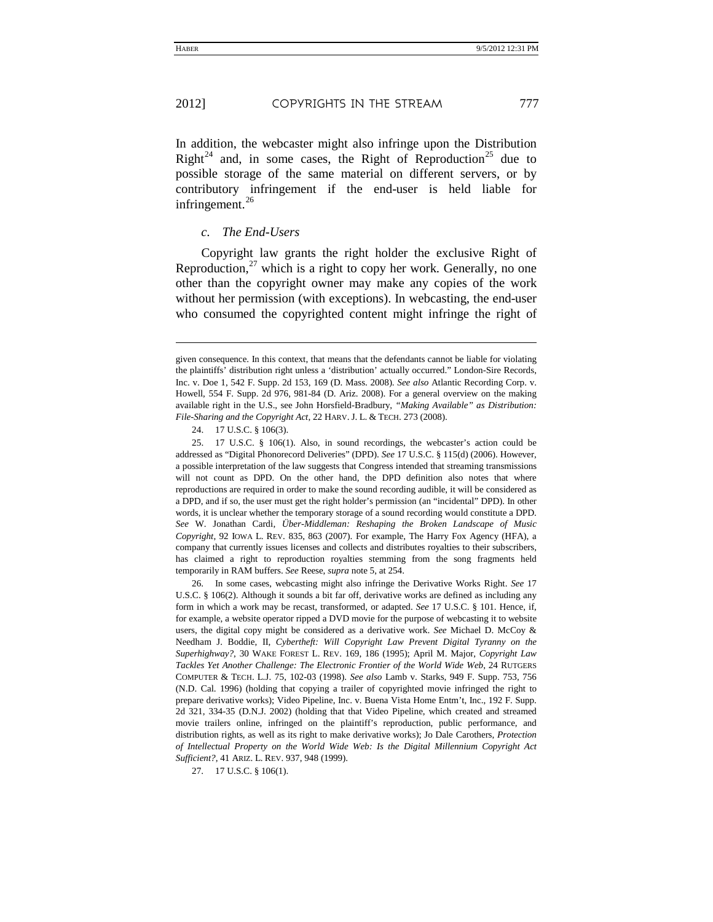In addition, the webcaster might also infringe upon the Distribution Right[24] and, in some cases, the Right of Reproduction[25] due to possible storage of the same material on different servers, or by contributory infringement if the end-user is held liable for infringement.[26]

### *c. The End-Users*

Copyright law grants the right holder the exclusive Right of Reproduction,[27] which is a right to copy her work. Generally, no one other than the copyright owner may make any copies of the work without her permission (with exceptions). In webcasting, the end-user who consumed the copyrighted content might infringe the right of

---

given consequence. In this context, that means that the defendants cannot be liable for violating the plaintiffs' distribution right unless a 'distribution' actually occurred." London-Sire Records, Inc. v. Doe 1, 542 F. Supp. 2d 153, 169 (D. Mass. 2008). *See also* Atlantic Recording Corp. v. Howell, 554 F. Supp. 2d 976, 981-84 (D. Ariz. 2008). For a general overview on the making available right in the U.S., see John Horsfield-Bradbury, *"Making Available" as Distribution: File-Sharing and the Copyright Act*, 22 HARV. J. L. & TECH. 273 (2008).

24. 17 U.S.C. § 106(3).

25. 17 U.S.C. § 106(1). Also, in sound recordings, the webcaster's action could be addressed as "Digital Phonorecord Deliveries" (DPD). *See* 17 U.S.C. § 115(d) (2006). However, a possible interpretation of the law suggests that Congress intended that streaming transmissions will not count as DPD. On the other hand, the DPD definition also notes that where reproductions are required in order to make the sound recording audible, it will be considered as a DPD, and if so, the user must get the right holder's permission (an "incidental" DPD). In other words, it is unclear whether the temporary storage of a sound recording would constitute a DPD. *See* W. Jonathan Cardi, *Über-Middleman: Reshaping the Broken Landscape of Music Copyright*, 92 IOWA L. REV. 835, 863 (2007). For example, The Harry Fox Agency (HFA), a company that currently issues licenses and collects and distributes royalties to their subscribers, has claimed a right to reproduction royalties stemming from the song fragments held temporarily in RAM buffers. *See* Reese, *supra* note 5, at 254.

26. In some cases, webcasting might also infringe the Derivative Works Right. *See* 17 U.S.C. § 106(2). Although it sounds a bit far off, derivative works are defined as including any form in which a work may be recast, transformed, or adapted. *See* 17 U.S.C. § 101. Hence, if, for example, a website operator ripped a DVD movie for the purpose of webcasting it to website users, the digital copy might be considered as a derivative work. *See* Michael D. McCoy & Needham J. Boddie, II, *Cybertheft: Will Copyright Law Prevent Digital Tyranny on the Superhighway?*, 30 WAKE FOREST L. REV. 169, 186 (1995); April M. Major, *Copyright Law Tackles Yet Another Challenge: The Electronic Frontier of the World Wide Web*, 24 RUTGERS COMPUTER & TECH. L.J. 75, 102-03 (1998). *See also* Lamb v. Starks, 949 F. Supp. 753, 756 (N.D. Cal. 1996) (holding that copying a trailer of copyrighted movie infringed the right to prepare derivative works); Video Pipeline, Inc. v. Buena Vista Home Entm't, Inc., 192 F. Supp. 2d 321, 334-35 (D.N.J. 2002) (holding that that Video Pipeline, which created and streamed movie trailers online, infringed on the plaintiff's reproduction, public performance, and distribution rights, as well as its right to make derivative works); Jo Dale Carothers, *Protection of Intellectual Property on the World Wide Web: Is the Digital Millennium Copyright Act Sufficient?*, 41 ARIZ. L. REV. 937, 948 (1999).

27. 17 U.S.C. § 106(1).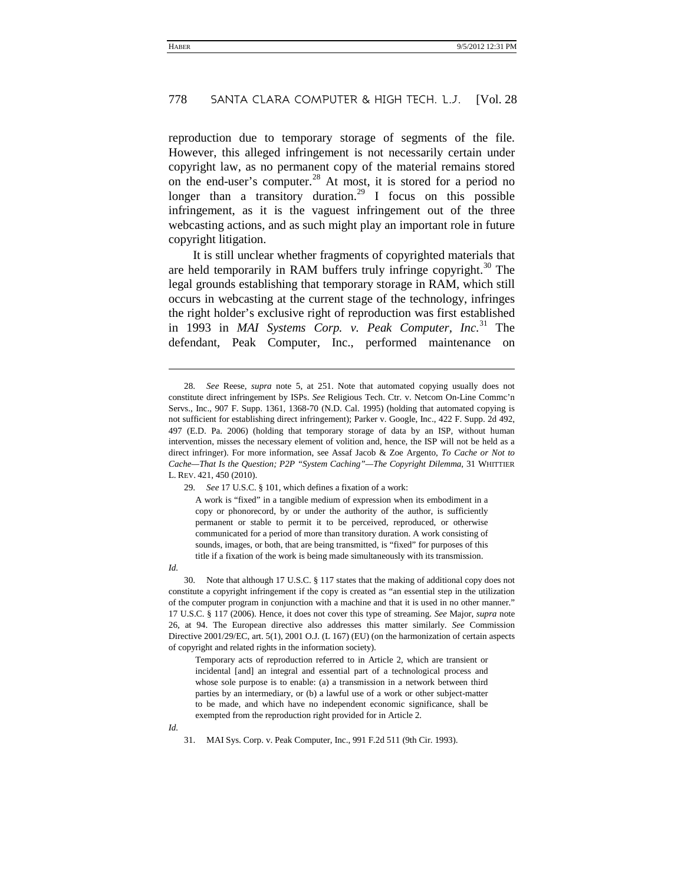reproduction due to temporary storage of segments of the file. However, this alleged infringement is not necessarily certain under copyright law, as no permanent copy of the material remains stored on the end-user's computer.[28] At most, it is stored for a period no longer than a transitory duration.[29] I focus on this possible infringement, as it is the vaguest infringement out of the three webcasting actions, and as such might play an important role in future copyright litigation.

It is still unclear whether fragments of copyrighted materials that are held temporarily in RAM buffers truly infringe copyright.[30] The legal grounds establishing that temporary storage in RAM, which still occurs in webcasting at the current stage of the technology, infringes the right holder's exclusive right of reproduction was first established in 1993 in *MAI Systems Corp. v. Peak Computer*, *Inc.*[31] The defendant, Peak Computer, Inc., performed maintenance on

---

28. *See* Reese, *supra* note 5, at 251. Note that automated copying usually does not constitute direct infringement by ISPs. *See* Religious Tech. Ctr. v. Netcom On-Line Commc'n Servs., Inc., 907 F. Supp. 1361, 1368-70 (N.D. Cal. 1995) (holding that automated copying is not sufficient for establishing direct infringement); Parker v. Google, Inc., 422 F. Supp. 2d 492, 497 (E.D. Pa. 2006) (holding that temporary storage of data by an ISP, without human intervention, misses the necessary element of volition and, hence, the ISP will not be held as a direct infringer). For more information, see Assaf Jacob & Zoe Argento, *To Cache or Not to Cache—That Is the Question; P2P "System Caching"—The Copyright Dilemma*, 31 WHITTIER L. REV. 421, 450 (2010).

29. *See* 17 U.S.C. § 101, which defines a fixation of a work:

> A work is "fixed" in a tangible medium of expression when its embodiment in a copy or phonorecord, by or under the authority of the author, is sufficiently permanent or stable to permit it to be perceived, reproduced, or otherwise communicated for a period of more than transitory duration. A work consisting of sounds, images, or both, that are being transmitted, is "fixed" for purposes of this title if a fixation of the work is being made simultaneously with its transmission.

*Id.*

30. Note that although 17 U.S.C. § 117 states that the making of additional copy does not constitute a copyright infringement if the copy is created as "an essential step in the utilization of the computer program in conjunction with a machine and that it is used in no other manner." 17 U.S.C. § 117 (2006). Hence, it does not cover this type of streaming. *See* Major, *supra* note 26, at 94. The European directive also addresses this matter similarly. *See* Commission Directive 2001/29/EC, art. 5(1), 2001 O.J. (L 167) (EU) (on the harmonization of certain aspects of copyright and related rights in the information society).

> Temporary acts of reproduction referred to in Article 2, which are transient or incidental [and] an integral and essential part of a technological process and whose sole purpose is to enable: (a) a transmission in a network between third parties by an intermediary, or (b) a lawful use of a work or other subject-matter to be made, and which have no independent economic significance, shall be exempted from the reproduction right provided for in Article 2.

*Id.*

31. MAI Sys. Corp. v. Peak Computer, Inc., 991 F.2d 511 (9th Cir. 1993).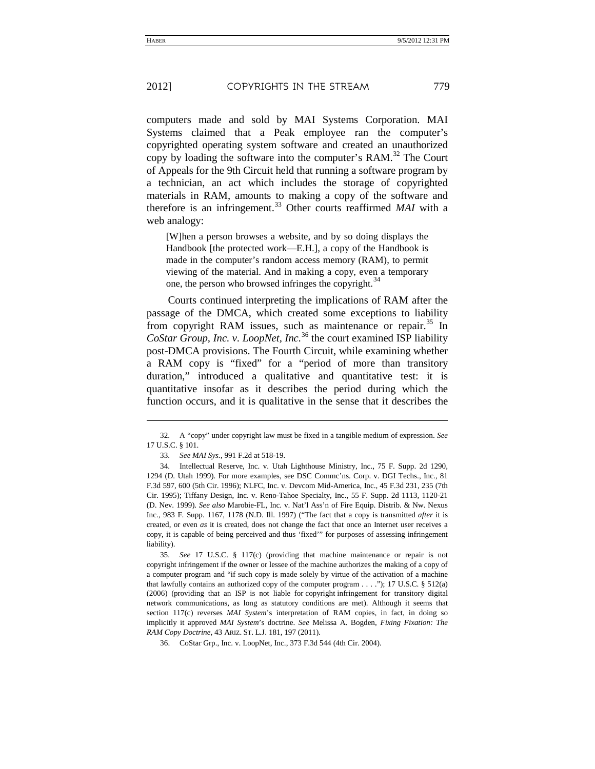computers made and sold by MAI Systems Corporation. MAI Systems claimed that a Peak employee ran the computer's copyrighted operating system software and created an unauthorized copy by loading the software into the computer's RAM.[32] The Court of Appeals for the 9th Circuit held that running a software program by a technician, an act which includes the storage of copyrighted materials in RAM, amounts to making a copy of the software and therefore is an infringement.[33] Other courts reaffirmed *MAI* with a web analogy:

> [W]hen a person browses a website, and by so doing displays the Handbook [the protected work—E.H.], a copy of the Handbook is made in the computer's random access memory (RAM), to permit viewing of the material. And in making a copy, even a temporary one, the person who browsed infringes the copyright.[34]

Courts continued interpreting the implications of RAM after the passage of the DMCA, which created some exceptions to liability from copyright RAM issues, such as maintenance or repair.[35] In *CoStar Group, Inc. v. LoopNet, Inc.*[36] the court examined ISP liability post-DMCA provisions. The Fourth Circuit, while examining whether a RAM copy is "fixed" for a "period of more than transitory duration," introduced a qualitative and quantitative test: it is quantitative insofar as it describes the period during which the function occurs, and it is qualitative in the sense that it describes the

---

32. A "copy" under copyright law must be fixed in a tangible medium of expression. *See* 17 U.S.C. § 101.

33. *See MAI Sys.*, 991 F.2d at 518-19.

34. Intellectual Reserve, Inc. v. Utah Lighthouse Ministry, Inc., 75 F. Supp. 2d 1290, 1294 (D. Utah 1999). For more examples, see DSC Commc'ns. Corp. v. DGI Techs., Inc., 81 F.3d 597, 600 (5th Cir. 1996); NLFC, Inc. v. Devcom Mid-America, Inc., 45 F.3d 231, 235 (7th Cir. 1995); Tiffany Design, Inc. v. Reno-Tahoe Specialty, Inc., 55 F. Supp. 2d 1113, 1120-21 (D. Nev. 1999). *See also* Marobie-FL, Inc. v. Nat'l Ass'n of Fire Equip. Distrib. & Nw. Nexus Inc., 983 F. Supp. 1167, 1178 (N.D. Ill. 1997) ("The fact that a copy is transmitted *after* it is created, or even *as* it is created, does not change the fact that once an Internet user receives a copy, it is capable of being perceived and thus 'fixed'" for purposes of assessing infringement liability).

35. *See* 17 U.S.C. § 117(c) (providing that machine maintenance or repair is not copyright infringement if the owner or lessee of the machine authorizes the making of a copy of a computer program and "if such copy is made solely by virtue of the activation of a machine that lawfully contains an authorized copy of the computer program . . . ."); 17 U.S.C. § 512(a) (2006) (providing that an ISP is not liable for copyright infringement for transitory digital network communications, as long as statutory conditions are met). Although it seems that section 117(c) reverses *MAI System*'s interpretation of RAM copies, in fact, in doing so implicitly it approved *MAI System*'s doctrine. *See* Melissa A. Bogden, *Fixing Fixation: The RAM Copy Doctrine*, 43 ARIZ. ST. L.J. 181, 197 (2011).

36. CoStar Grp., Inc. v. LoopNet, Inc., 373 F.3d 544 (4th Cir. 2004).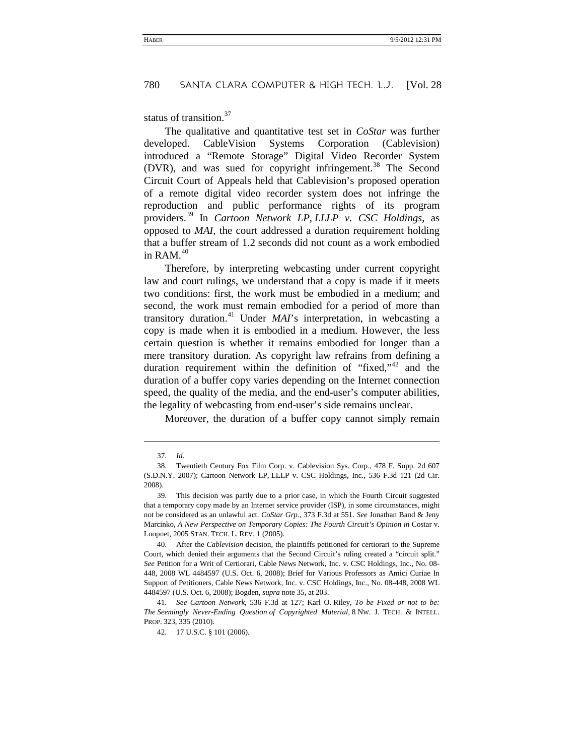status of transition.[37]

The qualitative and quantitative test set in *CoStar* was further developed. CableVision Systems Corporation (Cablevision) introduced a "Remote Storage" Digital Video Recorder System (DVR), and was sued for copyright infringement.[38] The Second Circuit Court of Appeals held that Cablevision's proposed operation of a remote digital video recorder system does not infringe the reproduction and public performance rights of its program providers.[39] In *Cartoon Network LP, LLLP v. CSC Holdings*, as opposed to *MAI*, the court addressed a duration requirement holding that a buffer stream of 1.2 seconds did not count as a work embodied in RAM.[40]

Therefore, by interpreting webcasting under current copyright law and court rulings, we understand that a copy is made if it meets two conditions: first, the work must be embodied in a medium; and second, the work must remain embodied for a period of more than transitory duration.[41] Under *MAI*'s interpretation, in webcasting a copy is made when it is embodied in a medium. However, the less certain question is whether it remains embodied for longer than a mere transitory duration. As copyright law refrains from defining a duration requirement within the definition of "fixed,"[42] and the duration of a buffer copy varies depending on the Internet connection speed, the quality of the media, and the end-user's computer abilities, the legality of webcasting from end-user's side remains unclear.

Moreover, the duration of a buffer copy cannot simply remain

---

37. *Id.*

38. Twentieth Century Fox Film Corp. v. Cablevision Sys. Corp., 478 F. Supp. 2d 607 (S.D.N.Y. 2007); Cartoon Network LP, LLLP v. CSC Holdings, Inc., 536 F.3d 121 (2d Cir. 2008).

39. This decision was partly due to a prior case, in which the Fourth Circuit suggested that a temporary copy made by an Internet service provider (ISP), in some circumstances, might not be considered as an unlawful act. *CoStar Grp.*, 373 F.3d at 551. *See* Jonathan Band & Jeny Marcinko, *A New Perspective on Temporary Copies: The Fourth Circuit's Opinion in* Costar v. Loopnet, 2005 STAN. TECH. L. REV. 1 (2005).

40. After the *Cablevision* decision, the plaintiffs petitioned for certiorari to the Supreme Court, which denied their arguments that the Second Circuit's ruling created a "circuit split." *See* Petition for a Writ of Certiorari, Cable News Network, Inc. v. CSC Holdings, Inc., No. 08-448, 2008 WL 4484597 (U.S. Oct. 6, 2008); Brief for Various Professors as Amici Curiae In Support of Petitioners, Cable News Network, Inc. v. CSC Holdings, Inc., No. 08-448, 2008 WL 4484597 (U.S. Oct. 6, 2008); Bogden, *supra* note 35, at 203.

41. *See Cartoon Network*, 536 F.3d at 127; Karl O. Riley, *To be Fixed or not to be: The Seemingly Never-Ending Question of Copyrighted Material*, 8 NW. J. TECH. & INTELL. PROP. 323, 335 (2010).

42. 17 U.S.C. § 101 (2006).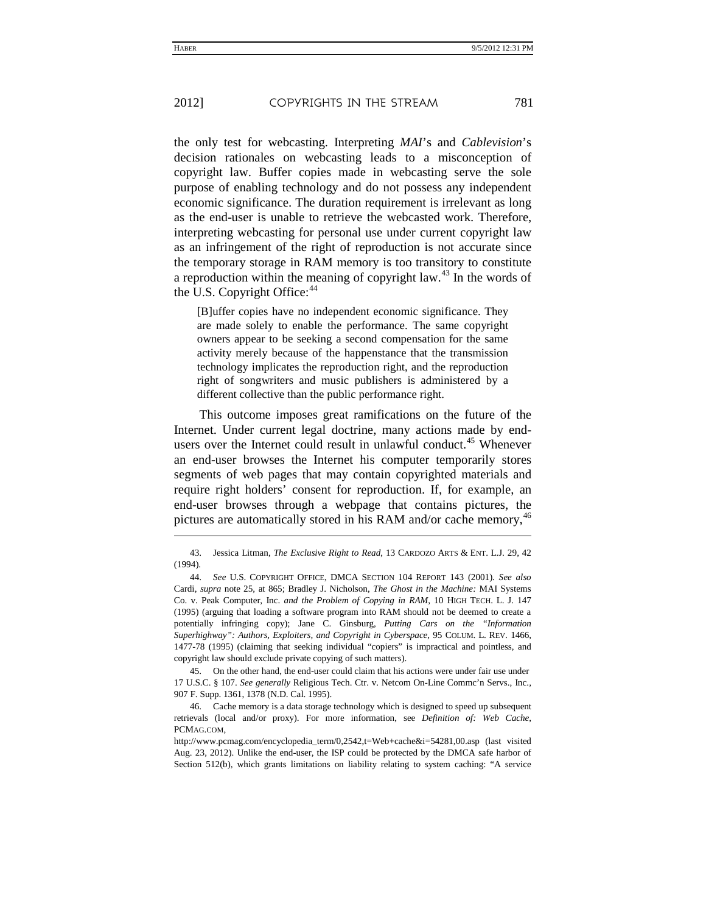the only test for webcasting. Interpreting *MAI*'s and *Cablevision*'s decision rationales on webcasting leads to a misconception of copyright law. Buffer copies made in webcasting serve the sole purpose of enabling technology and do not possess any independent economic significance. The duration requirement is irrelevant as long as the end-user is unable to retrieve the webcasted work. Therefore, interpreting webcasting for personal use under current copyright law as an infringement of the right of reproduction is not accurate since the temporary storage in RAM memory is too transitory to constitute a reproduction within the meaning of copyright law.[43] In the words of the U.S. Copyright Office:[44]

> [B]uffer copies have no independent economic significance. They are made solely to enable the performance. The same copyright owners appear to be seeking a second compensation for the same activity merely because of the happenstance that the transmission technology implicates the reproduction right, and the reproduction right of songwriters and music publishers is administered by a different collective than the public performance right.

This outcome imposes great ramifications on the future of the Internet. Under current legal doctrine, many actions made by end-users over the Internet could result in unlawful conduct.[45] Whenever an end-user browses the Internet his computer temporarily stores segments of web pages that may contain copyrighted materials and require right holders' consent for reproduction. If, for example, an end-user browses through a webpage that contains pictures, the pictures are automatically stored in his RAM and/or cache memory,[46]

---

43. Jessica Litman, *The Exclusive Right to Read*, 13 CARDOZO ARTS & ENT. L.J. 29, 42 (1994).

44. *See* U.S. COPYRIGHT OFFICE, DMCA SECTION 104 REPORT 143 (2001). *See also* Cardi, *supra* note 25, at 865; Bradley J. Nicholson, *The Ghost in the Machine:* MAI Systems Co. v. Peak Computer, Inc. *and the Problem of Copying in RAM*, 10 HIGH TECH. L. J. 147 (1995) (arguing that loading a software program into RAM should not be deemed to create a potentially infringing copy); Jane C. Ginsburg, *Putting Cars on the "Information Superhighway": Authors, Exploiters, and Copyright in Cyberspace*, 95 COLUM. L. REV. 1466, 1477-78 (1995) (claiming that seeking individual "copiers" is impractical and pointless, and copyright law should exclude private copying of such matters).

45. On the other hand, the end-user could claim that his actions were under fair use under 17 U.S.C. § 107. *See generally* Religious Tech. Ctr. v. Netcom On-Line Commc'n Servs., Inc., 907 F. Supp. 1361, 1378 (N.D. Cal. 1995).

46. Cache memory is a data storage technology which is designed to speed up subsequent retrievals (local and/or proxy). For more information, see *Definition of: Web Cache*, PCMAG.COM, http://www.pcmag.com/encyclopedia_term/0,2542,t=Web+cache&i=54281,00.asp (last visited Aug. 23, 2012). Unlike the end-user, the ISP could be protected by the DMCA safe harbor of Section 512(b), which grants limitations on liability relating to system caching: "A service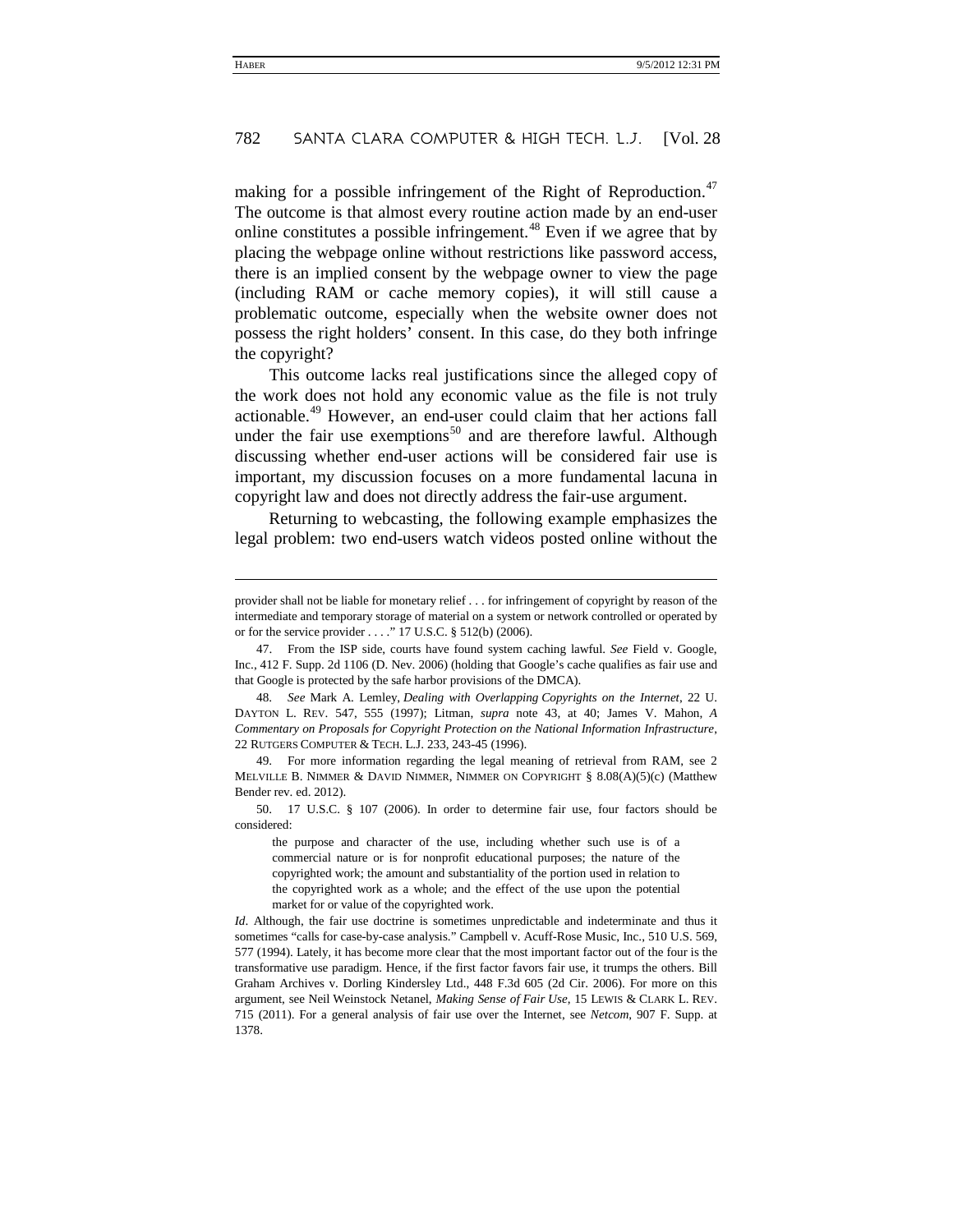making for a possible infringement of the Right of Reproduction.[47] The outcome is that almost every routine action made by an end-user online constitutes a possible infringement.[48] Even if we agree that by placing the webpage online without restrictions like password access, there is an implied consent by the webpage owner to view the page (including RAM or cache memory copies), it will still cause a problematic outcome, especially when the website owner does not possess the right holders' consent. In this case, do they both infringe the copyright?

This outcome lacks real justifications since the alleged copy of the work does not hold any economic value as the file is not truly actionable.[49] However, an end-user could claim that her actions fall under the fair use exemptions[50] and are therefore lawful. Although discussing whether end-user actions will be considered fair use is important, my discussion focuses on a more fundamental lacuna in copyright law and does not directly address the fair-use argument.

Returning to webcasting, the following example emphasizes the legal problem: two end-users watch videos posted online without the

---

provider shall not be liable for monetary relief . . . for infringement of copyright by reason of the intermediate and temporary storage of material on a system or network controlled or operated by or for the service provider . . . ." 17 U.S.C. § 512(b) (2006).

47. From the ISP side, courts have found system caching lawful. *See* Field v. Google, Inc., 412 F. Supp. 2d 1106 (D. Nev. 2006) (holding that Google's cache qualifies as fair use and that Google is protected by the safe harbor provisions of the DMCA).

48. *See* Mark A. Lemley, *Dealing with Overlapping Copyrights on the Internet*, 22 U. DAYTON L. REV. 547, 555 (1997); Litman, *supra* note 43, at 40; James V. Mahon, *A Commentary on Proposals for Copyright Protection on the National Information Infrastructure*, 22 RUTGERS COMPUTER & TECH. L.J. 233, 243-45 (1996).

49. For more information regarding the legal meaning of retrieval from RAM, see 2 MELVILLE B. NIMMER & DAVID NIMMER, NIMMER ON COPYRIGHT § 8.08(A)(5)(c) (Matthew Bender rev. ed. 2012).

50. 17 U.S.C. § 107 (2006). In order to determine fair use, four factors should be considered:

> the purpose and character of the use, including whether such use is of a commercial nature or is for nonprofit educational purposes; the nature of the copyrighted work; the amount and substantiality of the portion used in relation to the copyrighted work as a whole; and the effect of the use upon the potential market for or value of the copyrighted work.

*Id*. Although, the fair use doctrine is sometimes unpredictable and indeterminate and thus it sometimes "calls for case-by-case analysis." Campbell v. Acuff-Rose Music, Inc., 510 U.S. 569, 577 (1994). Lately, it has become more clear that the most important factor out of the four is the transformative use paradigm. Hence, if the first factor favors fair use, it trumps the others. Bill Graham Archives v. Dorling Kindersley Ltd., 448 F.3d 605 (2d Cir. 2006). For more on this argument, see Neil Weinstock Netanel, *Making Sense of Fair Use*, 15 LEWIS & CLARK L. REV. 715 (2011). For a general analysis of fair use over the Internet, see *Netcom*, 907 F. Supp. at 1378.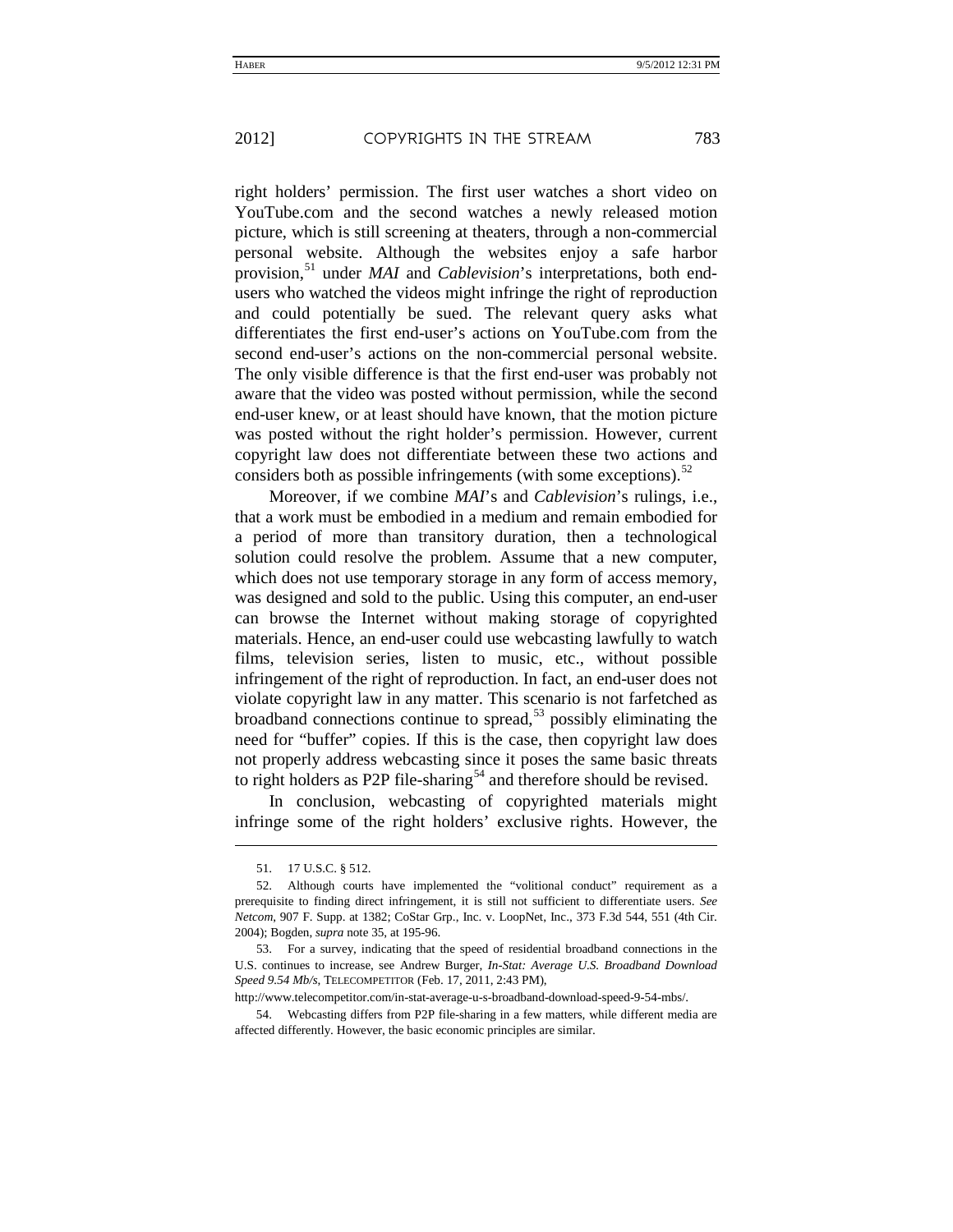right holders' permission. The first user watches a short video on YouTube.com and the second watches a newly released motion picture, which is still screening at theaters, through a non-commercial personal website. Although the websites enjoy a safe harbor provision,[51] under *MAI* and *Cablevision*'s interpretations, both end-users who watched the videos might infringe the right of reproduction and could potentially be sued. The relevant query asks what differentiates the first end-user's actions on YouTube.com from the second end-user's actions on the non-commercial personal website. The only visible difference is that the first end-user was probably not aware that the video was posted without permission, while the second end-user knew, or at least should have known, that the motion picture was posted without the right holder's permission. However, current copyright law does not differentiate between these two actions and considers both as possible infringements (with some exceptions).[52]

Moreover, if we combine *MAI*'s and *Cablevision*'s rulings, i.e., that a work must be embodied in a medium and remain embodied for a period of more than transitory duration, then a technological solution could resolve the problem. Assume that a new computer, which does not use temporary storage in any form of access memory, was designed and sold to the public. Using this computer, an end-user can browse the Internet without making storage of copyrighted materials. Hence, an end-user could use webcasting lawfully to watch films, television series, listen to music, etc., without possible infringement of the right of reproduction. In fact, an end-user does not violate copyright law in any matter. This scenario is not farfetched as broadband connections continue to spread,[53] possibly eliminating the need for "buffer" copies. If this is the case, then copyright law does not properly address webcasting since it poses the same basic threats to right holders as P2P file-sharing[54] and therefore should be revised.

In conclusion, webcasting of copyrighted materials might infringe some of the right holders' exclusive rights. However, the

---

51. 17 U.S.C. § 512.

52. Although courts have implemented the "volitional conduct" requirement as a prerequisite to finding direct infringement, it is still not sufficient to differentiate users. *See Netcom*, 907 F. Supp. at 1382; CoStar Grp., Inc. v. LoopNet, Inc., 373 F.3d 544, 551 (4th Cir. 2004); Bogden, *supra* note 35, at 195-96.

53. For a survey, indicating that the speed of residential broadband connections in the U.S. continues to increase, see Andrew Burger, *In-Stat: Average U.S. Broadband Download Speed 9.54 Mb/s*, TELECOMPETITOR (Feb. 17, 2011, 2:43 PM), http://www.telecompetitor.com/in-stat-average-u-s-broadband-download-speed-9-54-mbs/.

54. Webcasting differs from P2P file-sharing in a few matters, while different media are affected differently. However, the basic economic principles are similar.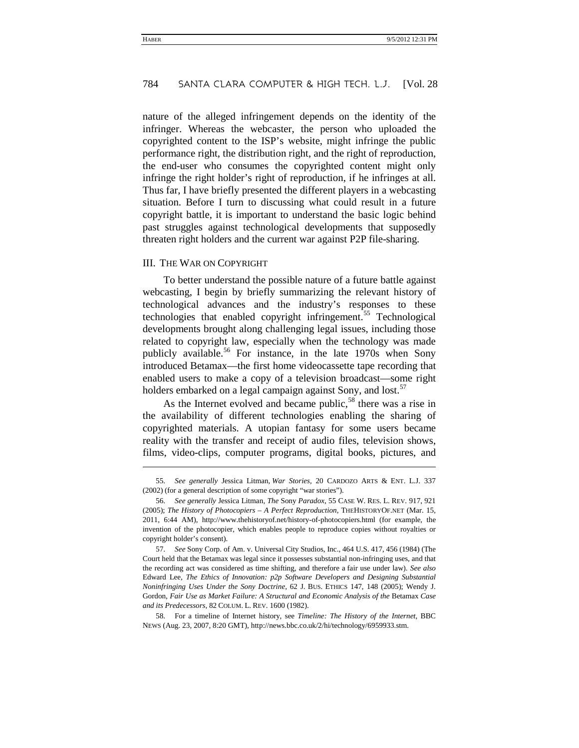nature of the alleged infringement depends on the identity of the infringer. Whereas the webcaster, the person who uploaded the copyrighted content to the ISP's website, might infringe the public performance right, the distribution right, and the right of reproduction, the end-user who consumes the copyrighted content might only infringe the right holder's right of reproduction, if he infringes at all. Thus far, I have briefly presented the different players in a webcasting situation. Before I turn to discussing what could result in a future copyright battle, it is important to understand the basic logic behind past struggles against technological developments that supposedly threaten right holders and the current war against P2P file-sharing.

## III. THE WAR ON COPYRIGHT

To better understand the possible nature of a future battle against webcasting, I begin by briefly summarizing the relevant history of technological advances and the industry's responses to these technologies that enabled copyright infringement.[55] Technological developments brought along challenging legal issues, including those related to copyright law, especially when the technology was made publicly available.[56] For instance, in the late 1970s when Sony introduced Betamax—the first home videocassette tape recording that enabled users to make a copy of a television broadcast—some right holders embarked on a legal campaign against Sony, and lost.[57]

As the Internet evolved and became public,[58] there was a rise in the availability of different technologies enabling the sharing of copyrighted materials. A utopian fantasy for some users became reality with the transfer and receipt of audio files, television shows, films, video-clips, computer programs, digital books, pictures, and

---

55. *See generally* Jessica Litman, *War Stories*, 20 CARDOZO ARTS & ENT. L.J. 337 (2002) (for a general description of some copyright "war stories").

56. *See generally* Jessica Litman, *The* Sony *Paradox*, 55 CASE W. RES. L. REV. 917, 921 (2005); *The History of Photocopiers – A Perfect Reproduction*, THEHISTORYOF.NET (Mar. 15, 2011, 6:44 AM), http://www.thehistoryof.net/history-of-photocopiers.html (for example, the invention of the photocopier, which enables people to reproduce copies without royalties or copyright holder's consent).

57. *See* Sony Corp. of Am. v. Universal City Studios, Inc., 464 U.S. 417, 456 (1984) (The Court held that the Betamax was legal since it possesses substantial non-infringing uses, and that the recording act was considered as time shifting, and therefore a fair use under law). *See also* Edward Lee, *The Ethics of Innovation: p2p Software Developers and Designing Substantial Noninfringing Uses Under the Sony Doctrine*, 62 J. BUS. ETHICS 147, 148 (2005); Wendy J. Gordon, *Fair Use as Market Failure: A Structural and Economic Analysis of the* Betamax *Case and its Predecessors*, 82 COLUM. L. REV. 1600 (1982).

58. For a timeline of Internet history, see *Timeline: The History of the Internet*, BBC NEWS (Aug. 23, 2007, 8:20 GMT), http://news.bbc.co.uk/2/hi/technology/6959933.stm.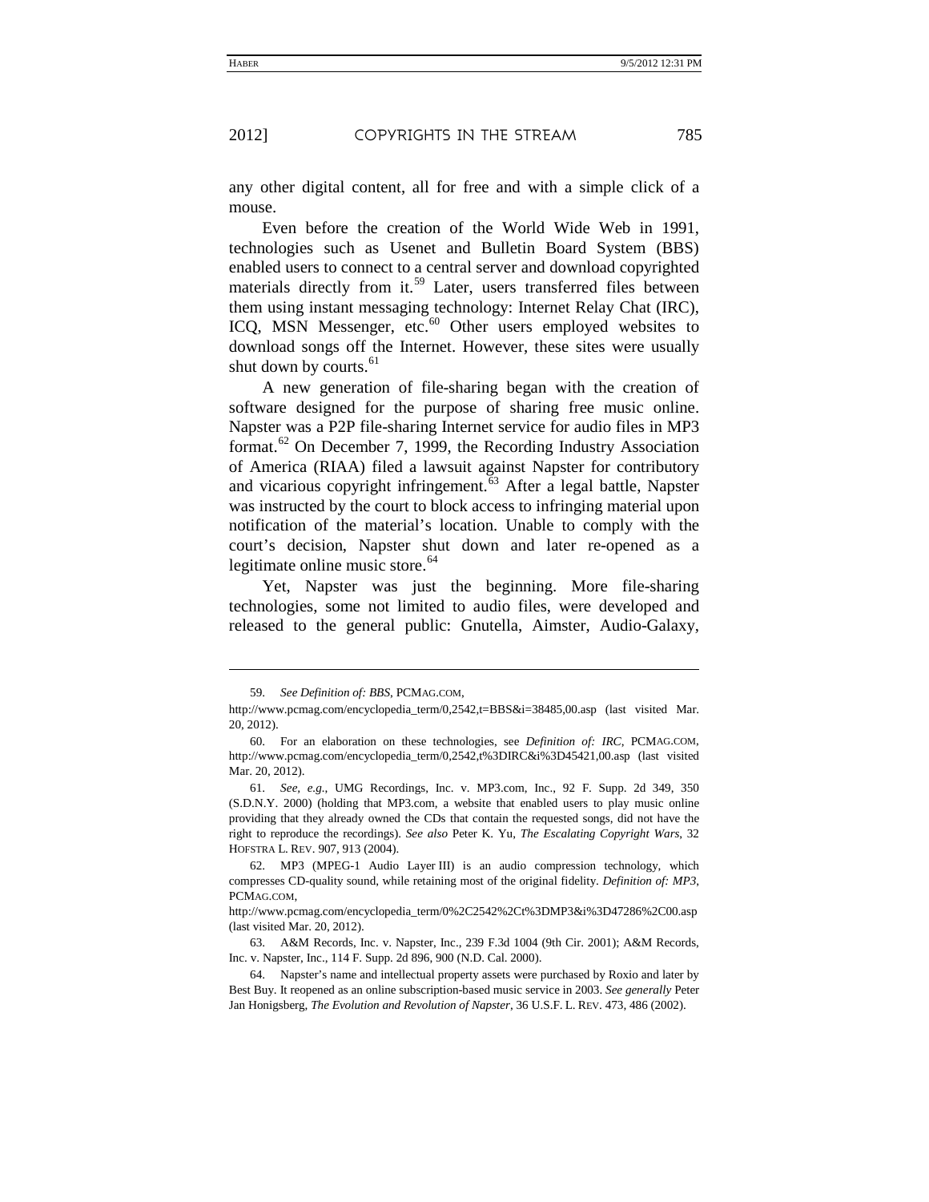any other digital content, all for free and with a simple click of a mouse.

Even before the creation of the World Wide Web in 1991, technologies such as Usenet and Bulletin Board System (BBS) enabled users to connect to a central server and download copyrighted materials directly from it.[59] Later, users transferred files between them using instant messaging technology: Internet Relay Chat (IRC), ICQ, MSN Messenger, etc.[60] Other users employed websites to download songs off the Internet. However, these sites were usually shut down by courts.[61]

A new generation of file-sharing began with the creation of software designed for the purpose of sharing free music online. Napster was a P2P file-sharing Internet service for audio files in MP3 format.[62] On December 7, 1999, the Recording Industry Association of America (RIAA) filed a lawsuit against Napster for contributory and vicarious copyright infringement.[63] After a legal battle, Napster was instructed by the court to block access to infringing material upon notification of the material's location. Unable to comply with the court's decision, Napster shut down and later re-opened as a legitimate online music store.[64]

Yet, Napster was just the beginning. More file-sharing technologies, some not limited to audio files, were developed and released to the general public: Gnutella, Aimster, Audio-Galaxy,

---

59. *See Definition of: BBS*, PCMAG.COM, http://www.pcmag.com/encyclopedia_term/0,2542,t=BBS&i=38485,00.asp (last visited Mar. 20, 2012).

60. For an elaboration on these technologies, see *Definition of: IRC*, PCMAG.COM, http://www.pcmag.com/encyclopedia_term/0,2542,t%3DIRC&i%3D45421,00.asp (last visited Mar. 20, 2012).

61. *See, e.g.*, UMG Recordings, Inc. v. MP3.com, Inc., 92 F. Supp. 2d 349, 350 (S.D.N.Y. 2000) (holding that MP3.com, a website that enabled users to play music online providing that they already owned the CDs that contain the requested songs, did not have the right to reproduce the recordings). *See also* Peter K. Yu, *The Escalating Copyright Wars*, 32 HOFSTRA L. REV. 907, 913 (2004).

62. MP3 (MPEG-1 Audio Layer III) is an audio compression technology, which compresses CD-quality sound, while retaining most of the original fidelity. *Definition of: MP3*, PCMAG.COM, http://www.pcmag.com/encyclopedia_term/0%2C2542%2Ct%3DMP3&i%3D47286%2C00.asp (last visited Mar. 20, 2012).

63. A&M Records, Inc. v. Napster, Inc., 239 F.3d 1004 (9th Cir. 2001); A&M Records, Inc. v. Napster, Inc., 114 F. Supp. 2d 896, 900 (N.D. Cal. 2000).

64. Napster's name and intellectual property assets were purchased by Roxio and later by Best Buy. It reopened as an online subscription-based music service in 2003. *See generally* Peter Jan Honigsberg, *The Evolution and Revolution of Napster*, 36 U.S.F. L. REV. 473, 486 (2002).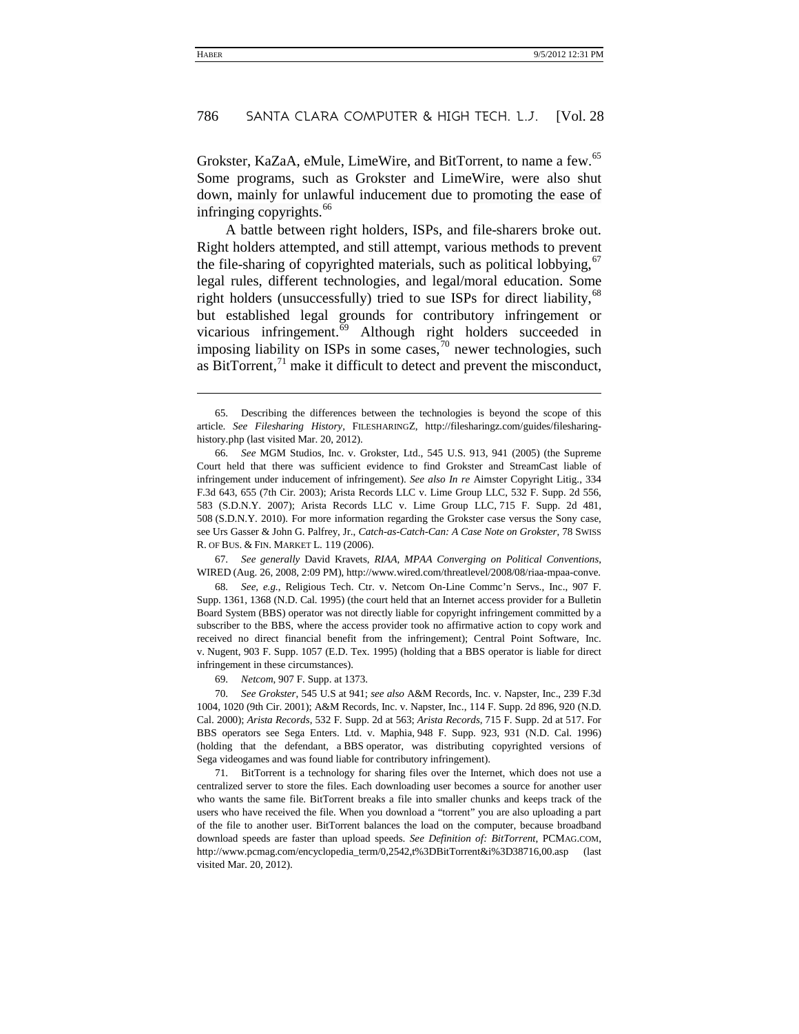Grokster, KaZaA, eMule, LimeWire, and BitTorrent, to name a few.[65] Some programs, such as Grokster and LimeWire, were also shut down, mainly for unlawful inducement due to promoting the ease of infringing copyrights.[66]

A battle between right holders, ISPs, and file-sharers broke out. Right holders attempted, and still attempt, various methods to prevent the file-sharing of copyrighted materials, such as political lobbying,[67] legal rules, different technologies, and legal/moral education. Some right holders (unsuccessfully) tried to sue ISPs for direct liability,[68] but established legal grounds for contributory infringement or vicarious infringement.[69] Although right holders succeeded in imposing liability on ISPs in some cases,[70] newer technologies, such as BitTorrent,[71] make it difficult to detect and prevent the misconduct,

---

65. Describing the differences between the technologies is beyond the scope of this article. *See Filesharing History*, FILESHARINGZ, http://filesharingz.com/guides/filesharing-history.php (last visited Mar. 20, 2012).

66. *See* MGM Studios, Inc. v. Grokster, Ltd., 545 U.S. 913, 941 (2005) (the Supreme Court held that there was sufficient evidence to find Grokster and StreamCast liable of infringement under inducement of infringement). *See also In re* Aimster Copyright Litig., 334 F.3d 643, 655 (7th Cir. 2003); Arista Records LLC v. Lime Group LLC, 532 F. Supp. 2d 556, 583 (S.D.N.Y. 2007); Arista Records LLC v. Lime Group LLC, 715 F. Supp. 2d 481, 508 (S.D.N.Y. 2010). For more information regarding the Grokster case versus the Sony case, see Urs Gasser & John G. Palfrey, Jr., *Catch-as-Catch-Can: A Case Note on Grokster*, 78 SWISS R. OF BUS. & FIN. MARKET L. 119 (2006).

67. *See generally* David Kravets, *RIAA, MPAA Converging on Political Conventions*, WIRED (Aug. 26, 2008, 2:09 PM), http://www.wired.com/threatlevel/2008/08/riaa-mpaa-conve.

68. *See, e.g.*, Religious Tech. Ctr. v. Netcom On-Line Commc'n Servs., Inc., 907 F. Supp. 1361, 1368 (N.D. Cal. 1995) (the court held that an Internet access provider for a Bulletin Board System (BBS) operator was not directly liable for copyright infringement committed by a subscriber to the BBS, where the access provider took no affirmative action to copy work and received no direct financial benefit from the infringement); Central Point Software, Inc. v. Nugent, 903 F. Supp. 1057 (E.D. Tex. 1995) (holding that a BBS operator is liable for direct infringement in these circumstances).

69. *Netcom*, 907 F. Supp. at 1373.

70. *See Grokster*, 545 U.S at 941; *see also* A&M Records, Inc. v. Napster, Inc., 239 F.3d 1004, 1020 (9th Cir. 2001); A&M Records, Inc. v. Napster, Inc., 114 F. Supp. 2d 896, 920 (N.D. Cal. 2000); *Arista Records*, 532 F. Supp. 2d at 563; *Arista Records*, 715 F. Supp. 2d at 517. For BBS operators see Sega Enters. Ltd. v. Maphia, 948 F. Supp. 923, 931 (N.D. Cal. 1996) (holding that the defendant, a BBS operator, was distributing copyrighted versions of Sega videogames and was found liable for contributory infringement).

71. BitTorrent is a technology for sharing files over the Internet, which does not use a centralized server to store the files. Each downloading user becomes a source for another user who wants the same file. BitTorrent breaks a file into smaller chunks and keeps track of the users who have received the file. When you download a "torrent" you are also uploading a part of the file to another user. BitTorrent balances the load on the computer, because broadband download speeds are faster than upload speeds. *See Definition of: BitTorrent*, PCMAG.COM, http://www.pcmag.com/encyclopedia_term/0,2542,t%3DBitTorrent&i%3D38716,00.asp (last visited Mar. 20, 2012).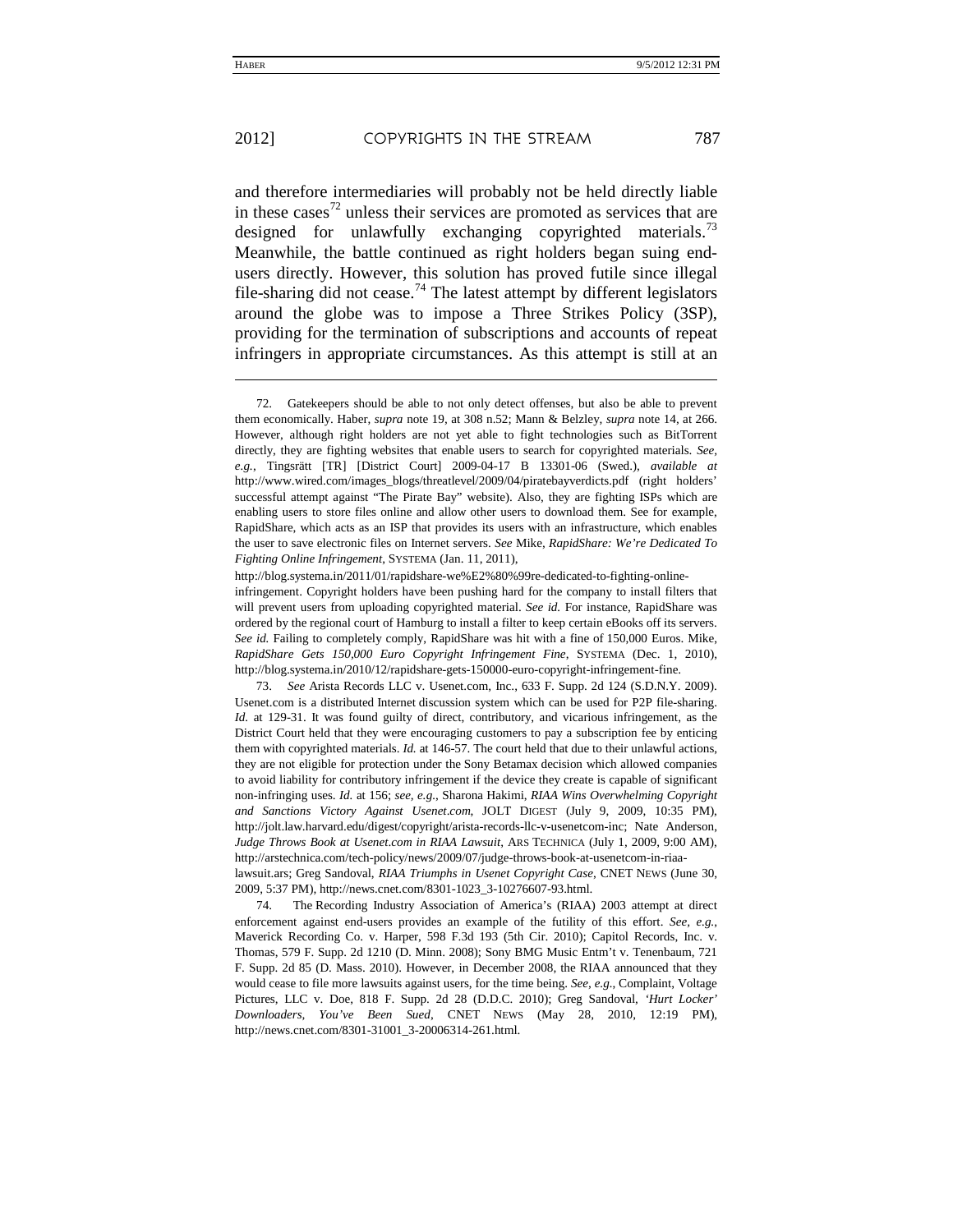and therefore intermediaries will probably not be held directly liable in these cases[72] unless their services are promoted as services that are designed for unlawfully exchanging copyrighted materials.[73] Meanwhile, the battle continued as right holders began suing end-users directly. However, this solution has proved futile since illegal file-sharing did not cease.[74] The latest attempt by different legislators around the globe was to impose a Three Strikes Policy (3SP), providing for the termination of subscriptions and accounts of repeat infringers in appropriate circumstances. As this attempt is still at an

---

72. Gatekeepers should be able to not only detect offenses, but also be able to prevent them economically. Haber, *supra* note 19, at 308 n.52; Mann & Belzley, *supra* note 14, at 266. However, although right holders are not yet able to fight technologies such as BitTorrent directly, they are fighting websites that enable users to search for copyrighted materials. *See, e.g.*, Tingsrätt [TR] [District Court] 2009-04-17 B 13301-06 (Swed.), *available at* http://www.wired.com/images_blogs/threatlevel/2009/04/piratebayverdicts.pdf (right holders' successful attempt against "The Pirate Bay" website). Also, they are fighting ISPs which are enabling users to store files online and allow other users to download them. See for example, RapidShare, which acts as an ISP that provides its users with an infrastructure, which enables the user to save electronic files on Internet servers. *See* Mike, *RapidShare: We're Dedicated To Fighting Online Infringement*, SYSTEMA (Jan. 11, 2011), http://blog.systema.in/2011/01/rapidshare-we%E2%80%99re-dedicated-to-fighting-online-infringement. Copyright holders have been pushing hard for the company to install filters that will prevent users from uploading copyrighted material. *See id.* For instance, RapidShare was ordered by the regional court of Hamburg to install a filter to keep certain eBooks off its servers. *See id.* Failing to completely comply, RapidShare was hit with a fine of 150,000 Euros. Mike, *RapidShare Gets 150,000 Euro Copyright Infringement Fine*, SYSTEMA (Dec. 1, 2010), http://blog.systema.in/2010/12/rapidshare-gets-150000-euro-copyright-infringement-fine.

73. *See* Arista Records LLC v. Usenet.com, Inc., 633 F. Supp. 2d 124 (S.D.N.Y. 2009). Usenet.com is a distributed Internet discussion system which can be used for P2P file-sharing. *Id.* at 129-31. It was found guilty of direct, contributory, and vicarious infringement, as the District Court held that they were encouraging customers to pay a subscription fee by enticing them with copyrighted materials. *Id.* at 146-57. The court held that due to their unlawful actions, they are not eligible for protection under the Sony Betamax decision which allowed companies to avoid liability for contributory infringement if the device they create is capable of significant non-infringing uses. *Id.* at 156; *see, e.g.*, Sharona Hakimi, *RIAA Wins Overwhelming Copyright and Sanctions Victory Against Usenet.com*, JOLT DIGEST (July 9, 2009, 10:35 PM), http://jolt.law.harvard.edu/digest/copyright/arista-records-llc-v-usenetcom-inc; Nate Anderson, *Judge Throws Book at Usenet.com in RIAA Lawsuit*, ARS TECHNICA (July 1, 2009, 9:00 AM), http://arstechnica.com/tech-policy/news/2009/07/judge-throws-book-at-usenetcom-in-riaa-lawsuit.ars; Greg Sandoval, *RIAA Triumphs in Usenet Copyright Case*, CNET NEWS (June 30, 2009, 5:37 PM), http://news.cnet.com/8301-1023_3-10276607-93.html.

74. The Recording Industry Association of America's (RIAA) 2003 attempt at direct enforcement against end-users provides an example of the futility of this effort. *See, e.g.*, Maverick Recording Co. v. Harper, 598 F.3d 193 (5th Cir. 2010); Capitol Records, Inc. v. Thomas, 579 F. Supp. 2d 1210 (D. Minn. 2008); Sony BMG Music Entm't v. Tenenbaum, 721 F. Supp. 2d 85 (D. Mass. 2010). However, in December 2008, the RIAA announced that they would cease to file more lawsuits against users, for the time being. *See, e.g.*, Complaint, Voltage Pictures, LLC v. Doe, 818 F. Supp. 2d 28 (D.D.C. 2010); Greg Sandoval, *'Hurt Locker' Downloaders, You've Been Sued*, CNET NEWS (May 28, 2010, 12:19 PM), http://news.cnet.com/8301-31001_3-20006314-261.html.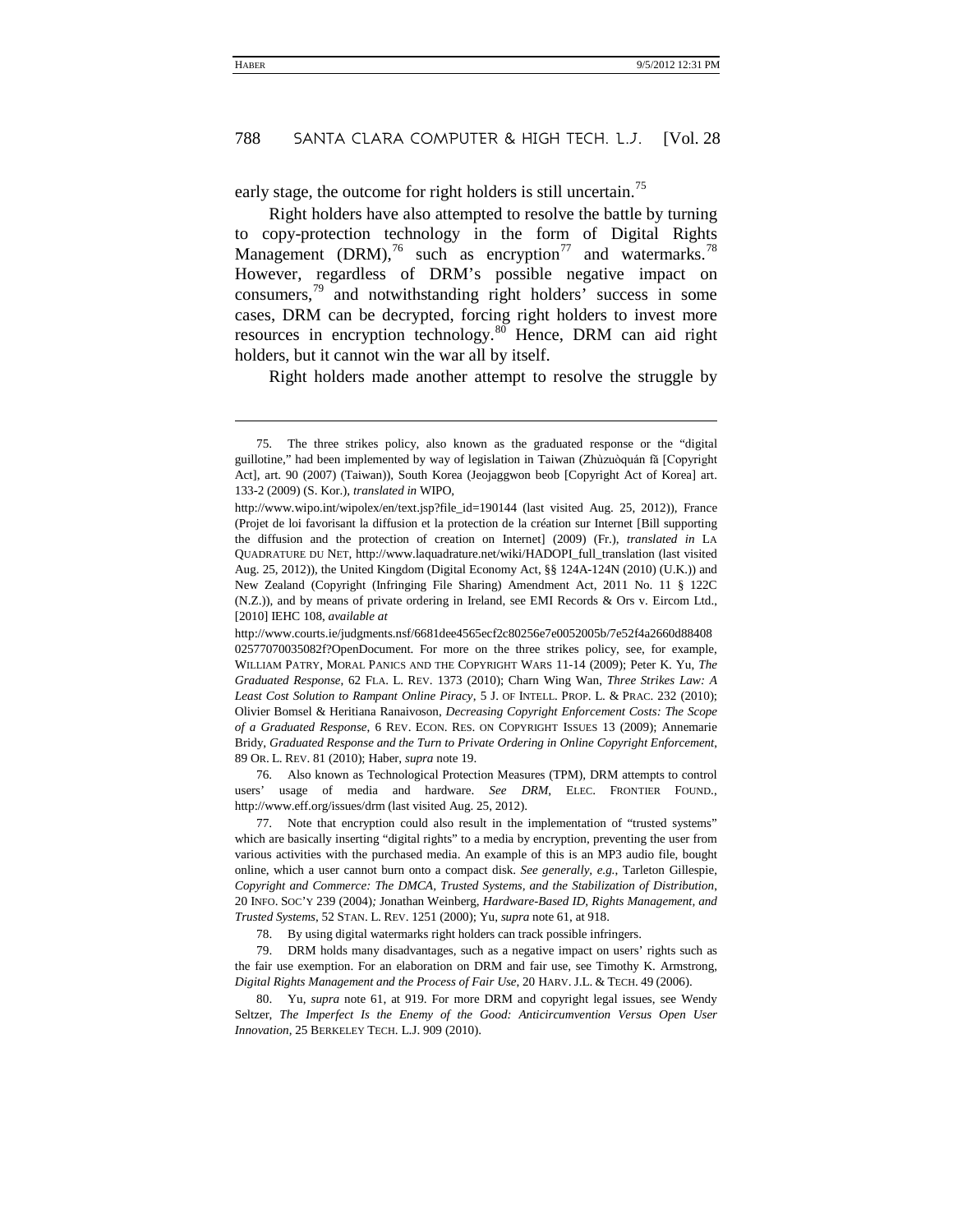early stage, the outcome for right holders is still uncertain.[75]

Right holders have also attempted to resolve the battle by turning to copy-protection technology in the form of Digital Rights Management (DRM),[76] such as encryption[77] and watermarks.[78] However, regardless of DRM's possible negative impact on consumers,[79] and notwithstanding right holders' success in some cases, DRM can be decrypted, forcing right holders to invest more resources in encryption technology.[80] Hence, DRM can aid right holders, but it cannot win the war all by itself.

Right holders made another attempt to resolve the struggle by

---

75. The three strikes policy, also known as the graduated response or the "digital guillotine," had been implemented by way of legislation in Taiwan (Zhùzuòquán fǎ [Copyright Act], art. 90 (2007) (Taiwan)), South Korea (Jeojaggwon beob [Copyright Act of Korea] art. 133-2 (2009) (S. Kor.), *translated in* WIPO, http://www.wipo.int/wipolex/en/text.jsp?file_id=190144 (last visited Aug. 25, 2012)), France (Projet de loi favorisant la diffusion et la protection de la création sur Internet [Bill supporting the diffusion and the protection of creation on Internet] (2009) (Fr.), *translated in* LA QUADRATURE DU NET, http://www.laquadrature.net/wiki/HADOPI_full_translation (last visited Aug. 25, 2012)), the United Kingdom (Digital Economy Act, §§ 124A-124N (2010) (U.K.)) and New Zealand (Copyright (Infringing File Sharing) Amendment Act, 2011 No. 11 § 122C (N.Z.)), and by means of private ordering in Ireland, see EMI Records & Ors v. Eircom Ltd., [2010] IEHC 108, *available at* http://www.courts.ie/judgments.nsf/6681dee4565ecf2c80256e7e0052005b/7e52f4a2660d88408 02577070035082f?OpenDocument. For more on the three strikes policy, see, for example, WILLIAM PATRY, MORAL PANICS AND THE COPYRIGHT WARS 11-14 (2009); Peter K. Yu, *The Graduated Response*, 62 FLA. L. REV. 1373 (2010); Charn Wing Wan, *Three Strikes Law: A Least Cost Solution to Rampant Online Piracy*, 5 J. OF INTELL. PROP. L. & PRAC. 232 (2010); Olivier Bomsel & Heritiana Ranaivoson, *Decreasing Copyright Enforcement Costs: The Scope of a Graduated Response*, 6 REV. ECON. RES. ON COPYRIGHT ISSUES 13 (2009); Annemarie Bridy, *Graduated Response and the Turn to Private Ordering in Online Copyright Enforcement*, 89 OR. L. REV. 81 (2010); Haber, *supra* note 19.

76. Also known as Technological Protection Measures (TPM), DRM attempts to control users' usage of media and hardware. *See DRM*, ELEC. FRONTIER FOUND., http://www.eff.org/issues/drm (last visited Aug. 25, 2012).

77. Note that encryption could also result in the implementation of "trusted systems" which are basically inserting "digital rights" to a media by encryption, preventing the user from various activities with the purchased media. An example of this is an MP3 audio file, bought online, which a user cannot burn onto a compact disk. *See generally, e.g.*, Tarleton Gillespie, *Copyright and Commerce: The DMCA, Trusted Systems, and the Stabilization of Distribution*, 20 INFO. SOC'Y 239 (2004); Jonathan Weinberg, *Hardware-Based ID, Rights Management, and Trusted Systems*, 52 STAN. L. REV. 1251 (2000); Yu, *supra* note 61, at 918.

78. By using digital watermarks right holders can track possible infringers.

79. DRM holds many disadvantages, such as a negative impact on users' rights such as the fair use exemption. For an elaboration on DRM and fair use, see Timothy K. Armstrong, *Digital Rights Management and the Process of Fair Use*, 20 HARV. J.L. & TECH. 49 (2006).

80. Yu, *supra* note 61, at 919. For more DRM and copyright legal issues, see Wendy Seltzer, *The Imperfect Is the Enemy of the Good: Anticircumvention Versus Open User Innovation*, 25 BERKELEY TECH. L.J. 909 (2010).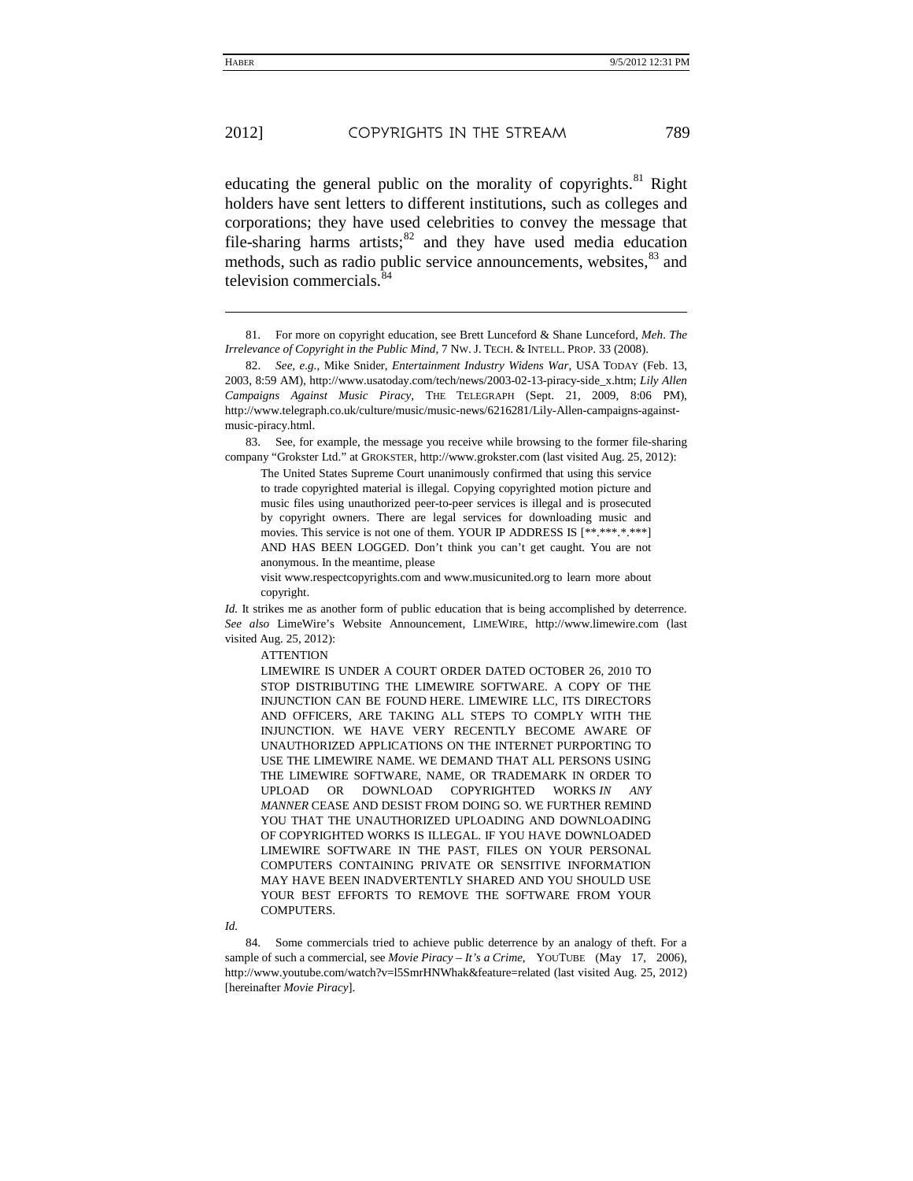educating the general public on the morality of copyrights.[81] Right holders have sent letters to different institutions, such as colleges and corporations; they have used celebrities to convey the message that file-sharing harms artists;[82] and they have used media education methods, such as radio public service announcements, websites,[83] and television commercials.[84]

---

81. For more on copyright education, see Brett Lunceford & Shane Lunceford, *Meh. The Irrelevance of Copyright in the Public Mind*, 7 NW. J. TECH. & INTELL. PROP. 33 (2008).

82. *See, e.g.*, Mike Snider, *Entertainment Industry Widens War*, USA TODAY (Feb. 13, 2003, 8:59 AM), http://www.usatoday.com/tech/news/2003-02-13-piracy-side_x.htm; *Lily Allen Campaigns Against Music Piracy*, THE TELEGRAPH (Sept. 21, 2009, 8:06 PM), http://www.telegraph.co.uk/culture/music/music-news/6216281/Lily-Allen-campaigns-against-music-piracy.html.

83. See, for example, the message you receive while browsing to the former file-sharing company "Grokster Ltd." at GROKSTER, http://www.grokster.com (last visited Aug. 25, 2012):

> The United States Supreme Court unanimously confirmed that using this service to trade copyrighted material is illegal. Copying copyrighted motion picture and music files using unauthorized peer-to-peer services is illegal and is prosecuted by copyright owners. There are legal services for downloading music and movies. This service is not one of them. YOUR IP ADDRESS IS [**.***.*.***] AND HAS BEEN LOGGED. Don't think you can't get caught. You are not anonymous. In the meantime, please
>
> visit www.respectcopyrights.com and www.musicunited.org to learn more about copyright.

*Id.* It strikes me as another form of public education that is being accomplished by deterrence. *See also* LimeWire's Website Announcement, LIMEWIRE, http://www.limewire.com (last visited Aug. 25, 2012):

> ATTENTION
>
> LIMEWIRE IS UNDER A COURT ORDER DATED OCTOBER 26, 2010 TO STOP DISTRIBUTING THE LIMEWIRE SOFTWARE. A COPY OF THE INJUNCTION CAN BE FOUND HERE. LIMEWIRE LLC, ITS DIRECTORS AND OFFICERS, ARE TAKING ALL STEPS TO COMPLY WITH THE INJUNCTION. WE HAVE VERY RECENTLY BECOME AWARE OF UNAUTHORIZED APPLICATIONS ON THE INTERNET PURPORTING TO USE THE LIMEWIRE NAME. WE DEMAND THAT ALL PERSONS USING THE LIMEWIRE SOFTWARE, NAME, OR TRADEMARK IN ORDER TO UPLOAD OR DOWNLOAD COPYRIGHTED WORKS *IN ANY MANNER* CEASE AND DESIST FROM DOING SO. WE FURTHER REMIND YOU THAT THE UNAUTHORIZED UPLOADING AND DOWNLOADING OF COPYRIGHTED WORKS IS ILLEGAL. IF YOU HAVE DOWNLOADED LIMEWIRE SOFTWARE IN THE PAST, FILES ON YOUR PERSONAL COMPUTERS CONTAINING PRIVATE OR SENSITIVE INFORMATION MAY HAVE BEEN INADVERTENTLY SHARED AND YOU SHOULD USE YOUR BEST EFFORTS TO REMOVE THE SOFTWARE FROM YOUR COMPUTERS.

*Id.*

84. Some commercials tried to achieve public deterrence by an analogy of theft. For a sample of such a commercial, see *Movie Piracy – It's a Crime*, YOUTUBE (May 17, 2006), http://www.youtube.com/watch?v=l5SmrHNWhak&feature=related (last visited Aug. 25, 2012) [hereinafter *Movie Piracy*].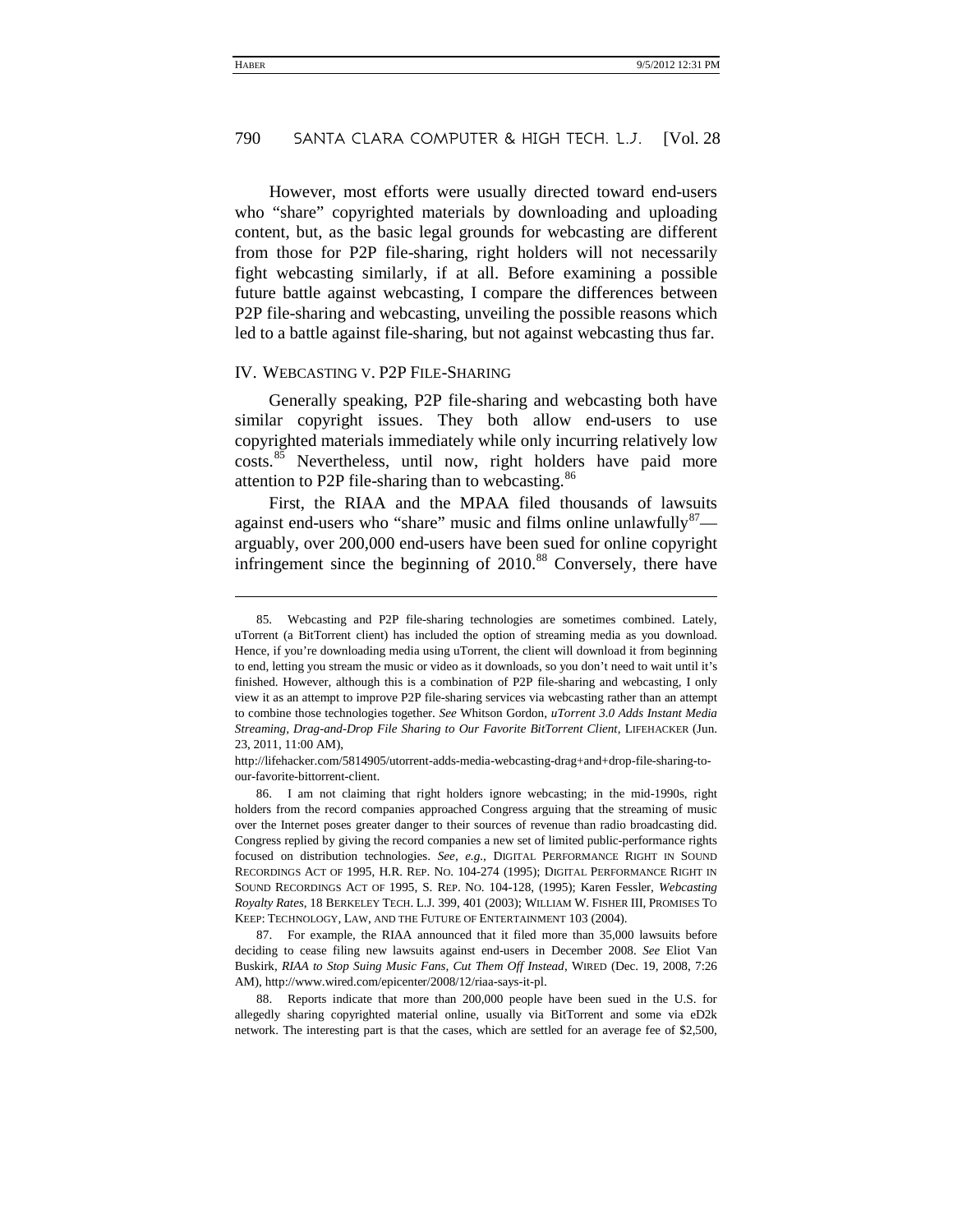However, most efforts were usually directed toward end-users who "share" copyrighted materials by downloading and uploading content, but, as the basic legal grounds for webcasting are different from those for P2P file-sharing, right holders will not necessarily fight webcasting similarly, if at all. Before examining a possible future battle against webcasting, I compare the differences between P2P file-sharing and webcasting, unveiling the possible reasons which led to a battle against file-sharing, but not against webcasting thus far.

## IV. WEBCASTING V. P2P FILE-SHARING

Generally speaking, P2P file-sharing and webcasting both have similar copyright issues. They both allow end-users to use copyrighted materials immediately while only incurring relatively low costs.[85] Nevertheless, until now, right holders have paid more attention to P2P file-sharing than to webcasting.[86]

First, the RIAA and the MPAA filed thousands of lawsuits against end-users who "share" music and films online unlawfully[87]—arguably, over 200,000 end-users have been sued for online copyright infringement since the beginning of 2010.[88] Conversely, there have

---

85. Webcasting and P2P file-sharing technologies are sometimes combined. Lately, uTorrent (a BitTorrent client) has included the option of streaming media as you download. Hence, if you're downloading media using uTorrent, the client will download it from beginning to end, letting you stream the music or video as it downloads, so you don't need to wait until it's finished. However, although this is a combination of P2P file-sharing and webcasting, I only view it as an attempt to improve P2P file-sharing services via webcasting rather than an attempt to combine those technologies together. *See* Whitson Gordon, *uTorrent 3.0 Adds Instant Media Streaming, Drag-and-Drop File Sharing to Our Favorite BitTorrent Client*, LIFEHACKER (Jun. 23, 2011, 11:00 AM), http://lifehacker.com/5814905/utorrent-adds-media-webcasting-drag+and+drop-file-sharing-to-our-favorite-bittorrent-client.

86. I am not claiming that right holders ignore webcasting; in the mid-1990s, right holders from the record companies approached Congress arguing that the streaming of music over the Internet poses greater danger to their sources of revenue than radio broadcasting did. Congress replied by giving the record companies a new set of limited public-performance rights focused on distribution technologies. *See, e.g.*, DIGITAL PERFORMANCE RIGHT IN SOUND RECORDINGS ACT OF 1995, H.R. REP. NO. 104-274 (1995); DIGITAL PERFORMANCE RIGHT IN SOUND RECORDINGS ACT OF 1995, S. REP. NO. 104-128, (1995); Karen Fessler, *Webcasting Royalty Rates*, 18 BERKELEY TECH. L.J. 399, 401 (2003); WILLIAM W. FISHER III, PROMISES TO KEEP: TECHNOLOGY, LAW, AND THE FUTURE OF ENTERTAINMENT 103 (2004).

87. For example, the RIAA announced that it filed more than 35,000 lawsuits before deciding to cease filing new lawsuits against end-users in December 2008. *See* Eliot Van Buskirk, *RIAA to Stop Suing Music Fans, Cut Them Off Instead*, WIRED (Dec. 19, 2008, 7:26 AM), http://www.wired.com/epicenter/2008/12/riaa-says-it-pl.

88. Reports indicate that more than 200,000 people have been sued in the U.S. for allegedly sharing copyrighted material online, usually via BitTorrent and some via eD2k network. The interesting part is that the cases, which are settled for an average fee of $2,500,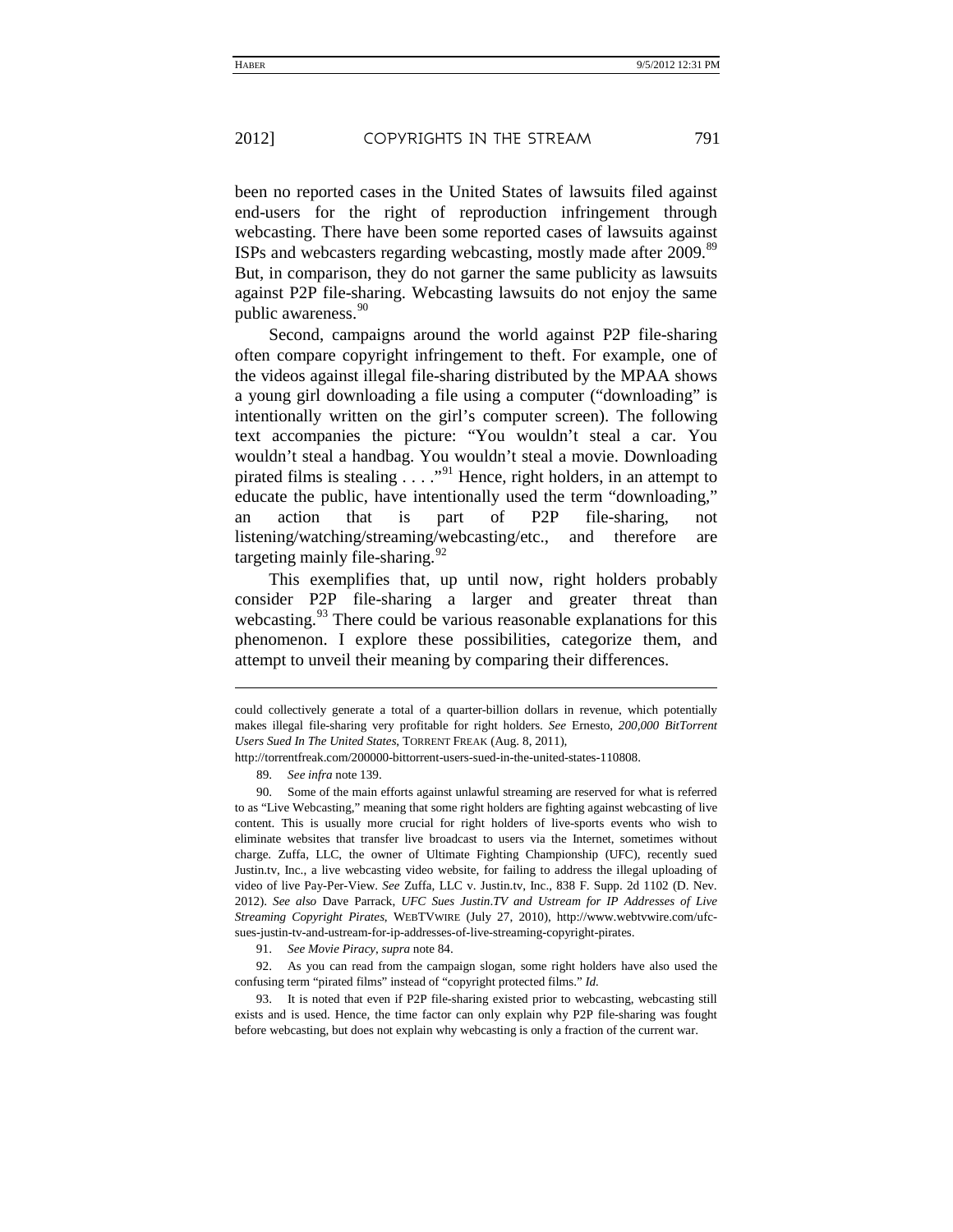been no reported cases in the United States of lawsuits filed against end-users for the right of reproduction infringement through webcasting. There have been some reported cases of lawsuits against ISPs and webcasters regarding webcasting, mostly made after 2009.[89] But, in comparison, they do not garner the same publicity as lawsuits against P2P file-sharing. Webcasting lawsuits do not enjoy the same public awareness.[90]

Second, campaigns around the world against P2P file-sharing often compare copyright infringement to theft. For example, one of the videos against illegal file-sharing distributed by the MPAA shows a young girl downloading a file using a computer ("downloading" is intentionally written on the girl's computer screen). The following text accompanies the picture: "You wouldn't steal a car. You wouldn't steal a handbag. You wouldn't steal a movie. Downloading pirated films is stealing . . . ."[91] Hence, right holders, in an attempt to educate the public, have intentionally used the term "downloading," an action that is part of P2P file-sharing, not listening/watching/streaming/webcasting/etc., and therefore are targeting mainly file-sharing.[92]

This exemplifies that, up until now, right holders probably consider P2P file-sharing a larger and greater threat than webcasting.[93] There could be various reasonable explanations for this phenomenon. I explore these possibilities, categorize them, and attempt to unveil their meaning by comparing their differences.

---

could collectively generate a total of a quarter-billion dollars in revenue, which potentially makes illegal file-sharing very profitable for right holders. *See* Ernesto, *200,000 BitTorrent Users Sued In The United States*, TORRENT FREAK (Aug. 8, 2011), http://torrentfreak.com/200000-bittorrent-users-sued-in-the-united-states-110808.

89. *See infra* note 139.

90. Some of the main efforts against unlawful streaming are reserved for what is referred to as "Live Webcasting," meaning that some right holders are fighting against webcasting of live content. This is usually more crucial for right holders of live-sports events who wish to eliminate websites that transfer live broadcast to users via the Internet, sometimes without charge. Zuffa, LLC, the owner of Ultimate Fighting Championship (UFC), recently sued Justin.tv, Inc., a live webcasting video website, for failing to address the illegal uploading of video of live Pay-Per-View. *See* Zuffa, LLC v. Justin.tv, Inc., 838 F. Supp. 2d 1102 (D. Nev. 2012). *See also* Dave Parrack, *UFC Sues Justin.TV and Ustream for IP Addresses of Live Streaming Copyright Pirates*, WEBTVWIRE (July 27, 2010), http://www.webtvwire.com/ufc-sues-justin-tv-and-ustream-for-ip-addresses-of-live-streaming-copyright-pirates.

91. *See Movie Piracy*, *supra* note 84.

92. As you can read from the campaign slogan, some right holders have also used the confusing term "pirated films" instead of "copyright protected films." *Id.*

93. It is noted that even if P2P file-sharing existed prior to webcasting, webcasting still exists and is used. Hence, the time factor can only explain why P2P file-sharing was fought before webcasting, but does not explain why webcasting is only a fraction of the current war.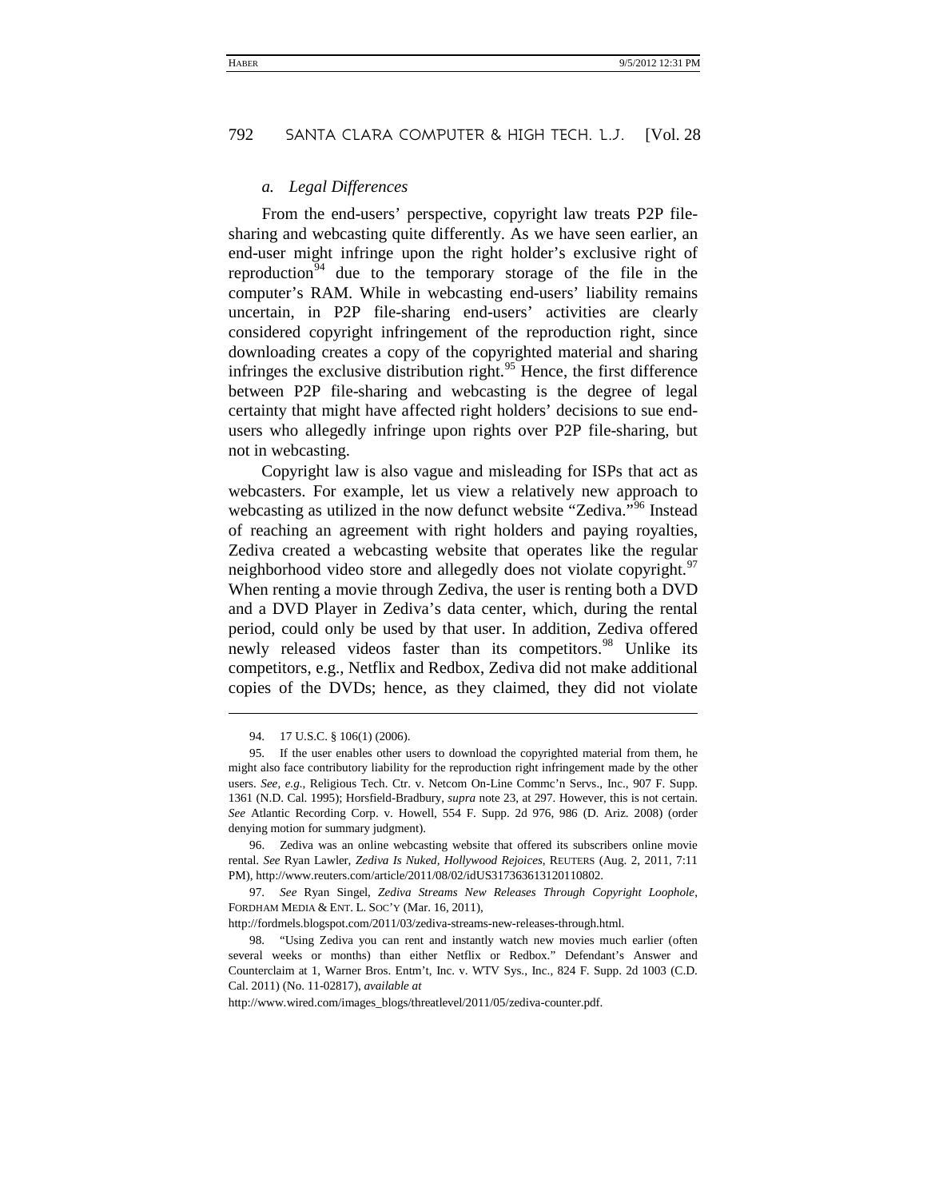### *a. Legal Differences*

From the end-users' perspective, copyright law treats P2P file-sharing and webcasting quite differently. As we have seen earlier, an end-user might infringe upon the right holder's exclusive right of reproduction[94] due to the temporary storage of the file in the computer's RAM. While in webcasting end-users' liability remains uncertain, in P2P file-sharing end-users' activities are clearly considered copyright infringement of the reproduction right, since downloading creates a copy of the copyrighted material and sharing infringes the exclusive distribution right.[95] Hence, the first difference between P2P file-sharing and webcasting is the degree of legal certainty that might have affected right holders' decisions to sue end-users who allegedly infringe upon rights over P2P file-sharing, but not in webcasting.

Copyright law is also vague and misleading for ISPs that act as webcasters. For example, let us view a relatively new approach to webcasting as utilized in the now defunct website "Zediva."[96] Instead of reaching an agreement with right holders and paying royalties, Zediva created a webcasting website that operates like the regular neighborhood video store and allegedly does not violate copyright.[97] When renting a movie through Zediva, the user is renting both a DVD and a DVD Player in Zediva's data center, which, during the rental period, could only be used by that user. In addition, Zediva offered newly released videos faster than its competitors.[98] Unlike its competitors, e.g., Netflix and Redbox, Zediva did not make additional copies of the DVDs; hence, as they claimed, they did not violate

---

94. 17 U.S.C. § 106(1) (2006).

95. If the user enables other users to download the copyrighted material from them, he might also face contributory liability for the reproduction right infringement made by the other users. *See, e.g.*, Religious Tech. Ctr. v. Netcom On-Line Commc'n Servs., Inc., 907 F. Supp. 1361 (N.D. Cal. 1995); Horsfield-Bradbury, *supra* note 23, at 297. However, this is not certain. *See* Atlantic Recording Corp. v. Howell, 554 F. Supp. 2d 976, 986 (D. Ariz. 2008) (order denying motion for summary judgment).

96. Zediva was an online webcasting website that offered its subscribers online movie rental. *See* Ryan Lawler, *Zediva Is Nuked, Hollywood Rejoices*, REUTERS (Aug. 2, 2011, 7:11 PM), http://www.reuters.com/article/2011/08/02/idUS317363613120110802.

97. *See* Ryan Singel, *Zediva Streams New Releases Through Copyright Loophole*, FORDHAM MEDIA & ENT. L. SOC'Y (Mar. 16, 2011), http://fordmels.blogspot.com/2011/03/zediva-streams-new-releases-through.html.

98. "Using Zediva you can rent and instantly watch new movies much earlier (often several weeks or months) than either Netflix or Redbox." Defendant's Answer and Counterclaim at 1, Warner Bros. Entm't, Inc. v. WTV Sys., Inc., 824 F. Supp. 2d 1003 (C.D. Cal. 2011) (No. 11-02817), *available at* http://www.wired.com/images_blogs/threatlevel/2011/05/zediva-counter.pdf.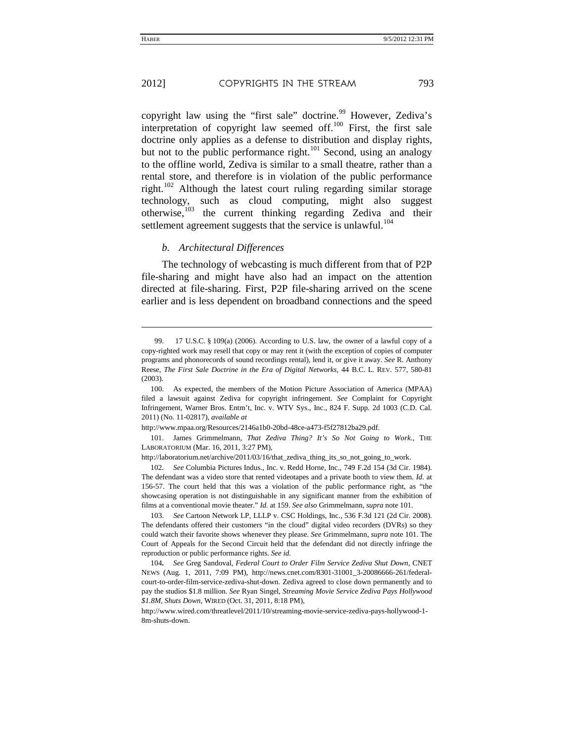copyright law using the "first sale" doctrine.[99] However, Zediva's interpretation of copyright law seemed off.[100] First, the first sale doctrine only applies as a defense to distribution and display rights, but not to the public performance right.[101] Second, using an analogy to the offline world, Zediva is similar to a small theatre, rather than a rental store, and therefore is in violation of the public performance right.[102] Although the latest court ruling regarding similar storage technology, such as cloud computing, might also suggest otherwise,[103] the current thinking regarding Zediva and their settlement agreement suggests that the service is unlawful.[104]

### *b. Architectural Differences*

The technology of webcasting is much different from that of P2P file-sharing and might have also had an impact on the attention directed at file-sharing. First, P2P file-sharing arrived on the scene earlier and is less dependent on broadband connections and the speed

---

99. 17 U.S.C. § 109(a) (2006). According to U.S. law, the owner of a lawful copy of a copy-righted work may resell that copy or may rent it (with the exception of copies of computer programs and phonorecords of sound recordings rental), lend it, or give it away. *See* R. Anthony Reese, *The First Sale Doctrine in the Era of Digital Networks*, 44 B.C. L. REV. 577, 580-81 (2003).

100. As expected, the members of the Motion Picture Association of America (MPAA) filed a lawsuit against Zediva for copyright infringement. *See* Complaint for Copyright Infringement, Warner Bros. Entm't, Inc. v. WTV Sys., Inc., 824 F. Supp. 2d 1003 (C.D. Cal. 2011) (No. 11-02817), *available at* http://www.mpaa.org/Resources/2146a1b0-20bd-48ce-a473-f5f27812ba29.pdf.

101. James Grimmelmann, *That Zediva Thing? It's So Not Going to Work.*, THE LABORATORIUM (Mar. 16, 2011, 3:27 PM), http://laboratorium.net/archive/2011/03/16/that_zediva_thing_its_so_not_going_to_work.

102. *See* Columbia Pictures Indus., Inc. v. Redd Horne, Inc., 749 F.2d 154 (3d Cir. 1984). The defendant was a video store that rented videotapes and a private booth to view them. *Id.* at 156-57. The court held that this was a violation of the public performance right, as "the showcasing operation is not distinguishable in any significant manner from the exhibition of films at a conventional movie theater." *Id.* at 159. *See also* Grimmelmann, *supra* note 101.

103. *See* Cartoon Network LP, LLLP v. CSC Holdings, Inc., 536 F.3d 121 (2d Cir. 2008). The defendants offered their customers "in the cloud" digital video recorders (DVRs) so they could watch their favorite shows whenever they please. *See* Grimmelmann, *supra* note 101. The Court of Appeals for the Second Circuit held that the defendant did not directly infringe the reproduction or public performance rights. *See id.*

104. *See* Greg Sandoval, *Federal Court to Order Film Service Zediva Shut Down*, CNET NEWS (Aug. 1, 2011, 7:09 PM), http://news.cnet.com/8301-31001_3-20086666-261/federal-court-to-order-film-service-zediva-shut-down. Zediva agreed to close down permanently and to pay the studios $1.8 million. *See* Ryan Singel, *Streaming Movie Service Zediva Pays Hollywood $1.8M, Shuts Down*, WIRED (Oct. 31, 2011, 8:18 PM), http://www.wired.com/threatlevel/2011/10/streaming-movie-service-zediva-pays-hollywood-1-8m-shuts-down.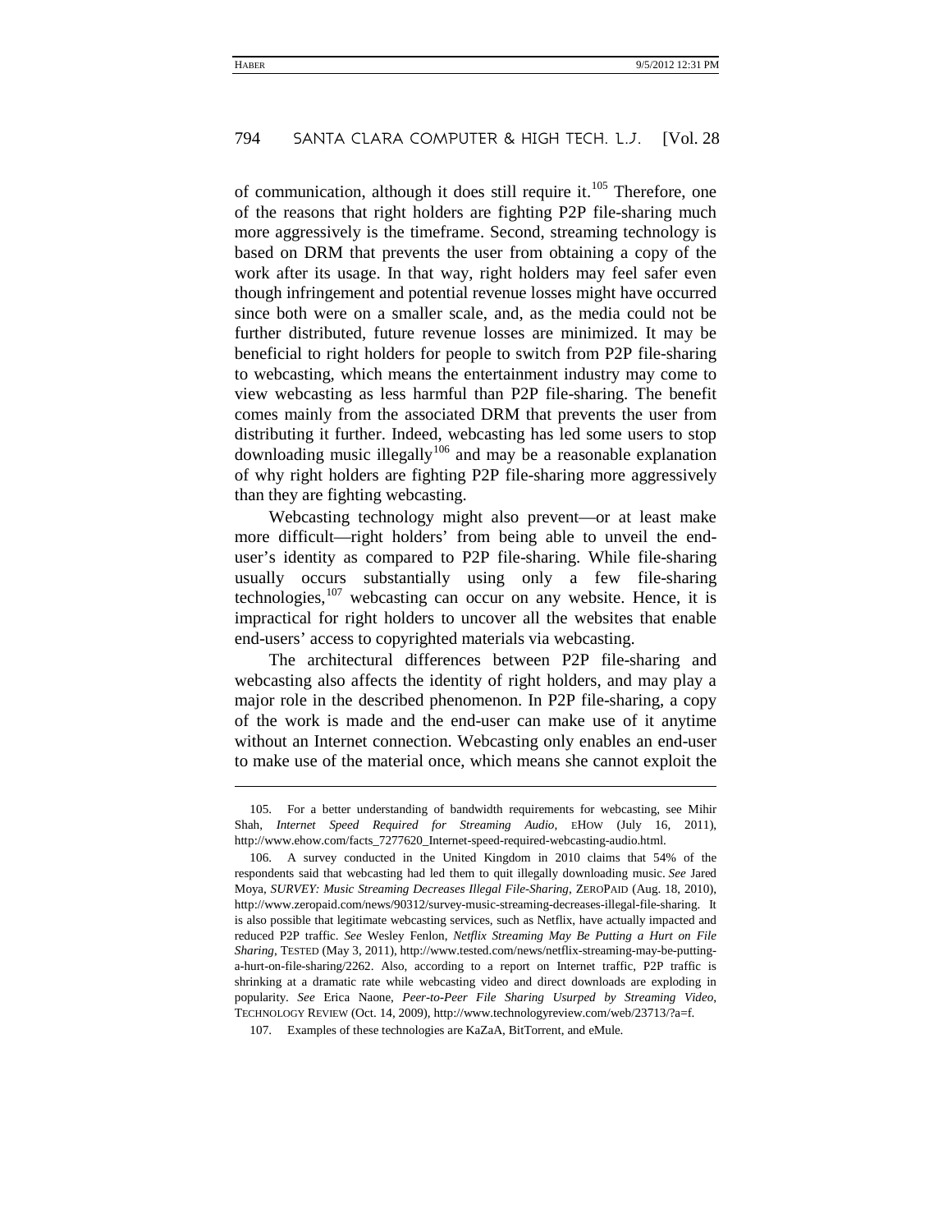of communication, although it does still require it.[105] Therefore, one of the reasons that right holders are fighting P2P file-sharing much more aggressively is the timeframe. Second, streaming technology is based on DRM that prevents the user from obtaining a copy of the work after its usage. In that way, right holders may feel safer even though infringement and potential revenue losses might have occurred since both were on a smaller scale, and, as the media could not be further distributed, future revenue losses are minimized. It may be beneficial to right holders for people to switch from P2P file-sharing to webcasting, which means the entertainment industry may come to view webcasting as less harmful than P2P file-sharing. The benefit comes mainly from the associated DRM that prevents the user from distributing it further. Indeed, webcasting has led some users to stop downloading music illegally[106] and may be a reasonable explanation of why right holders are fighting P2P file-sharing more aggressively than they are fighting webcasting.

Webcasting technology might also prevent—or at least make more difficult—right holders' from being able to unveil the end-user's identity as compared to P2P file-sharing. While file-sharing usually occurs substantially using only a few file-sharing technologies,[107] webcasting can occur on any website. Hence, it is impractical for right holders to uncover all the websites that enable end-users' access to copyrighted materials via webcasting.

The architectural differences between P2P file-sharing and webcasting also affects the identity of right holders, and may play a major role in the described phenomenon. In P2P file-sharing, a copy of the work is made and the end-user can make use of it anytime without an Internet connection. Webcasting only enables an end-user to make use of the material once, which means she cannot exploit the

---

105. For a better understanding of bandwidth requirements for webcasting, see Mihir Shah, *Internet Speed Required for Streaming Audio*, EHOW (July 16, 2011), http://www.ehow.com/facts_7277620_Internet-speed-required-webcasting-audio.html.

106. A survey conducted in the United Kingdom in 2010 claims that 54% of the respondents said that webcasting had led them to quit illegally downloading music. *See* Jared Moya, *SURVEY: Music Streaming Decreases Illegal File-Sharing*, ZEROPAID (Aug. 18, 2010), http://www.zeropaid.com/news/90312/survey-music-streaming-decreases-illegal-file-sharing. It is also possible that legitimate webcasting services, such as Netflix, have actually impacted and reduced P2P traffic. *See* Wesley Fenlon, *Netflix Streaming May Be Putting a Hurt on File Sharing*, TESTED (May 3, 2011), http://www.tested.com/news/netflix-streaming-may-be-putting-a-hurt-on-file-sharing/2262. Also, according to a report on Internet traffic, P2P traffic is shrinking at a dramatic rate while webcasting video and direct downloads are exploding in popularity. *See* Erica Naone, *Peer-to-Peer File Sharing Usurped by Streaming Video*, TECHNOLOGY REVIEW (Oct. 14, 2009), http://www.technologyreview.com/web/23713/?a=f.

107. Examples of these technologies are KaZaA, BitTorrent, and eMule.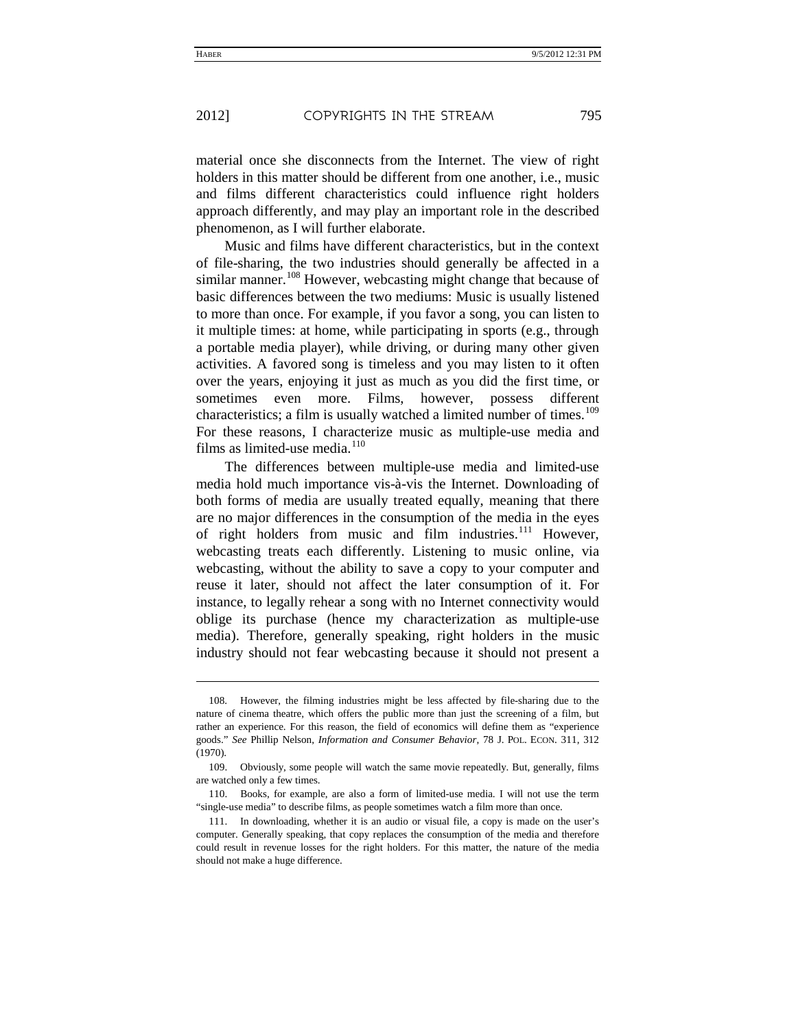material once she disconnects from the Internet. The view of right holders in this matter should be different from one another, i.e., music and films different characteristics could influence right holders approach differently, and may play an important role in the described phenomenon, as I will further elaborate.

Music and films have different characteristics, but in the context of file-sharing, the two industries should generally be affected in a similar manner.[108] However, webcasting might change that because of basic differences between the two mediums: Music is usually listened to more than once. For example, if you favor a song, you can listen to it multiple times: at home, while participating in sports (e.g., through a portable media player), while driving, or during many other given activities. A favored song is timeless and you may listen to it often over the years, enjoying it just as much as you did the first time, or sometimes even more. Films, however, possess different characteristics; a film is usually watched a limited number of times.[109] For these reasons, I characterize music as multiple-use media and films as limited-use media.[110]

The differences between multiple-use media and limited-use media hold much importance vis-à-vis the Internet. Downloading of both forms of media are usually treated equally, meaning that there are no major differences in the consumption of the media in the eyes of right holders from music and film industries.[111] However, webcasting treats each differently. Listening to music online, via webcasting, without the ability to save a copy to your computer and reuse it later, should not affect the later consumption of it. For instance, to legally rehear a song with no Internet connectivity would oblige its purchase (hence my characterization as multiple-use media). Therefore, generally speaking, right holders in the music industry should not fear webcasting because it should not present a

---

108. However, the filming industries might be less affected by file-sharing due to the nature of cinema theatre, which offers the public more than just the screening of a film, but rather an experience. For this reason, the field of economics will define them as "experience goods." *See* Phillip Nelson, *Information and Consumer Behavior*, 78 J. POL. ECON. 311, 312 (1970).

109. Obviously, some people will watch the same movie repeatedly. But, generally, films are watched only a few times.

110. Books, for example, are also a form of limited-use media. I will not use the term "single-use media" to describe films, as people sometimes watch a film more than once.

111. In downloading, whether it is an audio or visual file, a copy is made on the user's computer. Generally speaking, that copy replaces the consumption of the media and therefore could result in revenue losses for the right holders. For this matter, the nature of the media should not make a huge difference.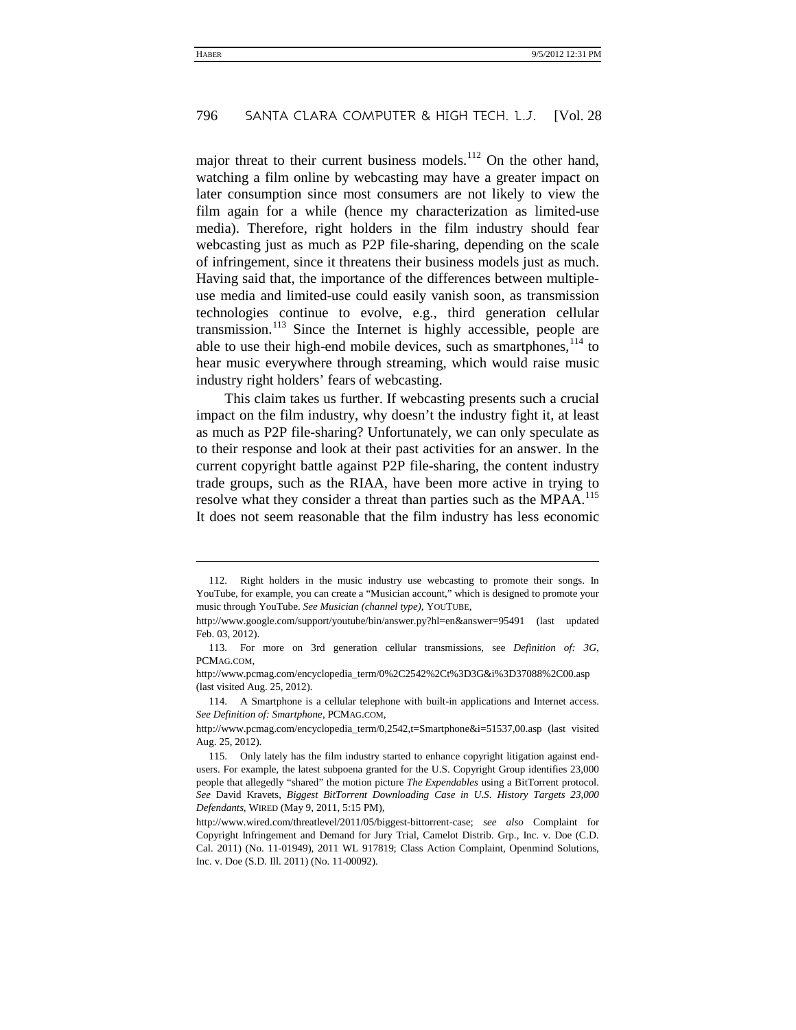major threat to their current business models.[112] On the other hand, watching a film online by webcasting may have a greater impact on later consumption since most consumers are not likely to view the film again for a while (hence my characterization as limited-use media). Therefore, right holders in the film industry should fear webcasting just as much as P2P file-sharing, depending on the scale of infringement, since it threatens their business models just as much. Having said that, the importance of the differences between multiple-use media and limited-use could easily vanish soon, as transmission technologies continue to evolve, e.g., third generation cellular transmission.[113] Since the Internet is highly accessible, people are able to use their high-end mobile devices, such as smartphones,[114] to hear music everywhere through streaming, which would raise music industry right holders' fears of webcasting.

This claim takes us further. If webcasting presents such a crucial impact on the film industry, why doesn't the industry fight it, at least as much as P2P file-sharing? Unfortunately, we can only speculate as to their response and look at their past activities for an answer. In the current copyright battle against P2P file-sharing, the content industry trade groups, such as the RIAA, have been more active in trying to resolve what they consider a threat than parties such as the MPAA.[115] It does not seem reasonable that the film industry has less economic

---

112. Right holders in the music industry use webcasting to promote their songs. In YouTube, for example, you can create a "Musician account," which is designed to promote your music through YouTube. *See Musician (channel type)*, YOUTUBE, http://www.google.com/support/youtube/bin/answer.py?hl=en&answer=95491 (last updated Feb. 03, 2012).

113. For more on 3rd generation cellular transmissions, see *Definition of: 3G*, PCMAG.COM, http://www.pcmag.com/encyclopedia_term/0%2C2542%2Ct%3D3G&i%3D37088%2C00.asp (last visited Aug. 25, 2012).

114. A Smartphone is a cellular telephone with built-in applications and Internet access. *See Definition of: Smartphone*, PCMAG.COM, http://www.pcmag.com/encyclopedia_term/0,2542,t=Smartphone&i=51537,00.asp (last visited Aug. 25, 2012).

115. Only lately has the film industry started to enhance copyright litigation against end-users. For example, the latest subpoena granted for the U.S. Copyright Group identifies 23,000 people that allegedly "shared" the motion picture *The Expendables* using a BitTorrent protocol. *See* David Kravets, *Biggest BitTorrent Downloading Case in U.S. History Targets 23,000 Defendants*, WIRED (May 9, 2011, 5:15 PM), http://www.wired.com/threatlevel/2011/05/biggest-bittorrent-case; *see also* Complaint for Copyright Infringement and Demand for Jury Trial, Camelot Distrib. Grp., Inc. v. Doe (C.D. Cal. 2011) (No. 11-01949), 2011 WL 917819; Class Action Complaint, Openmind Solutions, Inc. v. Doe (S.D. Ill. 2011) (No. 11-00092).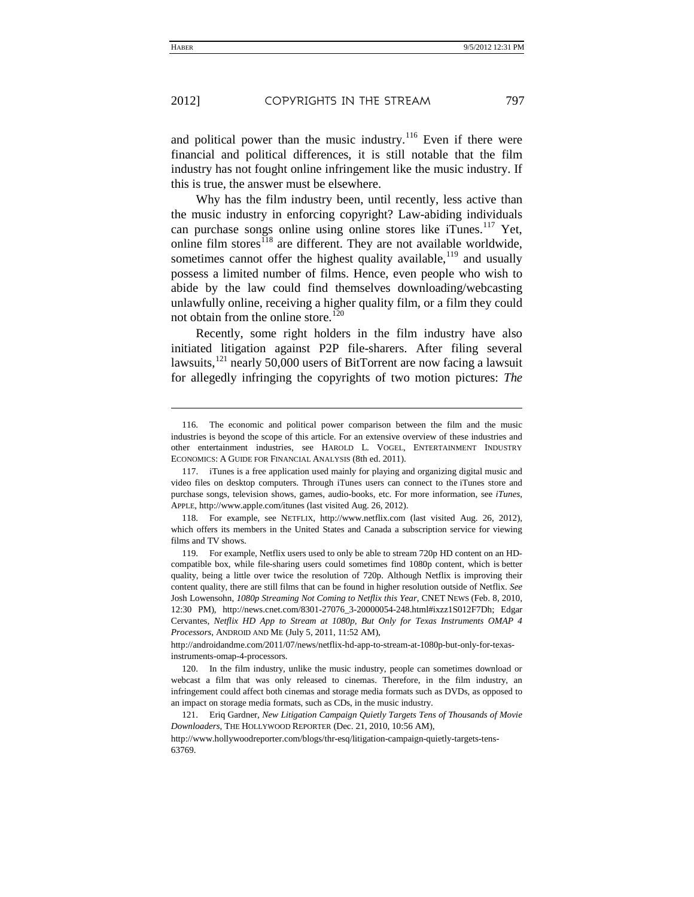and political power than the music industry.[116] Even if there were financial and political differences, it is still notable that the film industry has not fought online infringement like the music industry. If this is true, the answer must be elsewhere.

Why has the film industry been, until recently, less active than the music industry in enforcing copyright? Law-abiding individuals can purchase songs online using online stores like iTunes.[117] Yet, online film stores[118] are different. They are not available worldwide, sometimes cannot offer the highest quality available,[119] and usually possess a limited number of films. Hence, even people who wish to abide by the law could find themselves downloading/webcasting unlawfully online, receiving a higher quality film, or a film they could not obtain from the online store.[120]

Recently, some right holders in the film industry have also initiated litigation against P2P file-sharers. After filing several lawsuits,[121] nearly 50,000 users of BitTorrent are now facing a lawsuit for allegedly infringing the copyrights of two motion pictures: *The*

---

116. The economic and political power comparison between the film and the music industries is beyond the scope of this article. For an extensive overview of these industries and other entertainment industries, see HAROLD L. VOGEL, ENTERTAINMENT INDUSTRY ECONOMICS: A GUIDE FOR FINANCIAL ANALYSIS (8th ed. 2011).

117. iTunes is a free application used mainly for playing and organizing digital music and video files on desktop computers. Through iTunes users can connect to the iTunes store and purchase songs, television shows, games, audio-books, etc. For more information, see *iTunes*, APPLE, http://www.apple.com/itunes (last visited Aug. 26, 2012).

118. For example, see NETFLIX, http://www.netflix.com (last visited Aug. 26, 2012), which offers its members in the United States and Canada a subscription service for viewing films and TV shows.

119. For example, Netflix users used to only be able to stream 720p HD content on an HD-compatible box, while file-sharing users could sometimes find 1080p content, which is better quality, being a little over twice the resolution of 720p. Although Netflix is improving their content quality, there are still films that can be found in higher resolution outside of Netflix. *See* Josh Lowensohn, *1080p Streaming Not Coming to Netflix this Year*, CNET NEWS (Feb. 8, 2010, 12:30 PM), http://news.cnet.com/8301-27076_3-20000054-248.html#ixzz1S012F7Dh; Edgar Cervantes, *Netflix HD App to Stream at 1080p, But Only for Texas Instruments OMAP 4 Processors*, ANDROID AND ME (July 5, 2011, 11:52 AM), http://androidandme.com/2011/07/news/netflix-hd-app-to-stream-at-1080p-but-only-for-texas-instruments-omap-4-processors.

120. In the film industry, unlike the music industry, people can sometimes download or webcast a film that was only released to cinemas. Therefore, in the film industry, an infringement could affect both cinemas and storage media formats such as DVDs, as opposed to an impact on storage media formats, such as CDs, in the music industry.

121. Eriq Gardner, *New Litigation Campaign Quietly Targets Tens of Thousands of Movie Downloaders*, THE HOLLYWOOD REPORTER (Dec. 21, 2010, 10:56 AM), http://www.hollywoodreporter.com/blogs/thr-esq/litigation-campaign-quietly-targets-tens-63769.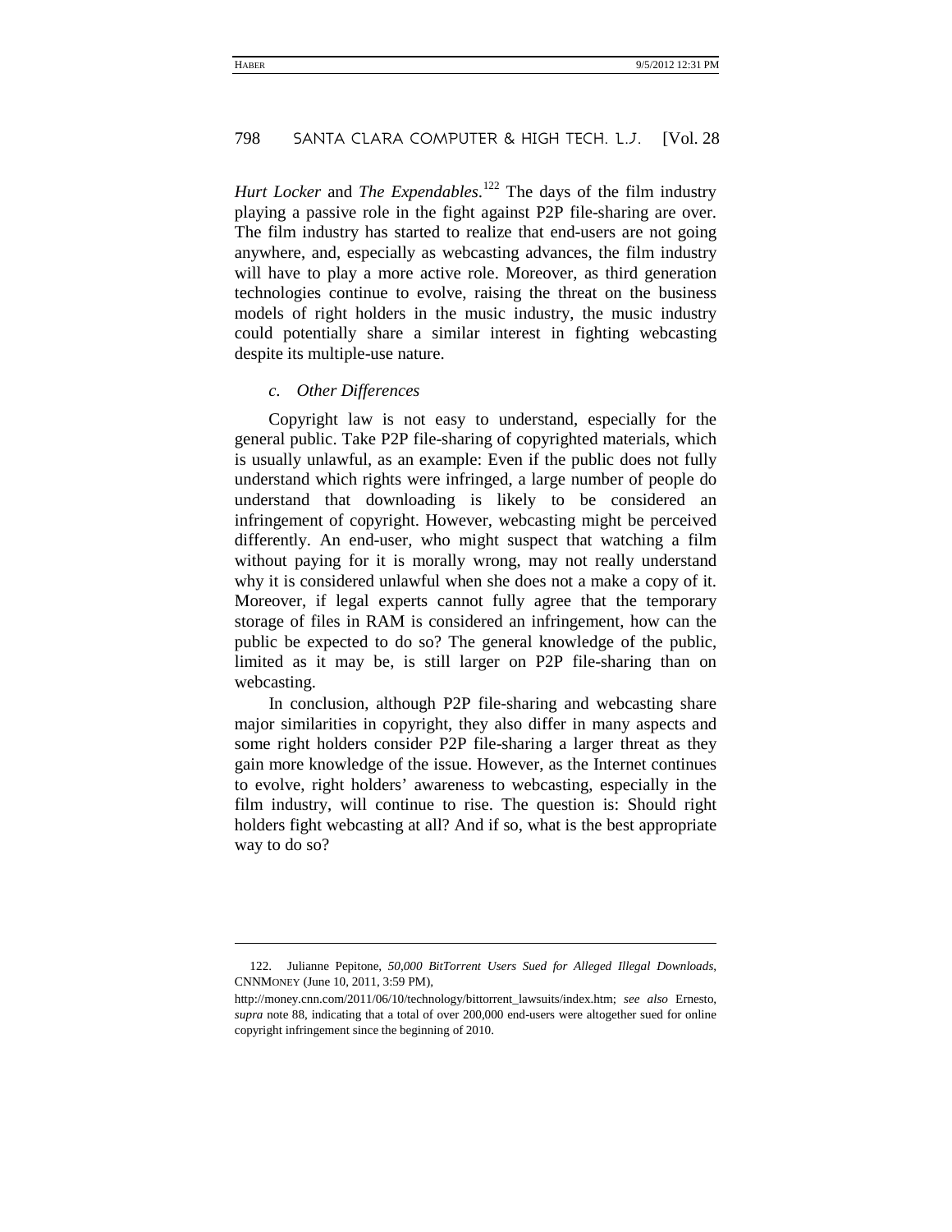*Hurt Locker* and *The Expendables*.[122] The days of the film industry playing a passive role in the fight against P2P file-sharing are over. The film industry has started to realize that end-users are not going anywhere, and, especially as webcasting advances, the film industry will have to play a more active role. Moreover, as third generation technologies continue to evolve, raising the threat on the business models of right holders in the music industry, the music industry could potentially share a similar interest in fighting webcasting despite its multiple-use nature.

### *c. Other Differences*

Copyright law is not easy to understand, especially for the general public. Take P2P file-sharing of copyrighted materials, which is usually unlawful, as an example: Even if the public does not fully understand which rights were infringed, a large number of people do understand that downloading is likely to be considered an infringement of copyright. However, webcasting might be perceived differently. An end-user, who might suspect that watching a film without paying for it is morally wrong, may not really understand why it is considered unlawful when she does not a make a copy of it. Moreover, if legal experts cannot fully agree that the temporary storage of files in RAM is considered an infringement, how can the public be expected to do so? The general knowledge of the public, limited as it may be, is still larger on P2P file-sharing than on webcasting.

In conclusion, although P2P file-sharing and webcasting share major similarities in copyright, they also differ in many aspects and some right holders consider P2P file-sharing a larger threat as they gain more knowledge of the issue. However, as the Internet continues to evolve, right holders' awareness to webcasting, especially in the film industry, will continue to rise. The question is: Should right holders fight webcasting at all? And if so, what is the best appropriate way to do so?

---

122. Julianne Pepitone, *50,000 BitTorrent Users Sued for Alleged Illegal Downloads*, CNNMONEY (June 10, 2011, 3:59 PM), http://money.cnn.com/2011/06/10/technology/bittorrent_lawsuits/index.htm; *see also* Ernesto, *supra* note 88, indicating that a total of over 200,000 end-users were altogether sued for online copyright infringement since the beginning of 2010.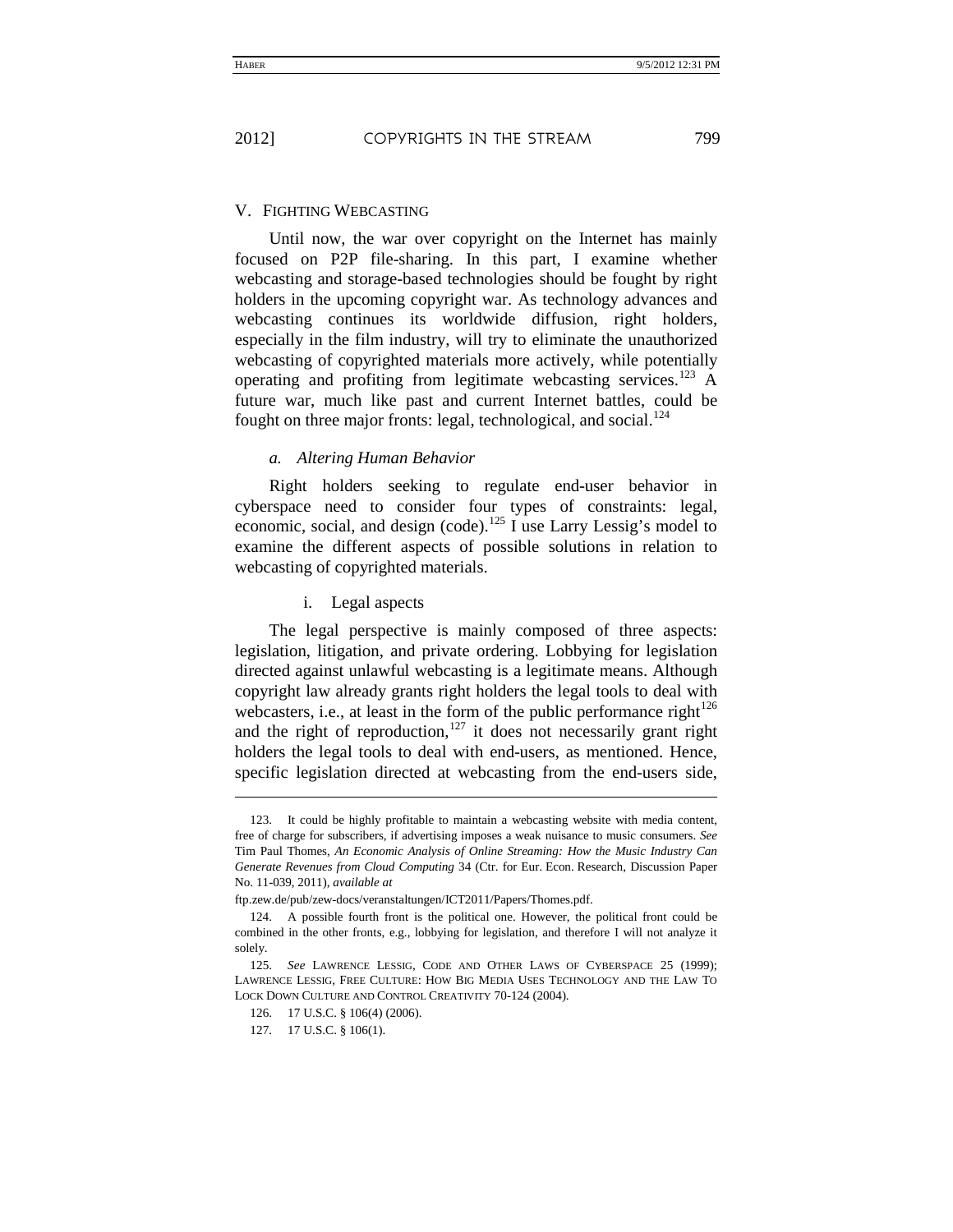## V. FIGHTING WEBCASTING

Until now, the war over copyright on the Internet has mainly focused on P2P file-sharing. In this part, I examine whether webcasting and storage-based technologies should be fought by right holders in the upcoming copyright war. As technology advances and webcasting continues its worldwide diffusion, right holders, especially in the film industry, will try to eliminate the unauthorized webcasting of copyrighted materials more actively, while potentially operating and profiting from legitimate webcasting services.[123] A future war, much like past and current Internet battles, could be fought on three major fronts: legal, technological, and social.[124]

### *a. Altering Human Behavior*

Right holders seeking to regulate end-user behavior in cyberspace need to consider four types of constraints: legal, economic, social, and design (code).[125] I use Larry Lessig's model to examine the different aspects of possible solutions in relation to webcasting of copyrighted materials.

#### i. Legal aspects

The legal perspective is mainly composed of three aspects: legislation, litigation, and private ordering. Lobbying for legislation directed against unlawful webcasting is a legitimate means. Although copyright law already grants right holders the legal tools to deal with webcasters, i.e., at least in the form of the public performance right[126] and the right of reproduction,[127] it does not necessarily grant right holders the legal tools to deal with end-users, as mentioned. Hence, specific legislation directed at webcasting from the end-users side,

---

123. It could be highly profitable to maintain a webcasting website with media content, free of charge for subscribers, if advertising imposes a weak nuisance to music consumers. *See* Tim Paul Thomes, *An Economic Analysis of Online Streaming: How the Music Industry Can Generate Revenues from Cloud Computing* 34 (Ctr. for Eur. Econ. Research, Discussion Paper No. 11-039, 2011), *available at* ftp.zew.de/pub/zew-docs/veranstaltungen/ICT2011/Papers/Thomes.pdf.

124. A possible fourth front is the political one. However, the political front could be combined in the other fronts, e.g., lobbying for legislation, and therefore I will not analyze it solely.

125. *See* LAWRENCE LESSIG, CODE AND OTHER LAWS OF CYBERSPACE 25 (1999); LAWRENCE LESSIG, FREE CULTURE: HOW BIG MEDIA USES TECHNOLOGY AND THE LAW TO LOCK DOWN CULTURE AND CONTROL CREATIVITY 70-124 (2004).

126. 17 U.S.C. § 106(4) (2006).

127. 17 U.S.C. § 106(1).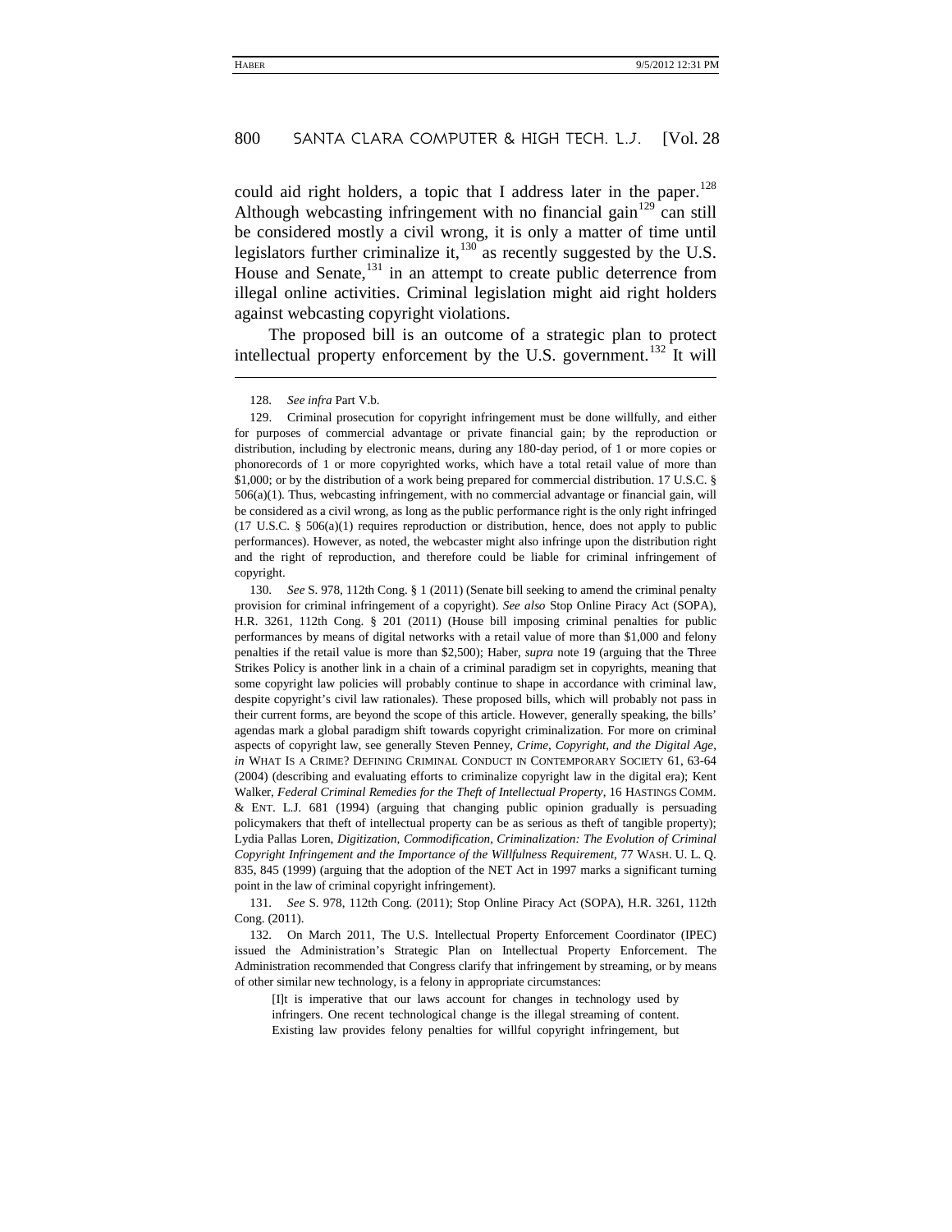could aid right holders, a topic that I address later in the paper.[128] Although webcasting infringement with no financial gain[129] can still be considered mostly a civil wrong, it is only a matter of time until legislators further criminalize it,[130] as recently suggested by the U.S. House and Senate,[131] in an attempt to create public deterrence from illegal online activities. Criminal legislation might aid right holders against webcasting copyright violations.

The proposed bill is an outcome of a strategic plan to protect intellectual property enforcement by the U.S. government.[132] It will

---

128. *See infra* Part V.b.

129. Criminal prosecution for copyright infringement must be done willfully, and either for purposes of commercial advantage or private financial gain; by the reproduction or distribution, including by electronic means, during any 180-day period, of 1 or more copies or phonorecords of 1 or more copyrighted works, which have a total retail value of more than $1,000; or by the distribution of a work being prepared for commercial distribution. 17 U.S.C. § 506(a)(1). Thus, webcasting infringement, with no commercial advantage or financial gain, will be considered as a civil wrong, as long as the public performance right is the only right infringed (17 U.S.C. § 506(a)(1) requires reproduction or distribution, hence, does not apply to public performances). However, as noted, the webcaster might also infringe upon the distribution right and the right of reproduction, and therefore could be liable for criminal infringement of copyright.

130. *See* S. 978, 112th Cong. § 1 (2011) (Senate bill seeking to amend the criminal penalty provision for criminal infringement of a copyright). *See also* Stop Online Piracy Act (SOPA), H.R. 3261, 112th Cong. § 201 (2011) (House bill imposing criminal penalties for public performances by means of digital networks with a retail value of more than $1,000 and felony penalties if the retail value is more than $2,500); Haber, *supra* note 19 (arguing that the Three Strikes Policy is another link in a chain of a criminal paradigm set in copyrights, meaning that some copyright law policies will probably continue to shape in accordance with criminal law, despite copyright's civil law rationales). These proposed bills, which will probably not pass in their current forms, are beyond the scope of this article. However, generally speaking, the bills' agendas mark a global paradigm shift towards copyright criminalization. For more on criminal aspects of copyright law, see generally Steven Penney, *Crime, Copyright, and the Digital Age*, *in* WHAT IS A CRIME? DEFINING CRIMINAL CONDUCT IN CONTEMPORARY SOCIETY 61, 63-64 (2004) (describing and evaluating efforts to criminalize copyright law in the digital era); Kent Walker, *Federal Criminal Remedies for the Theft of Intellectual Property*, 16 HASTINGS COMM. & ENT. L.J. 681 (1994) (arguing that changing public opinion gradually is persuading policymakers that theft of intellectual property can be as serious as theft of tangible property); Lydia Pallas Loren, *Digitization, Commodification, Criminalization: The Evolution of Criminal Copyright Infringement and the Importance of the Willfulness Requirement*, 77 WASH. U. L. Q. 835, 845 (1999) (arguing that the adoption of the NET Act in 1997 marks a significant turning point in the law of criminal copyright infringement).

131. *See* S. 978, 112th Cong. (2011); Stop Online Piracy Act (SOPA), H.R. 3261, 112th Cong. (2011).

132. On March 2011, The U.S. Intellectual Property Enforcement Coordinator (IPEC) issued the Administration's Strategic Plan on Intellectual Property Enforcement. The Administration recommended that Congress clarify that infringement by streaming, or by means of other similar new technology, is a felony in appropriate circumstances:

> [I]t is imperative that our laws account for changes in technology used by infringers. One recent technological change is the illegal streaming of content. Existing law provides felony penalties for willful copyright infringement, but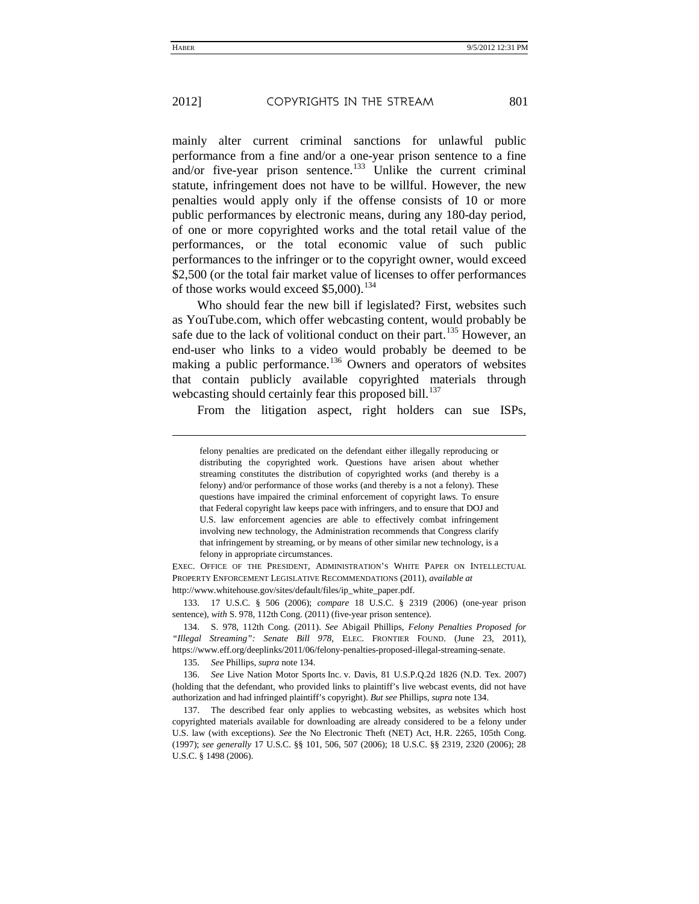mainly alter current criminal sanctions for unlawful public performance from a fine and/or a one-year prison sentence to a fine and/or five-year prison sentence.[133] Unlike the current criminal statute, infringement does not have to be willful. However, the new penalties would apply only if the offense consists of 10 or more public performances by electronic means, during any 180-day period, of one or more copyrighted works and the total retail value of the performances, or the total economic value of such public performances to the infringer or to the copyright owner, would exceed $2,500 (or the total fair market value of licenses to offer performances of those works would exceed $5,000).[134]

Who should fear the new bill if legislated? First, websites such as YouTube.com, which offer webcasting content, would probably be safe due to the lack of volitional conduct on their part.[135] However, an end-user who links to a video would probably be deemed to be making a public performance.[136] Owners and operators of websites that contain publicly available copyrighted materials through webcasting should certainly fear this proposed bill.[137]

From the litigation aspect, right holders can sue ISPs,

---

> felony penalties are predicated on the defendant either illegally reproducing or distributing the copyrighted work. Questions have arisen about whether streaming constitutes the distribution of copyrighted works (and thereby is a felony) and/or performance of those works (and thereby is a not a felony). These questions have impaired the criminal enforcement of copyright laws. To ensure that Federal copyright law keeps pace with infringers, and to ensure that DOJ and U.S. law enforcement agencies are able to effectively combat infringement involving new technology, the Administration recommends that Congress clarify that infringement by streaming, or by means of other similar new technology, is a felony in appropriate circumstances.

EXEC. OFFICE OF THE PRESIDENT, ADMINISTRATION'S WHITE PAPER ON INTELLECTUAL PROPERTY ENFORCEMENT LEGISLATIVE RECOMMENDATIONS (2011), *available at* http://www.whitehouse.gov/sites/default/files/ip_white_paper.pdf.

133. 17 U.S.C. § 506 (2006); *compare* 18 U.S.C. § 2319 (2006) (one-year prison sentence), *with* S. 978, 112th Cong. (2011) (five-year prison sentence).

134. S. 978, 112th Cong. (2011). *See* Abigail Phillips, *Felony Penalties Proposed for "Illegal Streaming": Senate Bill 978*, ELEC. FRONTIER FOUND. (June 23, 2011), https://www.eff.org/deeplinks/2011/06/felony-penalties-proposed-illegal-streaming-senate.

135. *See* Phillips, *supra* note 134.

136. *See* Live Nation Motor Sports Inc. v. Davis, 81 U.S.P.Q.2d 1826 (N.D. Tex. 2007) (holding that the defendant, who provided links to plaintiff's live webcast events, did not have authorization and had infringed plaintiff's copyright). *But see* Phillips, *supra* note 134.

137. The described fear only applies to webcasting websites, as websites which host copyrighted materials available for downloading are already considered to be a felony under U.S. law (with exceptions). *See* the No Electronic Theft (NET) Act, H.R. 2265, 105th Cong. (1997); *see generally* 17 U.S.C. §§ 101, 506, 507 (2006); 18 U.S.C. §§ 2319, 2320 (2006); 28 U.S.C. § 1498 (2006).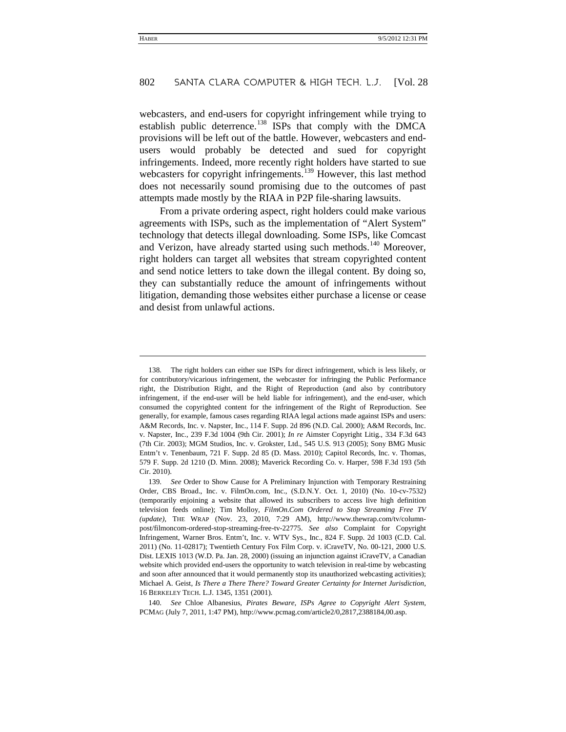webcasters, and end-users for copyright infringement while trying to establish public deterrence.[138] ISPs that comply with the DMCA provisions will be left out of the battle. However, webcasters and end-users would probably be detected and sued for copyright infringements. Indeed, more recently right holders have started to sue webcasters for copyright infringements.[139] However, this last method does not necessarily sound promising due to the outcomes of past attempts made mostly by the RIAA in P2P file-sharing lawsuits.

From a private ordering aspect, right holders could make various agreements with ISPs, such as the implementation of "Alert System" technology that detects illegal downloading. Some ISPs, like Comcast and Verizon, have already started using such methods.[140] Moreover, right holders can target all websites that stream copyrighted content and send notice letters to take down the illegal content. By doing so, they can substantially reduce the amount of infringements without litigation, demanding those websites either purchase a license or cease and desist from unlawful actions.

---

138. The right holders can either sue ISPs for direct infringement, which is less likely, or for contributory/vicarious infringement, the webcaster for infringing the Public Performance right, the Distribution Right, and the Right of Reproduction (and also by contributory infringement, if the end-user will be held liable for infringement), and the end-user, which consumed the copyrighted content for the infringement of the Right of Reproduction. See generally, for example, famous cases regarding RIAA legal actions made against ISPs and users: A&M Records, Inc. v. Napster, Inc., 114 F. Supp. 2d 896 (N.D. Cal. 2000); A&M Records, Inc. v. Napster, Inc., 239 F.3d 1004 (9th Cir. 2001); *In re* Aimster Copyright Litig., 334 F.3d 643 (7th Cir. 2003); MGM Studios, Inc. v. Grokster, Ltd., 545 U.S. 913 (2005); Sony BMG Music Entm't v. Tenenbaum, 721 F. Supp. 2d 85 (D. Mass. 2010); Capitol Records, Inc. v. Thomas, 579 F. Supp. 2d 1210 (D. Minn. 2008); Maverick Recording Co. v. Harper, 598 F.3d 193 (5th Cir. 2010).

139. *See* Order to Show Cause for A Preliminary Injunction with Temporary Restraining Order, CBS Broad., Inc. v. FilmOn.com, Inc., (S.D.N.Y. Oct. 1, 2010) (No. 10-cv-7532) (temporarily enjoining a website that allowed its subscribers to access live high definition television feeds online); Tim Molloy, *FilmOn.Com Ordered to Stop Streaming Free TV (update)*, THE WRAP (Nov. 23, 2010, 7:29 AM), http://www.thewrap.com/tv/column-post/filmoncom-ordered-stop-streaming-free-tv-22775. *See also* Complaint for Copyright Infringement, Warner Bros. Entm't, Inc. v. WTV Sys., Inc., 824 F. Supp. 2d 1003 (C.D. Cal. 2011) (No. 11-02817); Twentieth Century Fox Film Corp. v. iCraveTV, No. 00-121, 2000 U.S. Dist. LEXIS 1013 (W.D. Pa. Jan. 28, 2000) (issuing an injunction against iCraveTV, a Canadian website which provided end-users the opportunity to watch television in real-time by webcasting and soon after announced that it would permanently stop its unauthorized webcasting activities); Michael A. Geist, *Is There a There There? Toward Greater Certainty for Internet Jurisdiction*, 16 BERKELEY TECH. L.J. 1345, 1351 (2001).

140. *See* Chloe Albanesius, *Pirates Beware, ISPs Agree to Copyright Alert System*, PCMAG (July 7, 2011, 1:47 PM), http://www.pcmag.com/article2/0,2817,2388184,00.asp.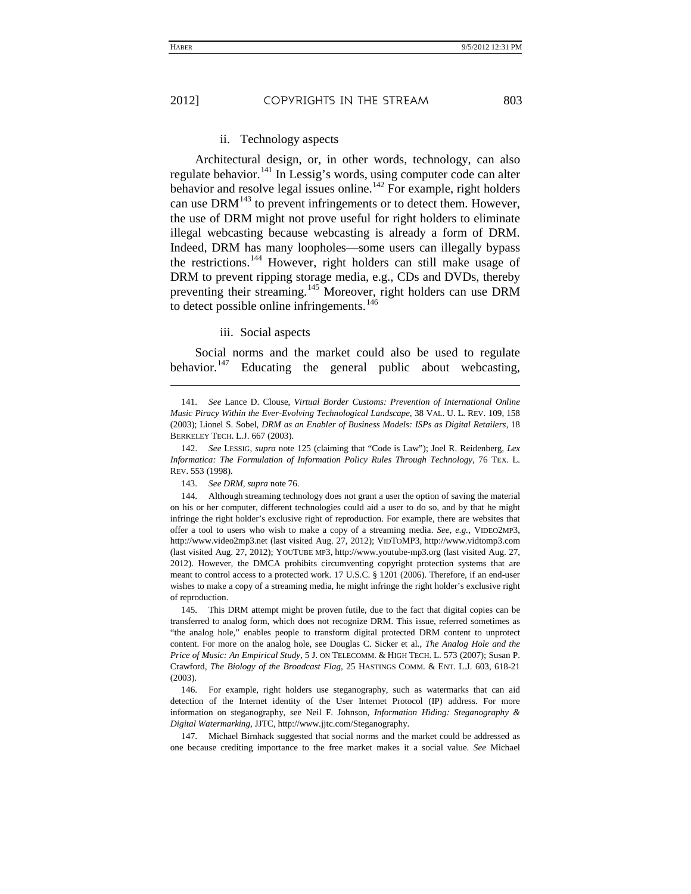#### ii. Technology aspects

Architectural design, or, in other words, technology, can also regulate behavior.[141] In Lessig's words, using computer code can alter behavior and resolve legal issues online.[142] For example, right holders can use DRM[143] to prevent infringements or to detect them. However, the use of DRM might not prove useful for right holders to eliminate illegal webcasting because webcasting is already a form of DRM. Indeed, DRM has many loopholes—some users can illegally bypass the restrictions.[144] However, right holders can still make usage of DRM to prevent ripping storage media, e.g., CDs and DVDs, thereby preventing their streaming.[145] Moreover, right holders can use DRM to detect possible online infringements.[146]

#### iii. Social aspects

Social norms and the market could also be used to regulate behavior.[147] Educating the general public about webcasting,

---

141. *See* Lance D. Clouse, *Virtual Border Customs: Prevention of International Online Music Piracy Within the Ever-Evolving Technological Landscape*, 38 VAL. U. L. REV. 109, 158 (2003); Lionel S. Sobel, *DRM as an Enabler of Business Models: ISPs as Digital Retailers*, 18 BERKELEY TECH. L.J. 667 (2003).

142. *See* LESSIG, *supra* note 125 (claiming that "Code is Law"); Joel R. Reidenberg, *Lex Informatica: The Formulation of Information Policy Rules Through Technology*, 76 TEX. L. REV. 553 (1998).

143. *See DRM*, *supra* note 76.

144. Although streaming technology does not grant a user the option of saving the material on his or her computer, different technologies could aid a user to do so, and by that he might infringe the right holder's exclusive right of reproduction. For example, there are websites that offer a tool to users who wish to make a copy of a streaming media. *See, e.g.*, VIDEO2MP3, http://www.video2mp3.net (last visited Aug. 27, 2012); VIDTOMP3, http://www.vidtomp3.com (last visited Aug. 27, 2012); YOUTUBE MP3, http://www.youtube-mp3.org (last visited Aug. 27, 2012). However, the DMCA prohibits circumventing copyright protection systems that are meant to control access to a protected work. 17 U.S.C. § 1201 (2006). Therefore, if an end-user wishes to make a copy of a streaming media, he might infringe the right holder's exclusive right of reproduction.

145. This DRM attempt might be proven futile, due to the fact that digital copies can be transferred to analog form, which does not recognize DRM. This issue, referred sometimes as "the analog hole," enables people to transform digital protected DRM content to unprotect content. For more on the analog hole, see Douglas C. Sicker et al., *The Analog Hole and the Price of Music: An Empirical Study*, 5 J. ON TELECOMM. & HIGH TECH. L. 573 (2007); Susan P. Crawford, *The Biology of the Broadcast Flag*, 25 HASTINGS COMM. & ENT. L.J. 603, 618-21 (2003).

146. For example, right holders use steganography, such as watermarks that can aid detection of the Internet identity of the User Internet Protocol (IP) address. For more information on steganography, see Neil F. Johnson, *Information Hiding: Steganography & Digital Watermarking*, JJTC, http://www.jjtc.com/Steganography.

147. Michael Birnhack suggested that social norms and the market could be addressed as one because crediting importance to the free market makes it a social value. *See* Michael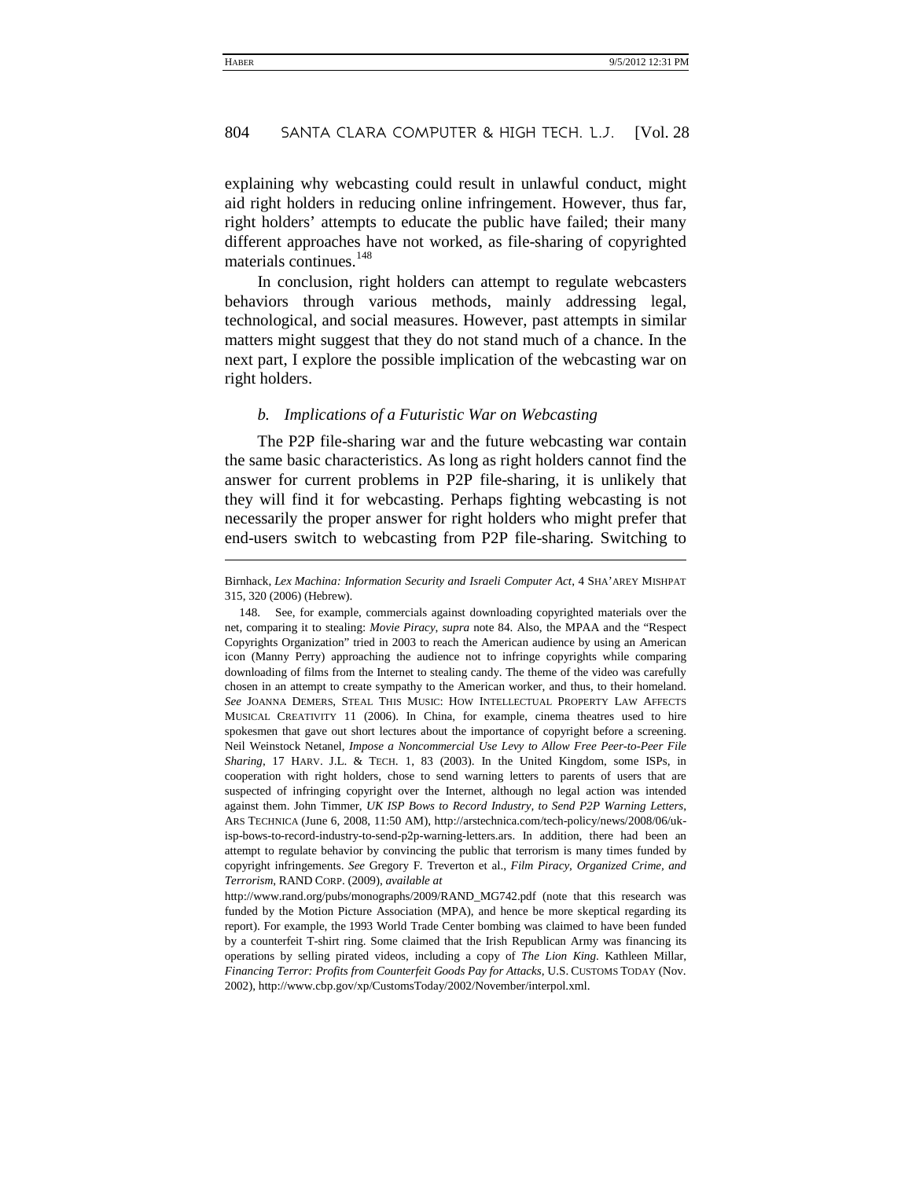explaining why webcasting could result in unlawful conduct, might aid right holders in reducing online infringement. However, thus far, right holders' attempts to educate the public have failed; their many different approaches have not worked, as file-sharing of copyrighted materials continues.[148]

In conclusion, right holders can attempt to regulate webcasters behaviors through various methods, mainly addressing legal, technological, and social measures. However, past attempts in similar matters might suggest that they do not stand much of a chance. In the next part, I explore the possible implication of the webcasting war on right holders.

### *b. Implications of a Futuristic War on Webcasting*

The P2P file-sharing war and the future webcasting war contain the same basic characteristics. As long as right holders cannot find the answer for current problems in P2P file-sharing, it is unlikely that they will find it for webcasting. Perhaps fighting webcasting is not necessarily the proper answer for right holders who might prefer that end-users switch to webcasting from P2P file-sharing. Switching to

---

Birnhack, *Lex Machina: Information Security and Israeli Computer Act*, 4 SHA'AREY MISHPAT 315, 320 (2006) (Hebrew).

148. See, for example, commercials against downloading copyrighted materials over the net, comparing it to stealing: *Movie Piracy*, *supra* note 84. Also, the MPAA and the "Respect Copyrights Organization" tried in 2003 to reach the American audience by using an American icon (Manny Perry) approaching the audience not to infringe copyrights while comparing downloading of films from the Internet to stealing candy. The theme of the video was carefully chosen in an attempt to create sympathy to the American worker, and thus, to their homeland. *See* JOANNA DEMERS, STEAL THIS MUSIC: HOW INTELLECTUAL PROPERTY LAW AFFECTS MUSICAL CREATIVITY 11 (2006). In China, for example, cinema theatres used to hire spokesmen that gave out short lectures about the importance of copyright before a screening. Neil Weinstock Netanel, *Impose a Noncommercial Use Levy to Allow Free Peer-to-Peer File Sharing*, 17 HARV. J.L. & TECH. 1, 83 (2003). In the United Kingdom, some ISPs, in cooperation with right holders, chose to send warning letters to parents of users that are suspected of infringing copyright over the Internet, although no legal action was intended against them. John Timmer, *UK ISP Bows to Record Industry, to Send P2P Warning Letters*, ARS TECHNICA (June 6, 2008, 11:50 AM), http://arstechnica.com/tech-policy/news/2008/06/uk-isp-bows-to-record-industry-to-send-p2p-warning-letters.ars. In addition, there had been an attempt to regulate behavior by convincing the public that terrorism is many times funded by copyright infringements. *See* Gregory F. Treverton et al., *Film Piracy, Organized Crime, and Terrorism*, RAND CORP. (2009), *available at* http://www.rand.org/pubs/monographs/2009/RAND_MG742.pdf (note that this research was funded by the Motion Picture Association (MPA), and hence be more skeptical regarding its report). For example, the 1993 World Trade Center bombing was claimed to have been funded by a counterfeit T-shirt ring. Some claimed that the Irish Republican Army was financing its operations by selling pirated videos, including a copy of *The Lion King*. Kathleen Millar, *Financing Terror: Profits from Counterfeit Goods Pay for Attacks*, U.S. CUSTOMS TODAY (Nov. 2002), http://www.cbp.gov/xp/CustomsToday/2002/November/interpol.xml.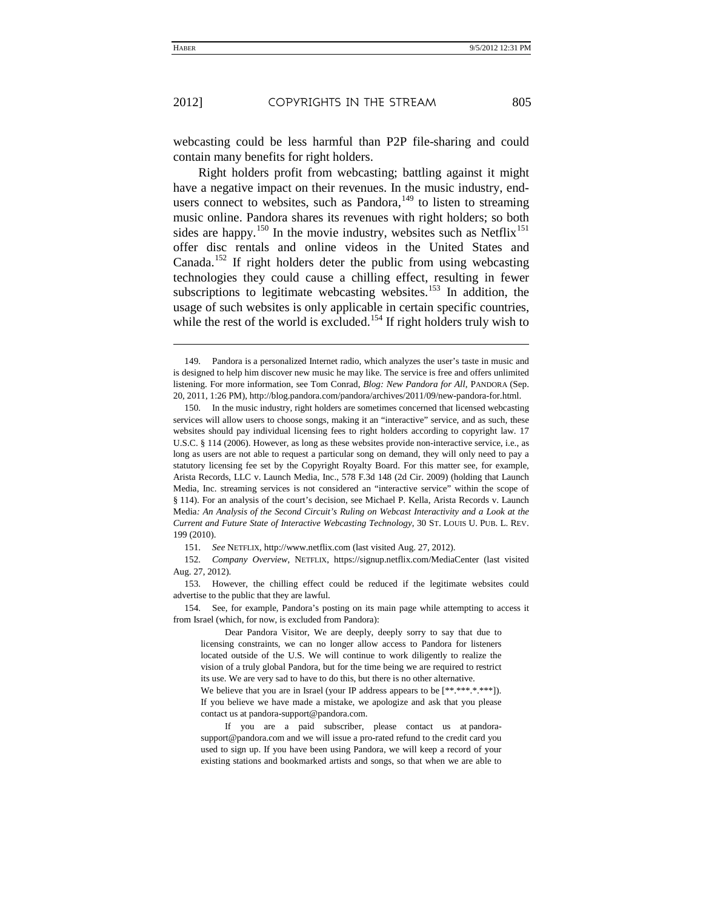webcasting could be less harmful than P2P file-sharing and could contain many benefits for right holders.

Right holders profit from webcasting; battling against it might have a negative impact on their revenues. In the music industry, end-users connect to websites, such as Pandora,[149] to listen to streaming music online. Pandora shares its revenues with right holders; so both sides are happy.[150] In the movie industry, websites such as Netflix[151] offer disc rentals and online videos in the United States and Canada.[152] If right holders deter the public from using webcasting technologies they could cause a chilling effect, resulting in fewer subscriptions to legitimate webcasting websites.[153] In addition, the usage of such websites is only applicable in certain specific countries, while the rest of the world is excluded.[154] If right holders truly wish to

---

149. Pandora is a personalized Internet radio, which analyzes the user's taste in music and is designed to help him discover new music he may like. The service is free and offers unlimited listening. For more information, see Tom Conrad, *Blog: New Pandora for All*, PANDORA (Sep. 20, 2011, 1:26 PM), http://blog.pandora.com/pandora/archives/2011/09/new-pandora-for.html.

150. In the music industry, right holders are sometimes concerned that licensed webcasting services will allow users to choose songs, making it an "interactive" service, and as such, these websites should pay individual licensing fees to right holders according to copyright law. 17 U.S.C. § 114 (2006). However, as long as these websites provide non-interactive service, i.e., as long as users are not able to request a particular song on demand, they will only need to pay a statutory licensing fee set by the Copyright Royalty Board. For this matter see, for example, Arista Records, LLC v. Launch Media, Inc., 578 F.3d 148 (2d Cir. 2009) (holding that Launch Media, Inc. streaming services is not considered an "interactive service" within the scope of § 114). For an analysis of the court's decision, see Michael P. Kella, Arista Records v. Launch Media*: An Analysis of the Second Circuit's Ruling on Webcast Interactivity and a Look at the Current and Future State of Interactive Webcasting Technology*, 30 ST. LOUIS U. PUB. L. REV. 199 (2010).

151. *See* NETFLIX, http://www.netflix.com (last visited Aug. 27, 2012).

152. *Company Overview*, NETFLIX, https://signup.netflix.com/MediaCenter (last visited Aug. 27, 2012).

153. However, the chilling effect could be reduced if the legitimate websites could advertise to the public that they are lawful.

154. See, for example, Pandora's posting on its main page while attempting to access it from Israel (which, for now, is excluded from Pandora):

> Dear Pandora Visitor, We are deeply, deeply sorry to say that due to licensing constraints, we can no longer allow access to Pandora for listeners located outside of the U.S. We will continue to work diligently to realize the vision of a truly global Pandora, but for the time being we are required to restrict its use. We are very sad to have to do this, but there is no other alternative.
>
> We believe that you are in Israel (your IP address appears to be [**.***.*.***]). If you believe we have made a mistake, we apologize and ask that you please contact us at pandora-support@pandora.com.
>
> If you are a paid subscriber, please contact us at pandora-support@pandora.com and we will issue a pro-rated refund to the credit card you used to sign up. If you have been using Pandora, we will keep a record of your existing stations and bookmarked artists and songs, so that when we are able to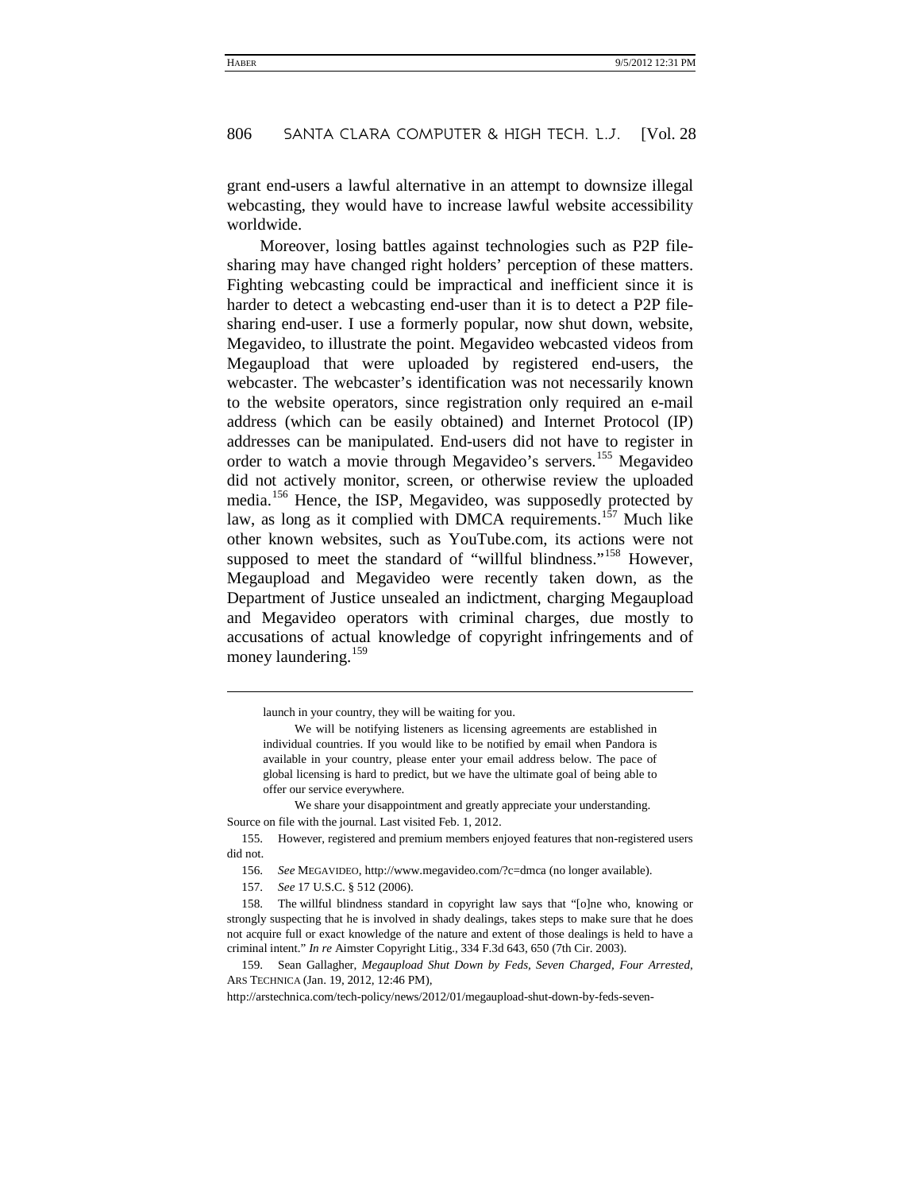grant end-users a lawful alternative in an attempt to downsize illegal webcasting, they would have to increase lawful website accessibility worldwide.

Moreover, losing battles against technologies such as P2P file-sharing may have changed right holders' perception of these matters. Fighting webcasting could be impractical and inefficient since it is harder to detect a webcasting end-user than it is to detect a P2P file-sharing end-user. I use a formerly popular, now shut down, website, Megavideo, to illustrate the point. Megavideo webcasted videos from Megaupload that were uploaded by registered end-users, the webcaster. The webcaster's identification was not necessarily known to the website operators, since registration only required an e-mail address (which can be easily obtained) and Internet Protocol (IP) addresses can be manipulated. End-users did not have to register in order to watch a movie through Megavideo's servers.[155] Megavideo did not actively monitor, screen, or otherwise review the uploaded media.[156] Hence, the ISP, Megavideo, was supposedly protected by law, as long as it complied with DMCA requirements.[157] Much like other known websites, such as YouTube.com, its actions were not supposed to meet the standard of "willful blindness."[158] However, Megaupload and Megavideo were recently taken down, as the Department of Justice unsealed an indictment, charging Megaupload and Megavideo operators with criminal charges, due mostly to accusations of actual knowledge of copyright infringements and of money laundering.[159]

---

> launch in your country, they will be waiting for you.
>
> We will be notifying listeners as licensing agreements are established in individual countries. If you would like to be notified by email when Pandora is available in your country, please enter your email address below. The pace of global licensing is hard to predict, but we have the ultimate goal of being able to offer our service everywhere.
>
> We share your disappointment and greatly appreciate your understanding.

Source on file with the journal. Last visited Feb. 1, 2012.

155. However, registered and premium members enjoyed features that non-registered users did not.

156. *See* MEGAVIDEO, http://www.megavideo.com/?c=dmca (no longer available).

157. *See* 17 U.S.C. § 512 (2006).

158. The willful blindness standard in copyright law says that "[o]ne who, knowing or strongly suspecting that he is involved in shady dealings, takes steps to make sure that he does not acquire full or exact knowledge of the nature and extent of those dealings is held to have a criminal intent." *In re* Aimster Copyright Litig., 334 F.3d 643, 650 (7th Cir. 2003).

159. Sean Gallagher, *Megaupload Shut Down by Feds, Seven Charged, Four Arrested*, ARS TECHNICA (Jan. 19, 2012, 12:46 PM), http://arstechnica.com/tech-policy/news/2012/01/megaupload-shut-down-by-feds-seven-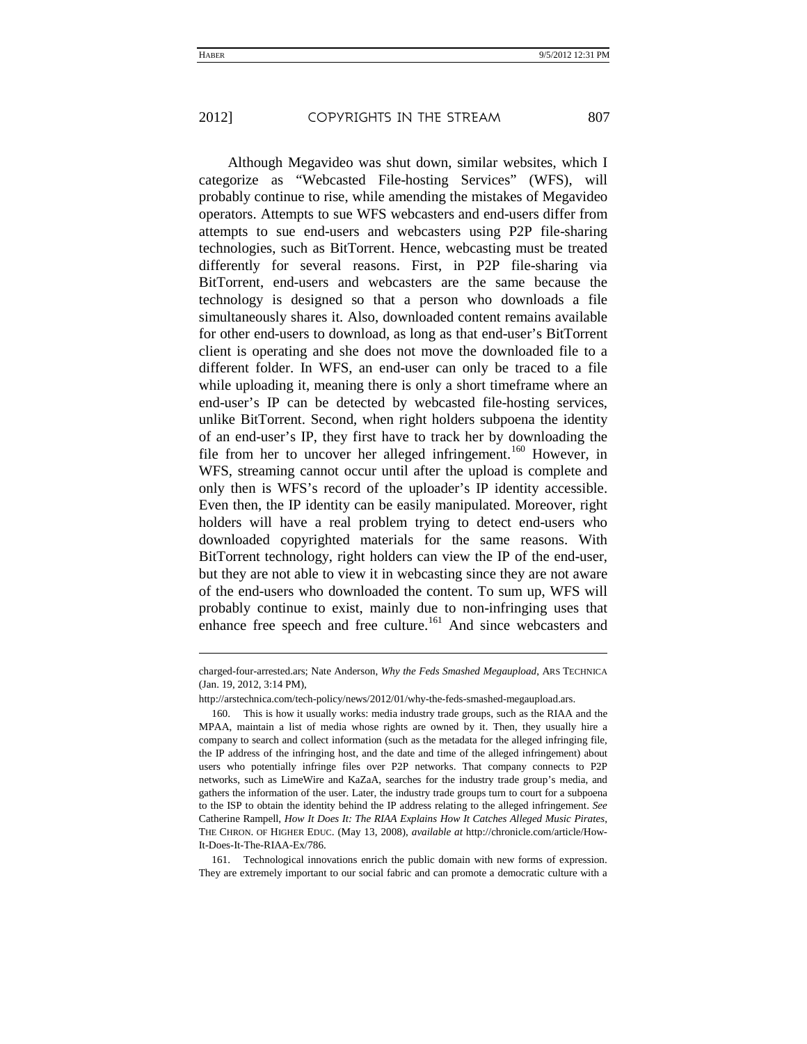Although Megavideo was shut down, similar websites, which I categorize as "Webcasted File-hosting Services" (WFS), will probably continue to rise, while amending the mistakes of Megavideo operators. Attempts to sue WFS webcasters and end-users differ from attempts to sue end-users and webcasters using P2P file-sharing technologies, such as BitTorrent. Hence, webcasting must be treated differently for several reasons. First, in P2P file-sharing via BitTorrent, end-users and webcasters are the same because the technology is designed so that a person who downloads a file simultaneously shares it. Also, downloaded content remains available for other end-users to download, as long as that end-user's BitTorrent client is operating and she does not move the downloaded file to a different folder. In WFS, an end-user can only be traced to a file while uploading it, meaning there is only a short timeframe where an end-user's IP can be detected by webcasted file-hosting services, unlike BitTorrent. Second, when right holders subpoena the identity of an end-user's IP, they first have to track her by downloading the file from her to uncover her alleged infringement.[160] However, in WFS, streaming cannot occur until after the upload is complete and only then is WFS's record of the uploader's IP identity accessible. Even then, the IP identity can be easily manipulated. Moreover, right holders will have a real problem trying to detect end-users who downloaded copyrighted materials for the same reasons. With BitTorrent technology, right holders can view the IP of the end-user, but they are not able to view it in webcasting since they are not aware of the end-users who downloaded the content. To sum up, WFS will probably continue to exist, mainly due to non-infringing uses that enhance free speech and free culture.[161] And since webcasters and

---

charged-four-arrested.ars; Nate Anderson, *Why the Feds Smashed Megaupload*, ARS TECHNICA (Jan. 19, 2012, 3:14 PM), http://arstechnica.com/tech-policy/news/2012/01/why-the-feds-smashed-megaupload.ars.

160. This is how it usually works: media industry trade groups, such as the RIAA and the MPAA, maintain a list of media whose rights are owned by it. Then, they usually hire a company to search and collect information (such as the metadata for the alleged infringing file, the IP address of the infringing host, and the date and time of the alleged infringement) about users who potentially infringe files over P2P networks. That company connects to P2P networks, such as LimeWire and KaZaA, searches for the industry trade group's media, and gathers the information of the user. Later, the industry trade groups turn to court for a subpoena to the ISP to obtain the identity behind the IP address relating to the alleged infringement. *See* Catherine Rampell, *How It Does It: The RIAA Explains How It Catches Alleged Music Pirates*, THE CHRON. OF HIGHER EDUC. (May 13, 2008), *available at* http://chronicle.com/article/How-It-Does-It-The-RIAA-Ex/786.

161. Technological innovations enrich the public domain with new forms of expression. They are extremely important to our social fabric and can promote a democratic culture with a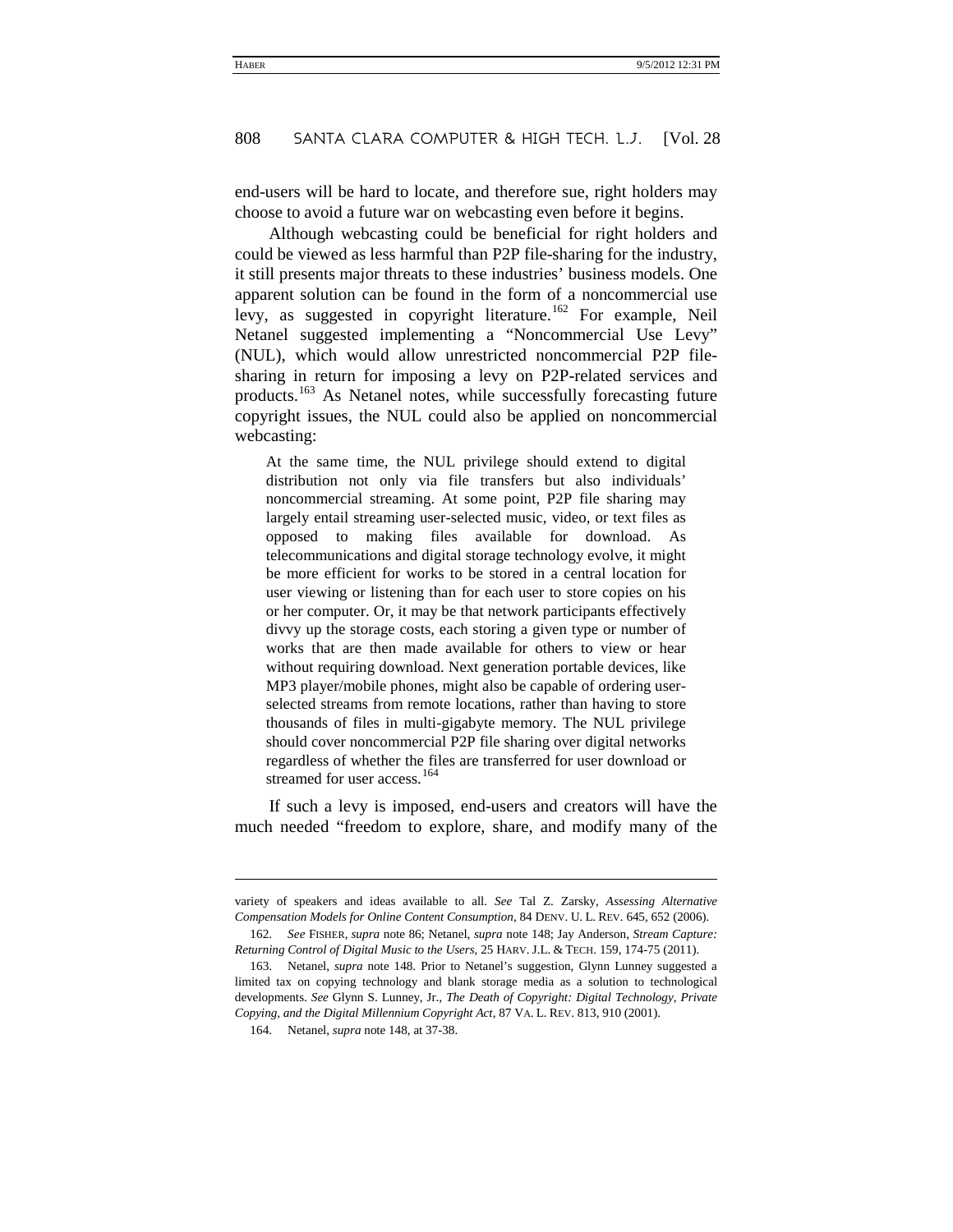end-users will be hard to locate, and therefore sue, right holders may choose to avoid a future war on webcasting even before it begins.

Although webcasting could be beneficial for right holders and could be viewed as less harmful than P2P file-sharing for the industry, it still presents major threats to these industries' business models. One apparent solution can be found in the form of a noncommercial use levy, as suggested in copyright literature.[162] For example, Neil Netanel suggested implementing a "Noncommercial Use Levy" (NUL), which would allow unrestricted noncommercial P2P file-sharing in return for imposing a levy on P2P-related services and products.[163] As Netanel notes, while successfully forecasting future copyright issues, the NUL could also be applied on noncommercial webcasting:

> At the same time, the NUL privilege should extend to digital distribution not only via file transfers but also individuals' noncommercial streaming. At some point, P2P file sharing may largely entail streaming user-selected music, video, or text files as opposed to making files available for download. As telecommunications and digital storage technology evolve, it might be more efficient for works to be stored in a central location for user viewing or listening than for each user to store copies on his or her computer. Or, it may be that network participants effectively divvy up the storage costs, each storing a given type or number of works that are then made available for others to view or hear without requiring download. Next generation portable devices, like MP3 player/mobile phones, might also be capable of ordering user-selected streams from remote locations, rather than having to store thousands of files in multi-gigabyte memory. The NUL privilege should cover noncommercial P2P file sharing over digital networks regardless of whether the files are transferred for user download or streamed for user access.[164]

If such a levy is imposed, end-users and creators will have the much needed "freedom to explore, share, and modify many of the

---

variety of speakers and ideas available to all. *See* Tal Z. Zarsky, *Assessing Alternative Compensation Models for Online Content Consumption*, 84 DENV. U. L. REV. 645, 652 (2006).

162. *See* FISHER, *supra* note 86; Netanel, *supra* note 148; Jay Anderson, *Stream Capture: Returning Control of Digital Music to the Users*, 25 HARV. J.L. & TECH. 159, 174-75 (2011).

163. Netanel, *supra* note 148. Prior to Netanel's suggestion, Glynn Lunney suggested a limited tax on copying technology and blank storage media as a solution to technological developments. *See* Glynn S. Lunney, Jr., *The Death of Copyright: Digital Technology, Private Copying, and the Digital Millennium Copyright Act*, 87 VA. L. REV. 813, 910 (2001).

164. Netanel, *supra* note 148, at 37-38.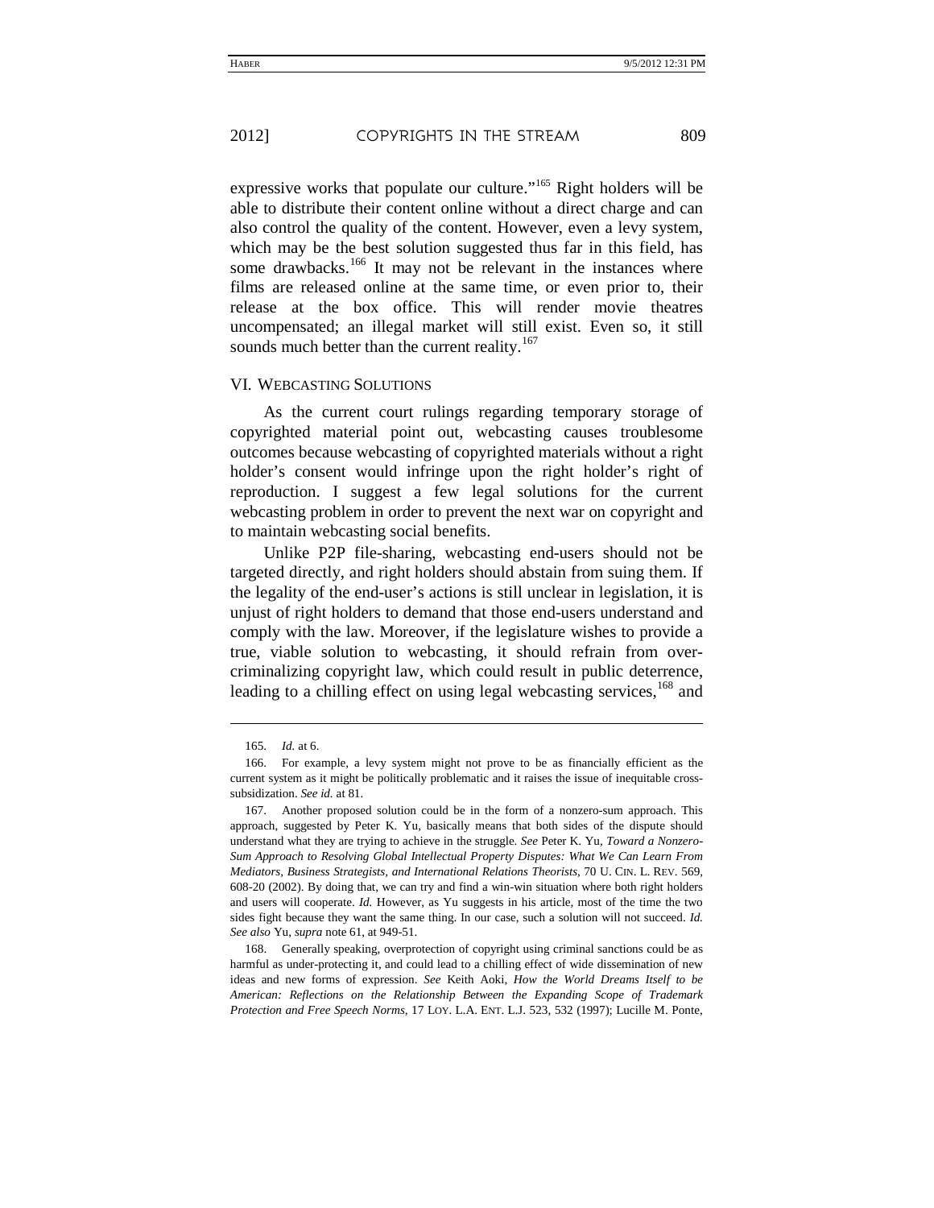expressive works that populate our culture."[165] Right holders will be able to distribute their content online without a direct charge and can also control the quality of the content. However, even a levy system, which may be the best solution suggested thus far in this field, has some drawbacks.[166] It may not be relevant in the instances where films are released online at the same time, or even prior to, their release at the box office. This will render movie theatres uncompensated; an illegal market will still exist. Even so, it still sounds much better than the current reality.[167]

## VI. Webcasting Solutions

As the current court rulings regarding temporary storage of copyrighted material point out, webcasting causes troublesome outcomes because webcasting of copyrighted materials without a right holder's consent would infringe upon the right holder's right of reproduction. I suggest a few legal solutions for the current webcasting problem in order to prevent the next war on copyright and to maintain webcasting social benefits.

Unlike P2P file-sharing, webcasting end-users should not be targeted directly, and right holders should abstain from suing them. If the legality of the end-user's actions is still unclear in legislation, it is unjust of right holders to demand that those end-users understand and comply with the law. Moreover, if the legislature wishes to provide a true, viable solution to webcasting, it should refrain from over-criminalizing copyright law, which could result in public deterrence, leading to a chilling effect on using legal webcasting services,[168] and

---

165. *Id.* at 6.

166. For example, a levy system might not prove to be as financially efficient as the current system as it might be politically problematic and it raises the issue of inequitable cross-subsidization. *See id.* at 81.

167. Another proposed solution could be in the form of a nonzero-sum approach. This approach, suggested by Peter K. Yu, basically means that both sides of the dispute should understand what they are trying to achieve in the struggle. *See* Peter K. Yu, *Toward a Nonzero-Sum Approach to Resolving Global Intellectual Property Disputes: What We Can Learn From Mediators, Business Strategists, and International Relations Theorists*, 70 U. CIN. L. REV. 569, 608-20 (2002). By doing that, we can try and find a win-win situation where both right holders and users will cooperate. *Id.* However, as Yu suggests in his article, most of the time the two sides fight because they want the same thing. In our case, such a solution will not succeed. *Id. See also* Yu, *supra* note 61, at 949-51.

168. Generally speaking, overprotection of copyright using criminal sanctions could be as harmful as under-protecting it, and could lead to a chilling effect of wide dissemination of new ideas and new forms of expression. *See* Keith Aoki, *How the World Dreams Itself to be American: Reflections on the Relationship Between the Expanding Scope of Trademark Protection and Free Speech Norms*, 17 LOY. L.A. ENT. L.J. 523, 532 (1997); Lucille M. Ponte,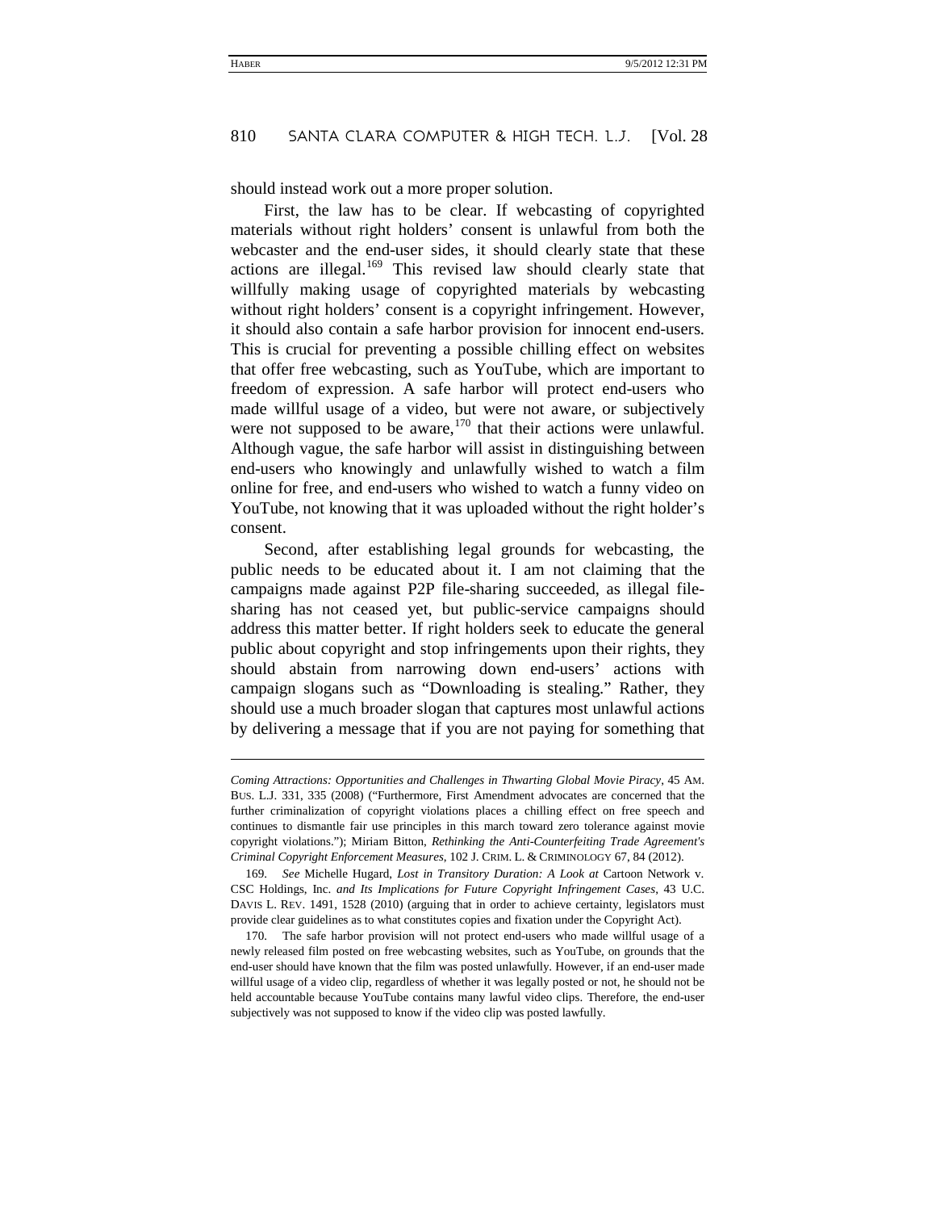should instead work out a more proper solution.

First, the law has to be clear. If webcasting of copyrighted materials without right holders' consent is unlawful from both the webcaster and the end-user sides, it should clearly state that these actions are illegal.[169] This revised law should clearly state that willfully making usage of copyrighted materials by webcasting without right holders' consent is a copyright infringement. However, it should also contain a safe harbor provision for innocent end-users. This is crucial for preventing a possible chilling effect on websites that offer free webcasting, such as YouTube, which are important to freedom of expression. A safe harbor will protect end-users who made willful usage of a video, but were not aware, or subjectively were not supposed to be aware,[170] that their actions were unlawful. Although vague, the safe harbor will assist in distinguishing between end-users who knowingly and unlawfully wished to watch a film online for free, and end-users who wished to watch a funny video on YouTube, not knowing that it was uploaded without the right holder's consent.

Second, after establishing legal grounds for webcasting, the public needs to be educated about it. I am not claiming that the campaigns made against P2P file-sharing succeeded, as illegal file-sharing has not ceased yet, but public-service campaigns should address this matter better. If right holders seek to educate the general public about copyright and stop infringements upon their rights, they should abstain from narrowing down end-users' actions with campaign slogans such as "Downloading is stealing." Rather, they should use a much broader slogan that captures most unlawful actions by delivering a message that if you are not paying for something that

---

*Coming Attractions: Opportunities and Challenges in Thwarting Global Movie Piracy*, 45 AM. BUS. L.J. 331, 335 (2008) ("Furthermore, First Amendment advocates are concerned that the further criminalization of copyright violations places a chilling effect on free speech and continues to dismantle fair use principles in this march toward zero tolerance against movie copyright violations."); Miriam Bitton, *Rethinking the Anti-Counterfeiting Trade Agreement's Criminal Copyright Enforcement Measures*, 102 J. CRIM. L. & CRIMINOLOGY 67, 84 (2012).

169. *See* Michelle Hugard, *Lost in Transitory Duration: A Look at* Cartoon Network v. CSC Holdings, Inc. *and Its Implications for Future Copyright Infringement Cases*, 43 U.C. DAVIS L. REV. 1491, 1528 (2010) (arguing that in order to achieve certainty, legislators must provide clear guidelines as to what constitutes copies and fixation under the Copyright Act).

170. The safe harbor provision will not protect end-users who made willful usage of a newly released film posted on free webcasting websites, such as YouTube, on grounds that the end-user should have known that the film was posted unlawfully. However, if an end-user made willful usage of a video clip, regardless of whether it was legally posted or not, he should not be held accountable because YouTube contains many lawful video clips. Therefore, the end-user subjectively was not supposed to know if the video clip was posted lawfully.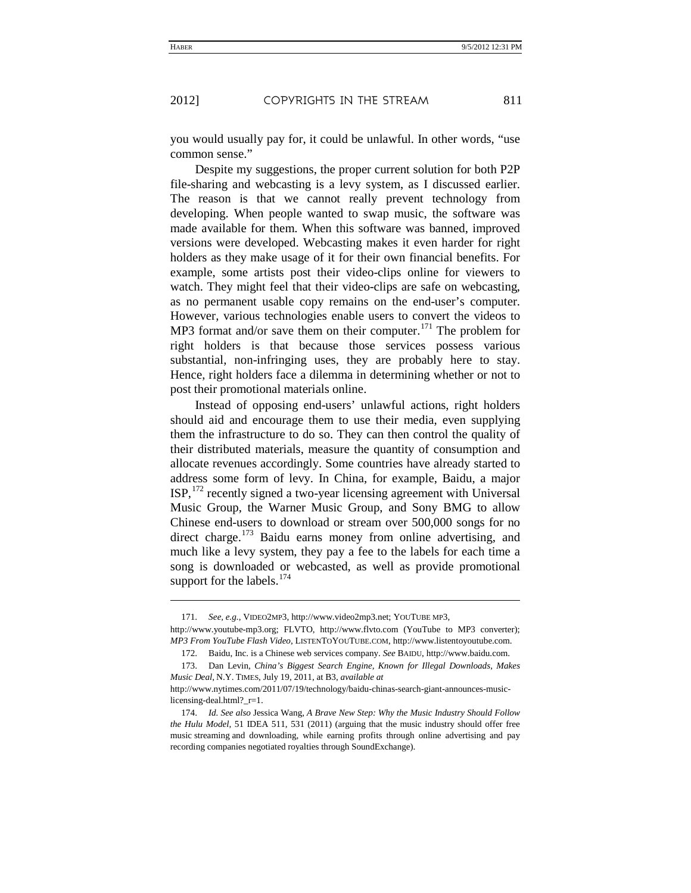you would usually pay for, it could be unlawful. In other words, "use common sense."

Despite my suggestions, the proper current solution for both P2P file-sharing and webcasting is a levy system, as I discussed earlier. The reason is that we cannot really prevent technology from developing. When people wanted to swap music, the software was made available for them. When this software was banned, improved versions were developed. Webcasting makes it even harder for right holders as they make usage of it for their own financial benefits. For example, some artists post their video-clips online for viewers to watch. They might feel that their video-clips are safe on webcasting, as no permanent usable copy remains on the end-user's computer. However, various technologies enable users to convert the videos to MP3 format and/or save them on their computer.[171] The problem for right holders is that because those services possess various substantial, non-infringing uses, they are probably here to stay. Hence, right holders face a dilemma in determining whether or not to post their promotional materials online.

Instead of opposing end-users' unlawful actions, right holders should aid and encourage them to use their media, even supplying them the infrastructure to do so. They can then control the quality of their distributed materials, measure the quantity of consumption and allocate revenues accordingly. Some countries have already started to address some form of levy. In China, for example, Baidu, a major ISP,[172] recently signed a two-year licensing agreement with Universal Music Group, the Warner Music Group, and Sony BMG to allow Chinese end-users to download or stream over 500,000 songs for no direct charge.[173] Baidu earns money from online advertising, and much like a levy system, they pay a fee to the labels for each time a song is downloaded or webcasted, as well as provide promotional support for the labels.[174]

---

171. *See, e.g.*, VIDEO2MP3, http://www.video2mp3.net; YOUTUBE MP3, http://www.youtube-mp3.org; FLVTO, http://www.flvto.com (YouTube to MP3 converter); *MP3 From YouTube Flash Video*, LISTENTOYOUTUBE.COM, http://www.listentoyoutube.com.

172. Baidu, Inc. is a Chinese web services company. *See* BAIDU, http://www.baidu.com.

173. Dan Levin, *China's Biggest Search Engine, Known for Illegal Downloads, Makes Music Deal*, N.Y. TIMES, July 19, 2011, at B3, *available at* http://www.nytimes.com/2011/07/19/technology/baidu-chinas-search-giant-announces-music-licensing-deal.html?_r=1.

174. *Id. See also* Jessica Wang, *A Brave New Step: Why the Music Industry Should Follow the Hulu Model*, 51 IDEA 511, 531 (2011) (arguing that the music industry should offer free music streaming and downloading, while earning profits through online advertising and pay recording companies negotiated royalties through SoundExchange).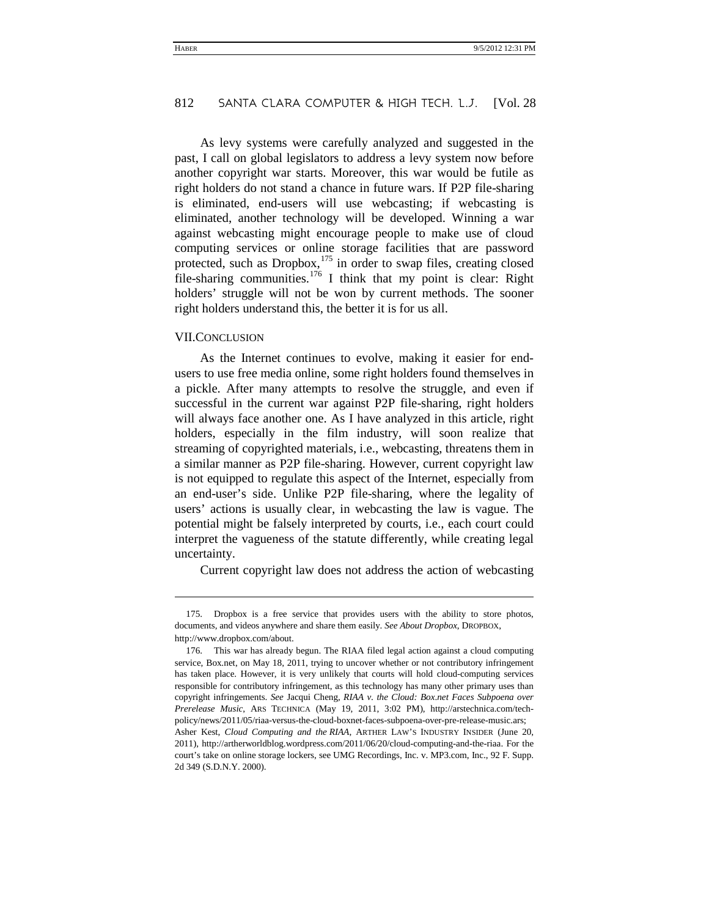As levy systems were carefully analyzed and suggested in the past, I call on global legislators to address a levy system now before another copyright war starts. Moreover, this war would be futile as right holders do not stand a chance in future wars. If P2P file-sharing is eliminated, end-users will use webcasting; if webcasting is eliminated, another technology will be developed. Winning a war against webcasting might encourage people to make use of cloud computing services or online storage facilities that are password protected, such as Dropbox,[175] in order to swap files, creating closed file-sharing communities.[176] I think that my point is clear: Right holders' struggle will not be won by current methods. The sooner right holders understand this, the better it is for us all.

## VII. CONCLUSION

As the Internet continues to evolve, making it easier for end-users to use free media online, some right holders found themselves in a pickle. After many attempts to resolve the struggle, and even if successful in the current war against P2P file-sharing, right holders will always face another one. As I have analyzed in this article, right holders, especially in the film industry, will soon realize that streaming of copyrighted materials, i.e., webcasting, threatens them in a similar manner as P2P file-sharing. However, current copyright law is not equipped to regulate this aspect of the Internet, especially from an end-user's side. Unlike P2P file-sharing, where the legality of users' actions is usually clear, in webcasting the law is vague. The potential might be falsely interpreted by courts, i.e., each court could interpret the vagueness of the statute differently, while creating legal uncertainty.

Current copyright law does not address the action of webcasting

---

175. Dropbox is a free service that provides users with the ability to store photos, documents, and videos anywhere and share them easily. *See About Dropbox*, DROPBOX, http://www.dropbox.com/about.

176. This war has already begun. The RIAA filed legal action against a cloud computing service, Box.net, on May 18, 2011, trying to uncover whether or not contributory infringement has taken place. However, it is very unlikely that courts will hold cloud-computing services responsible for contributory infringement, as this technology has many other primary uses than copyright infringements. *See* Jacqui Cheng, *RIAA v. the Cloud: Box.net Faces Subpoena over Prerelease Music*, ARS TECHNICA (May 19, 2011, 3:02 PM), http://arstechnica.com/tech-policy/news/2011/05/riaa-versus-the-cloud-boxnet-faces-subpoena-over-pre-release-music.ars; Asher Kest, *Cloud Computing and the RIAA*, ARTHER LAW'S INDUSTRY INSIDER (June 20, 2011), http://artherworldblog.wordpress.com/2011/06/20/cloud-computing-and-the-riaa. For the court's take on online storage lockers, see UMG Recordings, Inc. v. MP3.com, Inc., 92 F. Supp. 2d 349 (S.D.N.Y. 2000).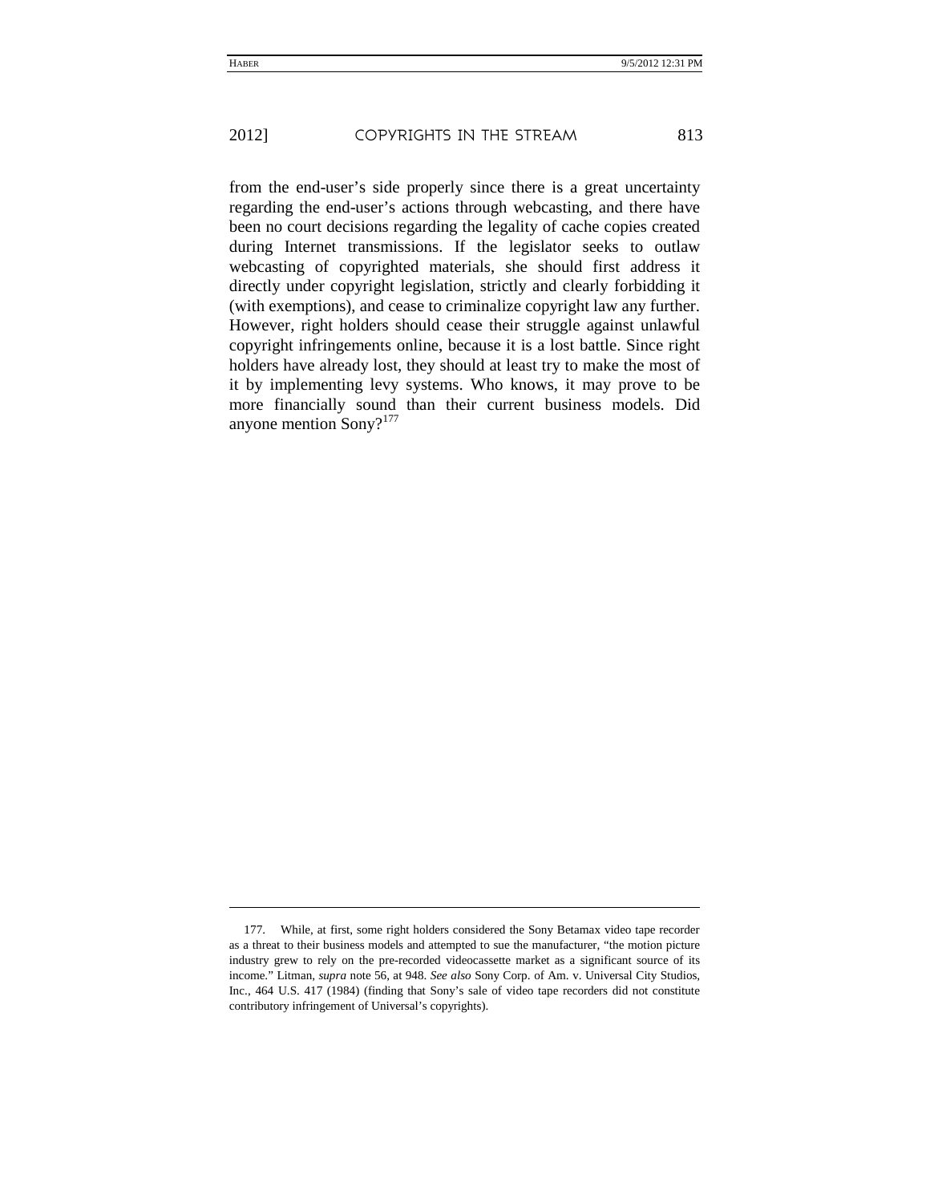from the end-user's side properly since there is a great uncertainty regarding the end-user's actions through webcasting, and there have been no court decisions regarding the legality of cache copies created during Internet transmissions. If the legislator seeks to outlaw webcasting of copyrighted materials, she should first address it directly under copyright legislation, strictly and clearly forbidding it (with exemptions), and cease to criminalize copyright law any further. However, right holders should cease their struggle against unlawful copyright infringements online, because it is a lost battle. Since right holders have already lost, they should at least try to make the most of it by implementing levy systems. Who knows, it may prove to be more financially sound than their current business models. Did anyone mention Sony?[177]

---

177. While, at first, some right holders considered the Sony Betamax video tape recorder as a threat to their business models and attempted to sue the manufacturer, "the motion picture industry grew to rely on the pre-recorded videocassette market as a significant source of its income." Litman, *supra* note 56, at 948. *See also* Sony Corp. of Am. v. Universal City Studios, Inc., 464 U.S. 417 (1984) (finding that Sony's sale of video tape recorders did not constitute contributory infringement of Universal's copyrights).